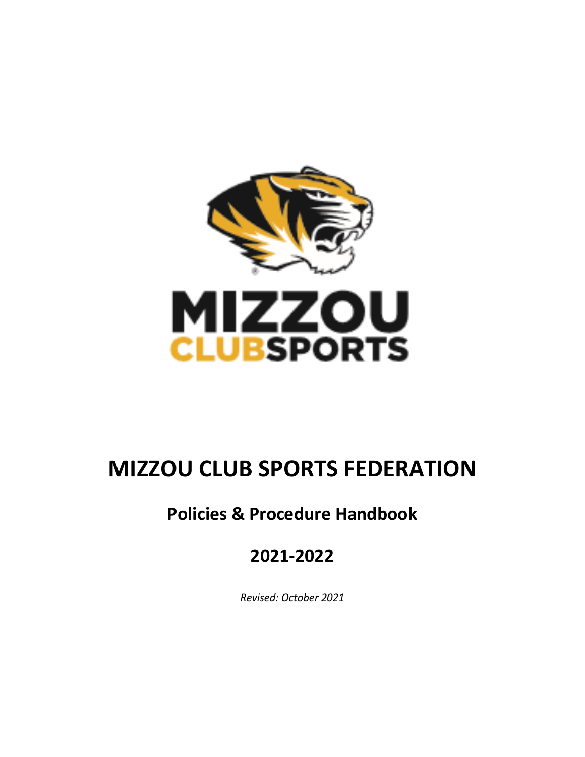# MIZZOU CLUB SPORTS FEDERATION

## Policies & Procedure Handbook

## 2021-2022

*Revised: October 2021*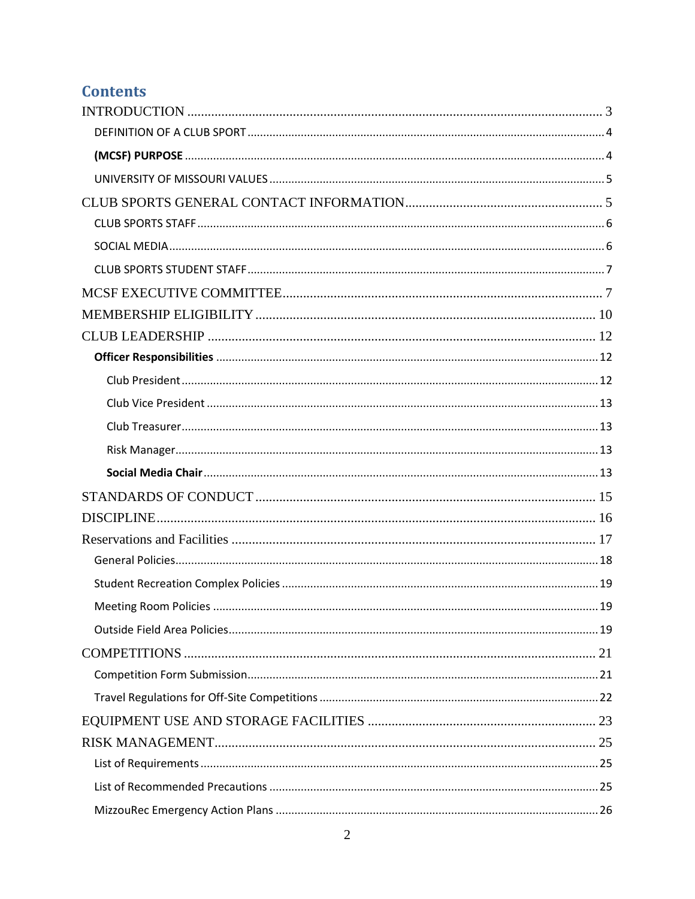# Contents

INTRODUCTION ... 3

- DEFINITION OF A CLUB SPORT ... 4
- **(MCSF) PURPOSE** ... 4
- UNIVERSITY OF MISSOURI VALUES ... 5

CLUB SPORTS GENERAL CONTACT INFORMATION ... 5

- CLUB SPORTS STAFF ... 6
- SOCIAL MEDIA ... 6
- CLUB SPORTS STUDENT STAFF ... 7

MCSF EXECUTIVE COMMITTEE ... 7

MEMBERSHIP ELIGIBILITY ... 10

CLUB LEADERSHIP ... 12

- **Officer Responsibilities** ... 12
  - Club President ... 12
  - Club Vice President ... 13
  - Club Treasurer ... 13
  - Risk Manager ... 13
  - **Social Media Chair** ... 13

STANDARDS OF CONDUCT ... 15

DISCIPLINE ... 16

Reservations and Facilities ... 17

- General Policies ... 18
- Student Recreation Complex Policies ... 19
- Meeting Room Policies ... 19
- Outside Field Area Policies ... 19

COMPETITIONS ... 21

- Competition Form Submission ... 21
- Travel Regulations for Off-Site Competitions ... 22

EQUIPMENT USE AND STORAGE FACILITIES ... 23

RISK MANAGEMENT ... 25

- List of Requirements ... 25
- List of Recommended Precautions ... 25
- MizzouRec Emergency Action Plans ... 26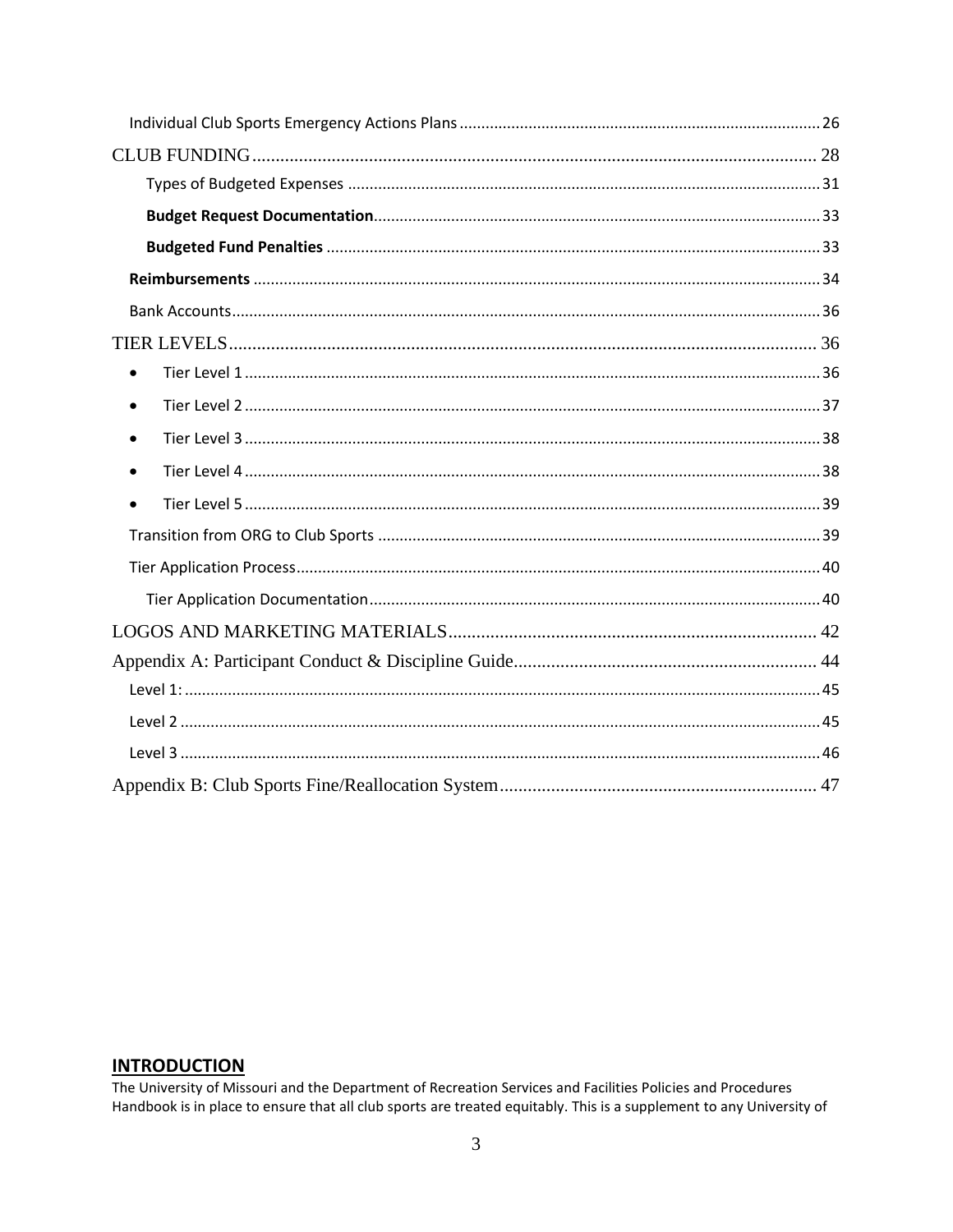Individual Club Sports Emergency Actions Plans ........ 26

CLUB FUNDING ........ 28

Types of Budgeted Expenses ........ 31

**Budget Request Documentation** ........ 33

**Budgeted Fund Penalties** ........ 33

**Reimbursements** ........ 34

Bank Accounts ........ 36

TIER LEVELS ........ 36

- Tier Level 1 ........ 36
- Tier Level 2 ........ 37
- Tier Level 3 ........ 38
- Tier Level 4 ........ 38
- Tier Level 5 ........ 39

Transition from ORG to Club Sports ........ 39

Tier Application Process ........ 40

Tier Application Documentation ........ 40

LOGOS AND MARKETING MATERIALS ........ 42

Appendix A: Participant Conduct & Discipline Guide ........ 44

Level 1: ........ 45

Level 2 ........ 45

Level 3 ........ 46

Appendix B: Club Sports Fine/Reallocation System ........ 47

## INTRODUCTION

The University of Missouri and the Department of Recreation Services and Facilities Policies and Procedures Handbook is in place to ensure that all club sports are treated equitably. This is a supplement to any University of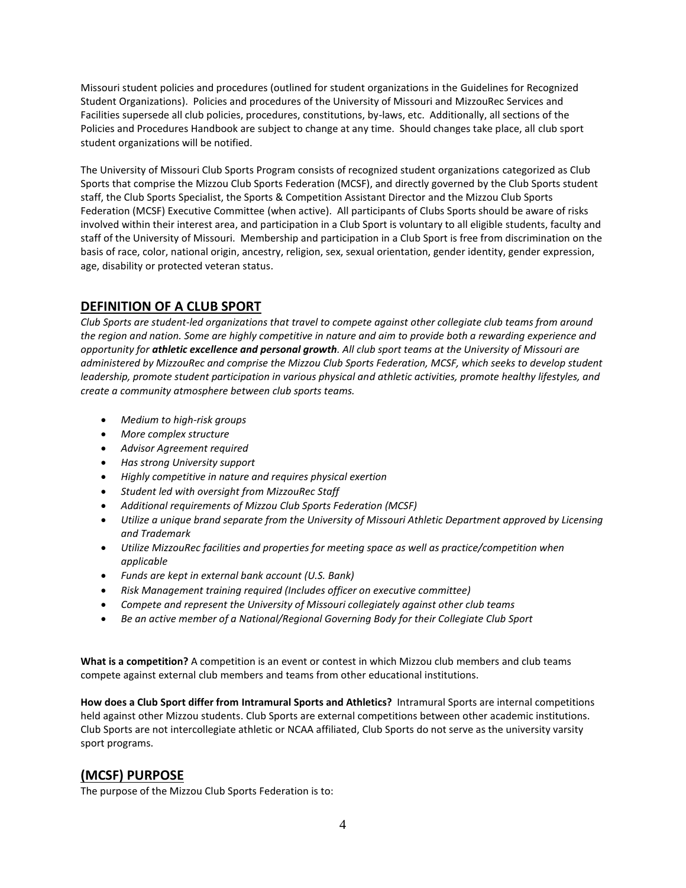Missouri student policies and procedures (outlined for student organizations in the Guidelines for Recognized Student Organizations). Policies and procedures of the University of Missouri and MizzouRec Services and Facilities supersede all club policies, procedures, constitutions, by-laws, etc. Additionally, all sections of the Policies and Procedures Handbook are subject to change at any time. Should changes take place, all club sport student organizations will be notified.

The University of Missouri Club Sports Program consists of recognized student organizations categorized as Club Sports that comprise the Mizzou Club Sports Federation (MCSF), and directly governed by the Club Sports student staff, the Club Sports Specialist, the Sports & Competition Assistant Director and the Mizzou Club Sports Federation (MCSF) Executive Committee (when active). All participants of Clubs Sports should be aware of risks involved within their interest area, and participation in a Club Sport is voluntary to all eligible students, faculty and staff of the University of Missouri. Membership and participation in a Club Sport is free from discrimination on the basis of race, color, national origin, ancestry, religion, sex, sexual orientation, gender identity, gender expression, age, disability or protected veteran status.

## DEFINITION OF A CLUB SPORT

*Club Sports are student-led organizations that travel to compete against other collegiate club teams from around the region and nation. Some are highly competitive in nature and aim to provide both a rewarding experience and opportunity for **athletic excellence and personal growth**. All club sport teams at the University of Missouri are administered by MizzouRec and comprise the Mizzou Club Sports Federation, MCSF, which seeks to develop student leadership, promote student participation in various physical and athletic activities, promote healthy lifestyles, and create a community atmosphere between club sports teams.*

- *Medium to high-risk groups*
- *More complex structure*
- *Advisor Agreement required*
- *Has strong University support*
- *Highly competitive in nature and requires physical exertion*
- *Student led with oversight from MizzouRec Staff*
- *Additional requirements of Mizzou Club Sports Federation (MCSF)*
- *Utilize a unique brand separate from the University of Missouri Athletic Department approved by Licensing and Trademark*
- *Utilize MizzouRec facilities and properties for meeting space as well as practice/competition when applicable*
- *Funds are kept in external bank account (U.S. Bank)*
- *Risk Management training required (Includes officer on executive committee)*
- *Compete and represent the University of Missouri collegiately against other club teams*
- *Be an active member of a National/Regional Governing Body for their Collegiate Club Sport*

**What is a competition?** A competition is an event or contest in which Mizzou club members and club teams compete against external club members and teams from other educational institutions.

**How does a Club Sport differ from Intramural Sports and Athletics?** Intramural Sports are internal competitions held against other Mizzou students. Club Sports are external competitions between other academic institutions. Club Sports are not intercollegiate athletic or NCAA affiliated, Club Sports do not serve as the university varsity sport programs.

## (MCSF) PURPOSE

The purpose of the Mizzou Club Sports Federation is to: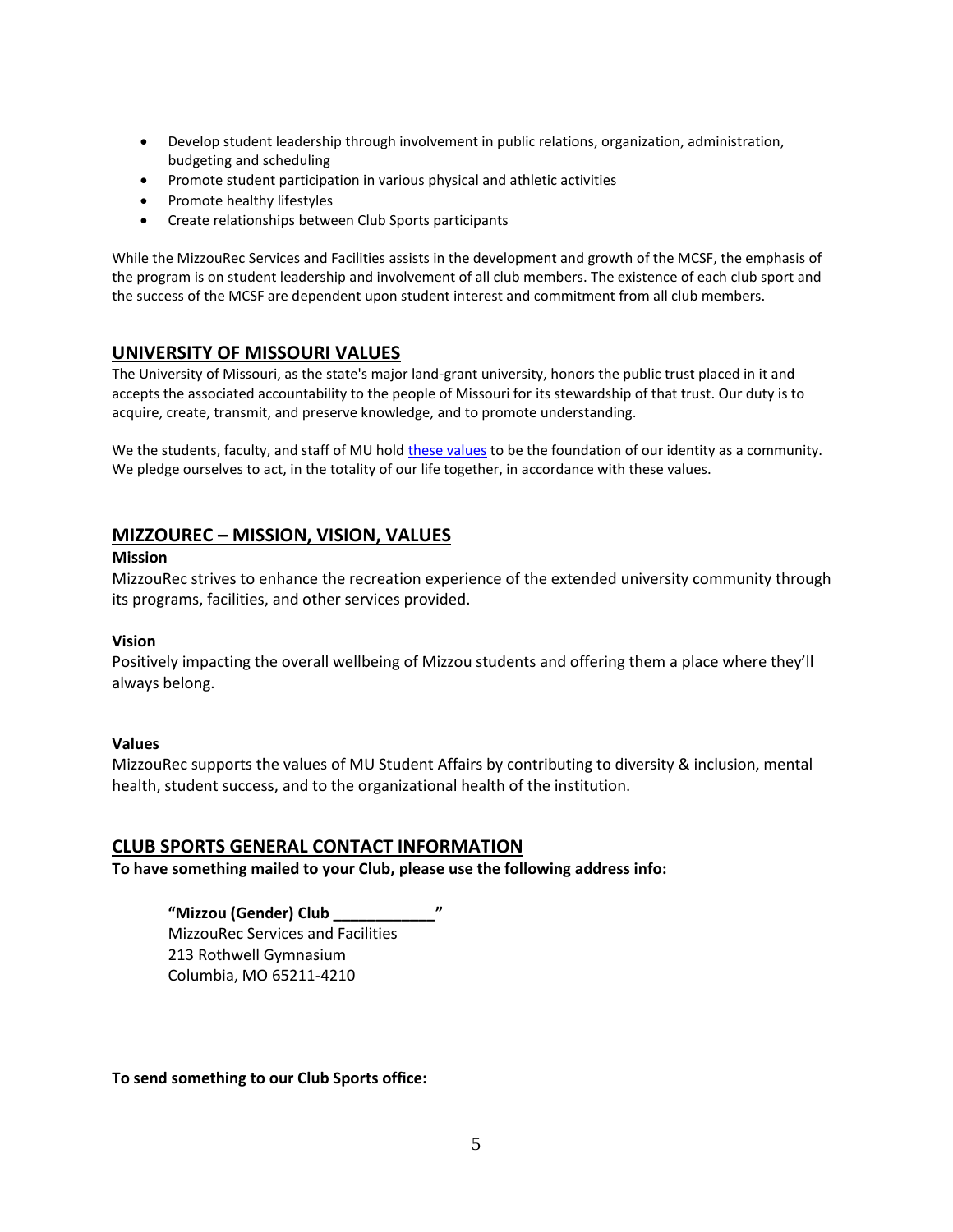- Develop student leadership through involvement in public relations, organization, administration, budgeting and scheduling
- Promote student participation in various physical and athletic activities
- Promote healthy lifestyles
- Create relationships between Club Sports participants

While the MizzouRec Services and Facilities assists in the development and growth of the MCSF, the emphasis of the program is on student leadership and involvement of all club members. The existence of each club sport and the success of the MCSF are dependent upon student interest and commitment from all club members.

## UNIVERSITY OF MISSOURI VALUES

The University of Missouri, as the state's major land-grant university, honors the public trust placed in it and accepts the associated accountability to the people of Missouri for its stewardship of that trust. Our duty is to acquire, create, transmit, and preserve knowledge, and to promote understanding.

We the students, faculty, and staff of MU hold these values to be the foundation of our identity as a community. We pledge ourselves to act, in the totality of our life together, in accordance with these values.

## MIZZOUREC – MISSION, VISION, VALUES

**Mission**

MizzouRec strives to enhance the recreation experience of the extended university community through its programs, facilities, and other services provided.

**Vision**

Positively impacting the overall wellbeing of Mizzou students and offering them a place where they'll always belong.

**Values**

MizzouRec supports the values of MU Student Affairs by contributing to diversity & inclusion, mental health, student success, and to the organizational health of the institution.

## CLUB SPORTS GENERAL CONTACT INFORMATION

**To have something mailed to your Club, please use the following address info:**

> **"Mizzou (Gender) Club ____________"**
> MizzouRec Services and Facilities
> 213 Rothwell Gymnasium
> Columbia, MO 65211-4210

**To send something to our Club Sports office:**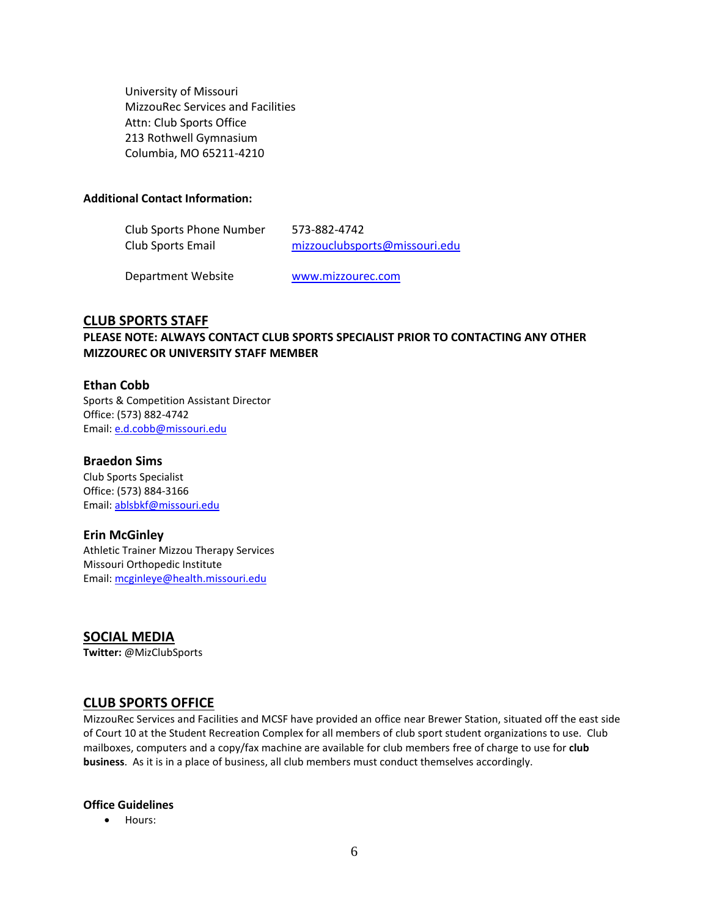University of Missouri
MizzouRec Services and Facilities
Attn: Club Sports Office
213 Rothwell Gymnasium
Columbia, MO 65211-4210

**Additional Contact Information:**

| | |
|---|---|
| Club Sports Phone Number | 573-882-4742 |
| Club Sports Email | mizzouclubsports@missouri.edu |
| Department Website | www.mizzourec.com |

## CLUB SPORTS STAFF

**PLEASE NOTE: ALWAYS CONTACT CLUB SPORTS SPECIALIST PRIOR TO CONTACTING ANY OTHER MIZZOUREC OR UNIVERSITY STAFF MEMBER**

### Ethan Cobb

Sports & Competition Assistant Director
Office: (573) 882-4742
Email: e.d.cobb@missouri.edu

### Braedon Sims

Club Sports Specialist
Office: (573) 884-3166
Email: ablsbkf@missouri.edu

### Erin McGinley

Athletic Trainer Mizzou Therapy Services
Missouri Orthopedic Institute
Email: mcginleye@health.missouri.edu

## SOCIAL MEDIA

**Twitter:** @MizClubSports

## CLUB SPORTS OFFICE

MizzouRec Services and Facilities and MCSF have provided an office near Brewer Station, situated off the east side of Court 10 at the Student Recreation Complex for all members of club sport student organizations to use. Club mailboxes, computers and a copy/fax machine are available for club members free of charge to use for **club business**. As it is in a place of business, all club members must conduct themselves accordingly.

**Office Guidelines**

- Hours: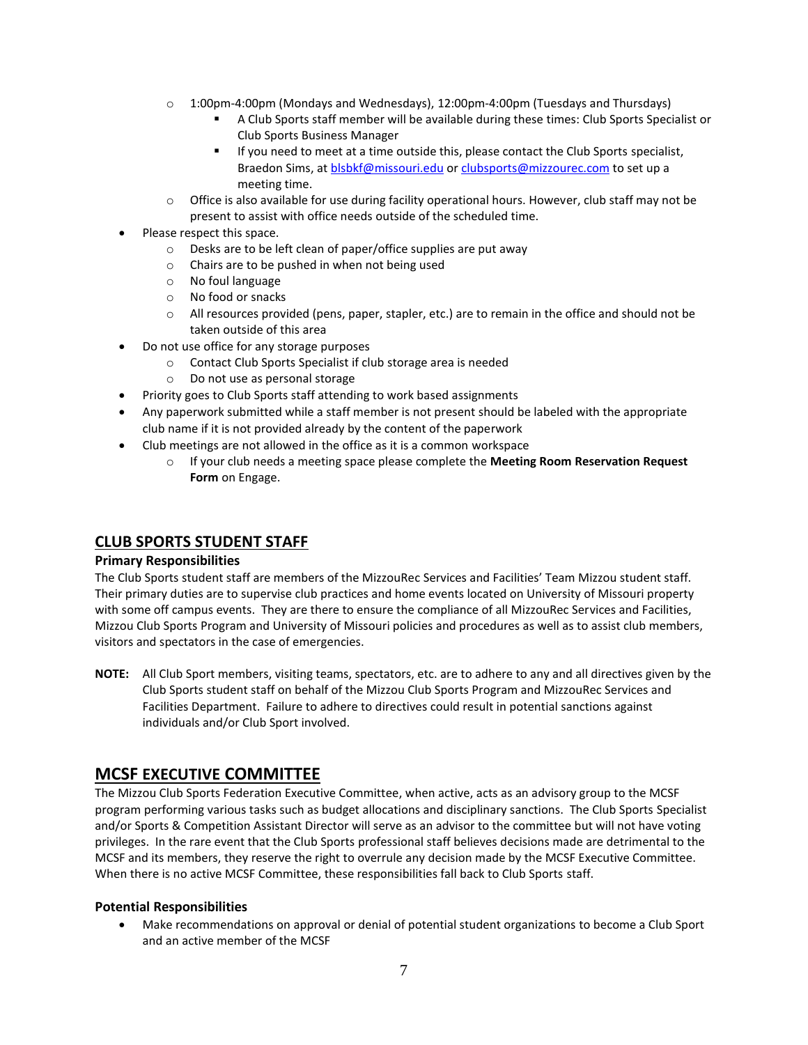- 1:00pm-4:00pm (Mondays and Wednesdays), 12:00pm-4:00pm (Tuesdays and Thursdays)
        - A Club Sports staff member will be available during these times: Club Sports Specialist or Club Sports Business Manager
        - If you need to meet at a time outside this, please contact the Club Sports specialist, Braedon Sims, at [blsbkf@missouri.edu](mailto:blsbkf@missouri.edu) or [clubsports@mizzourec.com](mailto:clubsports@mizzourec.com) to set up a meeting time.
    - Office is also available for use during facility operational hours. However, club staff may not be present to assist with office needs outside of the scheduled time.
- Please respect this space.
    - Desks are to be left clean of paper/office supplies are put away
    - Chairs are to be pushed in when not being used
    - No foul language
    - No food or snacks
    - All resources provided (pens, paper, stapler, etc.) are to remain in the office and should not be taken outside of this area
- Do not use office for any storage purposes
    - Contact Club Sports Specialist if club storage area is needed
    - Do not use as personal storage
- Priority goes to Club Sports staff attending to work based assignments
- Any paperwork submitted while a staff member is not present should be labeled with the appropriate club name if it is not provided already by the content of the paperwork
- Club meetings are not allowed in the office as it is a common workspace
    - If your club needs a meeting space please complete the **Meeting Room Reservation Request Form** on Engage.

## CLUB SPORTS STUDENT STAFF

### Primary Responsibilities

The Club Sports student staff are members of the MizzouRec Services and Facilities' Team Mizzou student staff. Their primary duties are to supervise club practices and home events located on University of Missouri property with some off campus events. They are there to ensure the compliance of all MizzouRec Services and Facilities, Mizzou Club Sports Program and University of Missouri policies and procedures as well as to assist club members, visitors and spectators in the case of emergencies.

**NOTE:** All Club Sport members, visiting teams, spectators, etc. are to adhere to any and all directives given by the Club Sports student staff on behalf of the Mizzou Club Sports Program and MizzouRec Services and Facilities Department. Failure to adhere to directives could result in potential sanctions against individuals and/or Club Sport involved.

## MCSF EXECUTIVE COMMITTEE

The Mizzou Club Sports Federation Executive Committee, when active, acts as an advisory group to the MCSF program performing various tasks such as budget allocations and disciplinary sanctions. The Club Sports Specialist and/or Sports & Competition Assistant Director will serve as an advisor to the committee but will not have voting privileges. In the rare event that the Club Sports professional staff believes decisions made are detrimental to the MCSF and its members, they reserve the right to overrule any decision made by the MCSF Executive Committee. When there is no active MCSF Committee, these responsibilities fall back to Club Sports staff.

### Potential Responsibilities

- Make recommendations on approval or denial of potential student organizations to become a Club Sport and an active member of the MCSF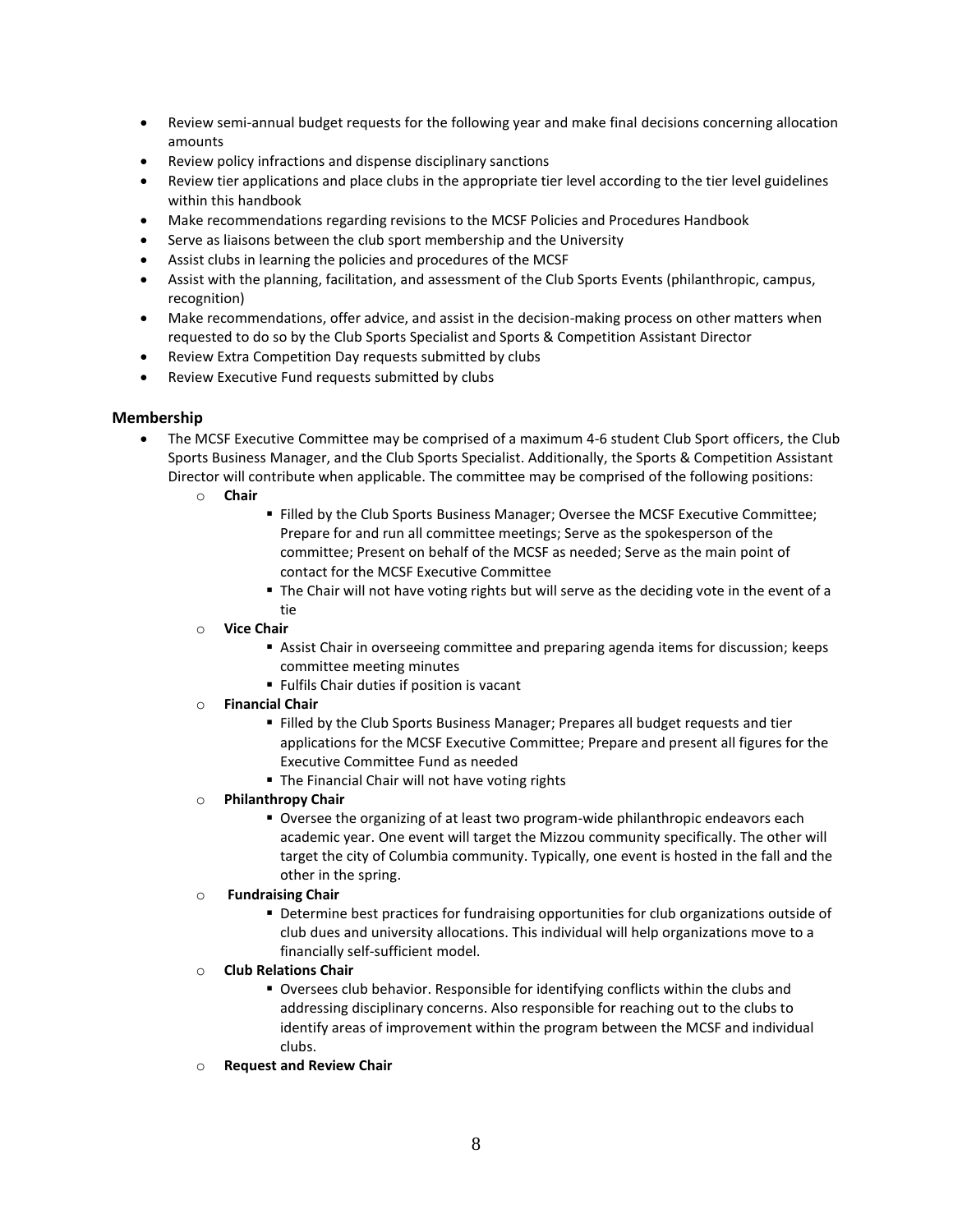- Review semi-annual budget requests for the following year and make final decisions concerning allocation amounts
- Review policy infractions and dispense disciplinary sanctions
- Review tier applications and place clubs in the appropriate tier level according to the tier level guidelines within this handbook
- Make recommendations regarding revisions to the MCSF Policies and Procedures Handbook
- Serve as liaisons between the club sport membership and the University
- Assist clubs in learning the policies and procedures of the MCSF
- Assist with the planning, facilitation, and assessment of the Club Sports Events (philanthropic, campus, recognition)
- Make recommendations, offer advice, and assist in the decision-making process on other matters when requested to do so by the Club Sports Specialist and Sports & Competition Assistant Director
- Review Extra Competition Day requests submitted by clubs
- Review Executive Fund requests submitted by clubs

### Membership

- The MCSF Executive Committee may be comprised of a maximum 4-6 student Club Sport officers, the Club Sports Business Manager, and the Club Sports Specialist. Additionally, the Sports & Competition Assistant Director will contribute when applicable. The committee may be comprised of the following positions:
    - **Chair**
        - Filled by the Club Sports Business Manager; Oversee the MCSF Executive Committee; Prepare for and run all committee meetings; Serve as the spokesperson of the committee; Present on behalf of the MCSF as needed; Serve as the main point of contact for the MCSF Executive Committee
        - The Chair will not have voting rights but will serve as the deciding vote in the event of a tie
    - **Vice Chair**
        - Assist Chair in overseeing committee and preparing agenda items for discussion; keeps committee meeting minutes
        - Fulfils Chair duties if position is vacant
    - **Financial Chair**
        - Filled by the Club Sports Business Manager; Prepares all budget requests and tier applications for the MCSF Executive Committee; Prepare and present all figures for the Executive Committee Fund as needed
        - The Financial Chair will not have voting rights
    - **Philanthropy Chair**
        - Oversee the organizing of at least two program-wide philanthropic endeavors each academic year. One event will target the Mizzou community specifically. The other will target the city of Columbia community. Typically, one event is hosted in the fall and the other in the spring.
    - **Fundraising Chair**
        - Determine best practices for fundraising opportunities for club organizations outside of club dues and university allocations. This individual will help organizations move to a financially self-sufficient model.
    - **Club Relations Chair**
        - Oversees club behavior. Responsible for identifying conflicts within the clubs and addressing disciplinary concerns. Also responsible for reaching out to the clubs to identify areas of improvement within the program between the MCSF and individual clubs.
    - **Request and Review Chair**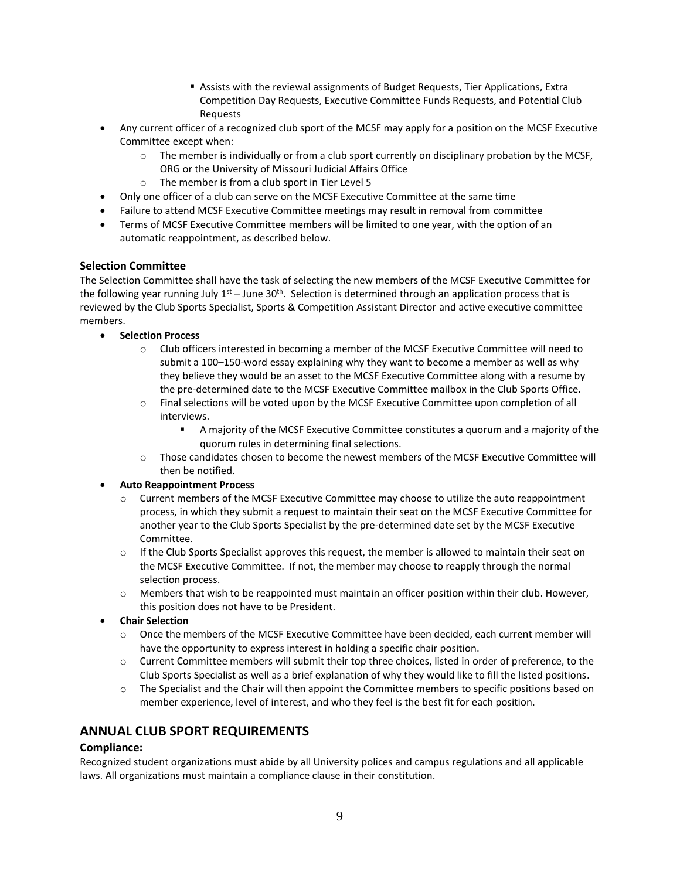- Assists with the reviewal assignments of Budget Requests, Tier Applications, Extra Competition Day Requests, Executive Committee Funds Requests, and Potential Club Requests

- Any current officer of a recognized club sport of the MCSF may apply for a position on the MCSF Executive Committee except when:
    - The member is individually or from a club sport currently on disciplinary probation by the MCSF, ORG or the University of Missouri Judicial Affairs Office
    - The member is from a club sport in Tier Level 5
- Only one officer of a club can serve on the MCSF Executive Committee at the same time
- Failure to attend MCSF Executive Committee meetings may result in removal from committee
- Terms of MCSF Executive Committee members will be limited to one year, with the option of an automatic reappointment, as described below.

### Selection Committee

The Selection Committee shall have the task of selecting the new members of the MCSF Executive Committee for the following year running July 1st – June 30th. Selection is determined through an application process that is reviewed by the Club Sports Specialist, Sports & Competition Assistant Director and active executive committee members.

- **Selection Process**
    - Club officers interested in becoming a member of the MCSF Executive Committee will need to submit a 100–150-word essay explaining why they want to become a member as well as why they believe they would be an asset to the MCSF Executive Committee along with a resume by the pre-determined date to the MCSF Executive Committee mailbox in the Club Sports Office.
    - Final selections will be voted upon by the MCSF Executive Committee upon completion of all interviews.
        - A majority of the MCSF Executive Committee constitutes a quorum and a majority of the quorum rules in determining final selections.
    - Those candidates chosen to become the newest members of the MCSF Executive Committee will then be notified.
- **Auto Reappointment Process**
    - Current members of the MCSF Executive Committee may choose to utilize the auto reappointment process, in which they submit a request to maintain their seat on the MCSF Executive Committee for another year to the Club Sports Specialist by the pre-determined date set by the MCSF Executive Committee.
    - If the Club Sports Specialist approves this request, the member is allowed to maintain their seat on the MCSF Executive Committee. If not, the member may choose to reapply through the normal selection process.
    - Members that wish to be reappointed must maintain an officer position within their club. However, this position does not have to be President.
- **Chair Selection**
    - Once the members of the MCSF Executive Committee have been decided, each current member will have the opportunity to express interest in holding a specific chair position.
    - Current Committee members will submit their top three choices, listed in order of preference, to the Club Sports Specialist as well as a brief explanation of why they would like to fill the listed positions.
    - The Specialist and the Chair will then appoint the Committee members to specific positions based on member experience, level of interest, and who they feel is the best fit for each position.

## ANNUAL CLUB SPORT REQUIREMENTS

### Compliance:

Recognized student organizations must abide by all University polices and campus regulations and all applicable laws. All organizations must maintain a compliance clause in their constitution.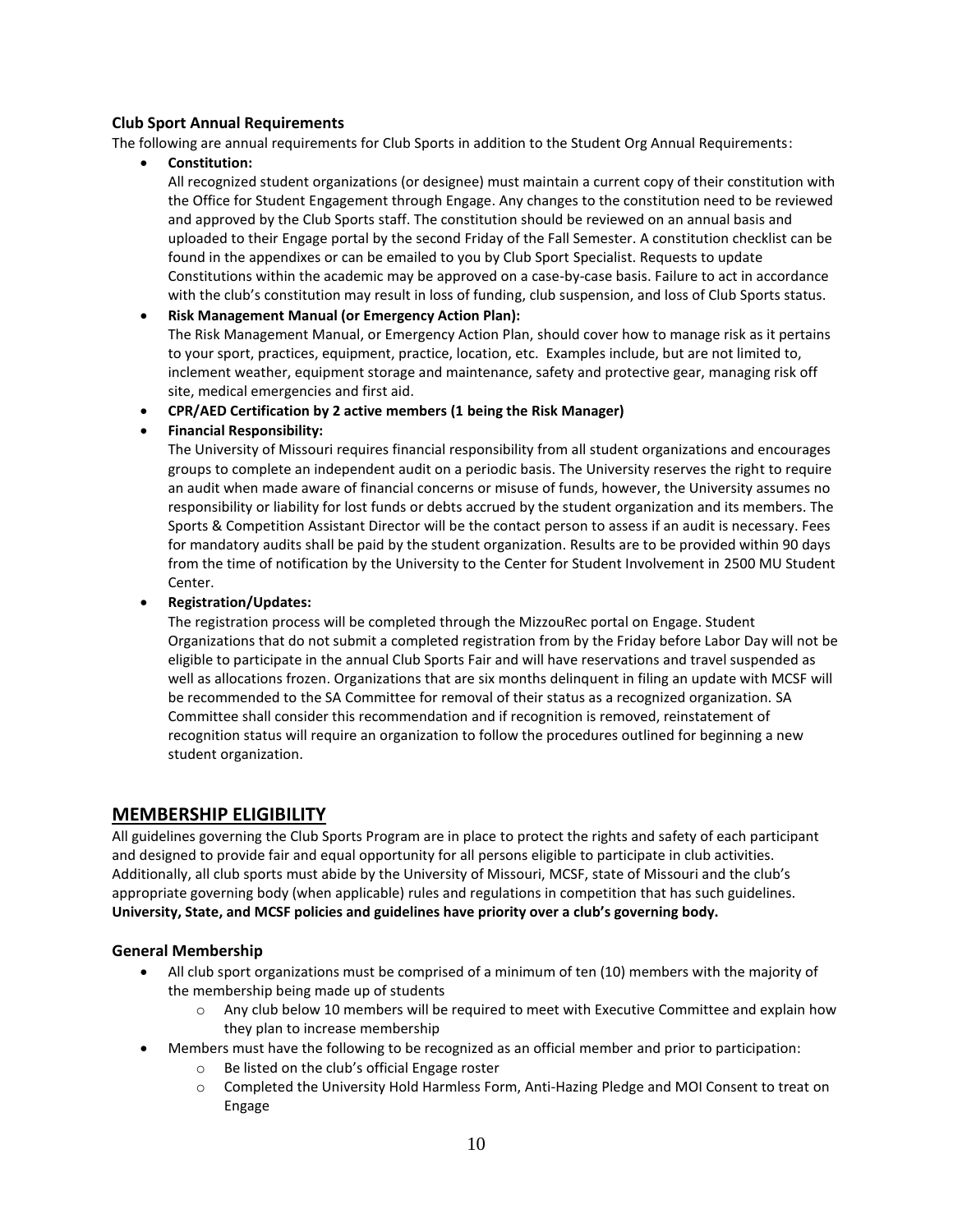### Club Sport Annual Requirements

The following are annual requirements for Club Sports in addition to the Student Org Annual Requirements:

- **Constitution:**
  All recognized student organizations (or designee) must maintain a current copy of their constitution with the Office for Student Engagement through Engage. Any changes to the constitution need to be reviewed and approved by the Club Sports staff. The constitution should be reviewed on an annual basis and uploaded to their Engage portal by the second Friday of the Fall Semester. A constitution checklist can be found in the appendixes or can be emailed to you by Club Sport Specialist. Requests to update Constitutions within the academic may be approved on a case-by-case basis. Failure to act in accordance with the club's constitution may result in loss of funding, club suspension, and loss of Club Sports status.
- **Risk Management Manual (or Emergency Action Plan):**
  The Risk Management Manual, or Emergency Action Plan, should cover how to manage risk as it pertains to your sport, practices, equipment, practice, location, etc. Examples include, but are not limited to, inclement weather, equipment storage and maintenance, safety and protective gear, managing risk off site, medical emergencies and first aid.
- **CPR/AED Certification by 2 active members (1 being the Risk Manager)**
- **Financial Responsibility:**
  The University of Missouri requires financial responsibility from all student organizations and encourages groups to complete an independent audit on a periodic basis. The University reserves the right to require an audit when made aware of financial concerns or misuse of funds, however, the University assumes no responsibility or liability for lost funds or debts accrued by the student organization and its members. The Sports & Competition Assistant Director will be the contact person to assess if an audit is necessary. Fees for mandatory audits shall be paid by the student organization. Results are to be provided within 90 days from the time of notification by the University to the Center for Student Involvement in 2500 MU Student Center.
- **Registration/Updates:**
  The registration process will be completed through the MizzouRec portal on Engage. Student Organizations that do not submit a completed registration from by the Friday before Labor Day will not be eligible to participate in the annual Club Sports Fair and will have reservations and travel suspended as well as allocations frozen. Organizations that are six months delinquent in filing an update with MCSF will be recommended to the SA Committee for removal of their status as a recognized organization. SA Committee shall consider this recommendation and if recognition is removed, reinstatement of recognition status will require an organization to follow the procedures outlined for beginning a new student organization.

## MEMBERSHIP ELIGIBILITY

All guidelines governing the Club Sports Program are in place to protect the rights and safety of each participant and designed to provide fair and equal opportunity for all persons eligible to participate in club activities. Additionally, all club sports must abide by the University of Missouri, MCSF, state of Missouri and the club's appropriate governing body (when applicable) rules and regulations in competition that has such guidelines. **University, State, and MCSF policies and guidelines have priority over a club's governing body.**

### General Membership

- All club sport organizations must be comprised of a minimum of ten (10) members with the majority of the membership being made up of students
  - Any club below 10 members will be required to meet with Executive Committee and explain how they plan to increase membership
- Members must have the following to be recognized as an official member and prior to participation:
  - Be listed on the club's official Engage roster
  - Completed the University Hold Harmless Form, Anti-Hazing Pledge and MOI Consent to treat on Engage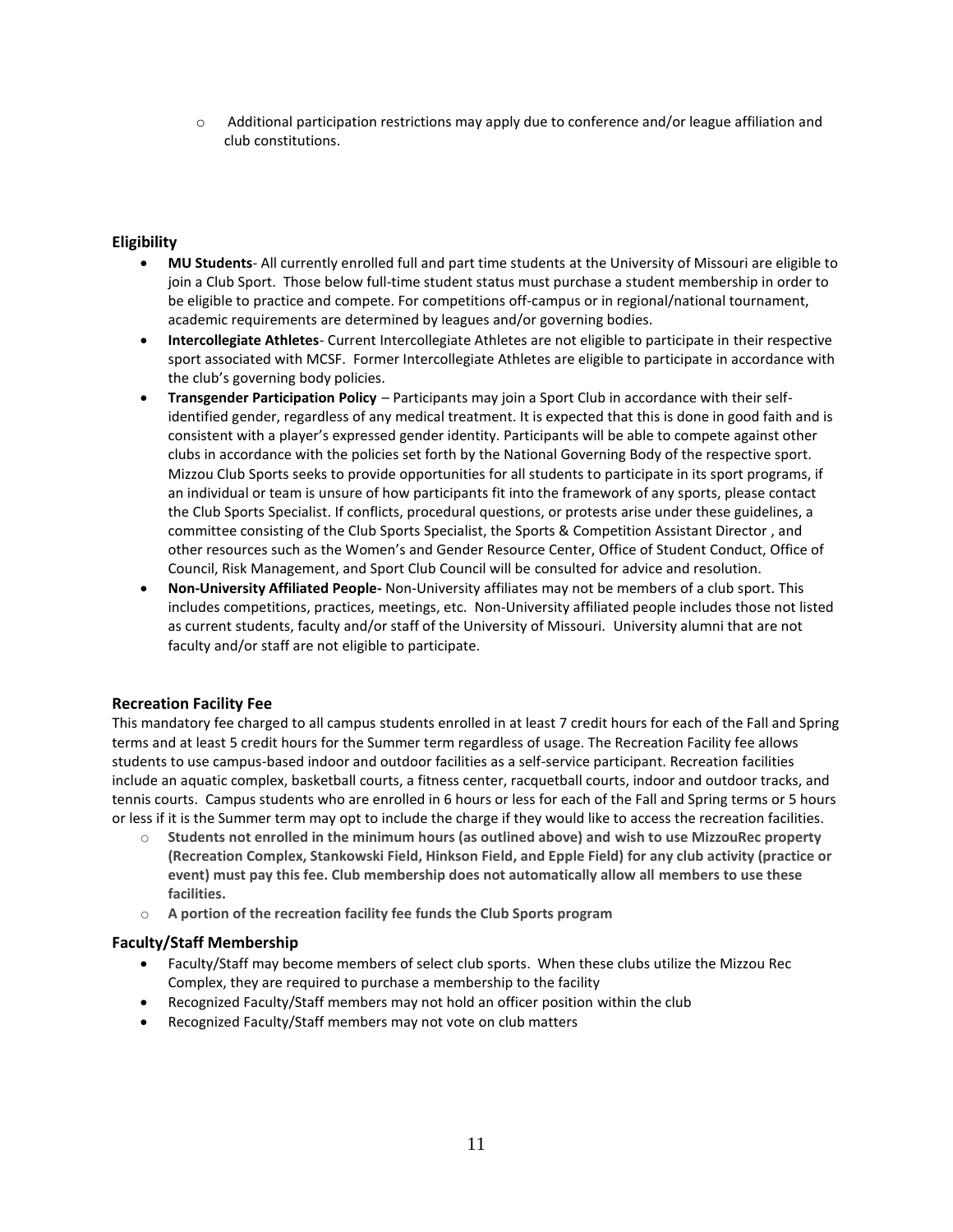- Additional participation restrictions may apply due to conference and/or league affiliation and club constitutions.

### Eligibility

- **MU Students**- All currently enrolled full and part time students at the University of Missouri are eligible to join a Club Sport. Those below full-time student status must purchase a student membership in order to be eligible to practice and compete. For competitions off-campus or in regional/national tournament, academic requirements are determined by leagues and/or governing bodies.
- **Intercollegiate Athletes**- Current Intercollegiate Athletes are not eligible to participate in their respective sport associated with MCSF. Former Intercollegiate Athletes are eligible to participate in accordance with the club's governing body policies.
- **Transgender Participation Policy** – Participants may join a Sport Club in accordance with their self-identified gender, regardless of any medical treatment. It is expected that this is done in good faith and is consistent with a player's expressed gender identity. Participants will be able to compete against other clubs in accordance with the policies set forth by the National Governing Body of the respective sport. Mizzou Club Sports seeks to provide opportunities for all students to participate in its sport programs, if an individual or team is unsure of how participants fit into the framework of any sports, please contact the Club Sports Specialist. If conflicts, procedural questions, or protests arise under these guidelines, a committee consisting of the Club Sports Specialist, the Sports & Competition Assistant Director , and other resources such as the Women's and Gender Resource Center, Office of Student Conduct, Office of Council, Risk Management, and Sport Club Council will be consulted for advice and resolution.
- **Non-University Affiliated People-** Non-University affiliates may not be members of a club sport. This includes competitions, practices, meetings, etc. Non-University affiliated people includes those not listed as current students, faculty and/or staff of the University of Missouri. University alumni that are not faculty and/or staff are not eligible to participate.

### Recreation Facility Fee

This mandatory fee charged to all campus students enrolled in at least 7 credit hours for each of the Fall and Spring terms and at least 5 credit hours for the Summer term regardless of usage. The Recreation Facility fee allows students to use campus-based indoor and outdoor facilities as a self-service participant. Recreation facilities include an aquatic complex, basketball courts, a fitness center, racquetball courts, indoor and outdoor tracks, and tennis courts. Campus students who are enrolled in 6 hours or less for each of the Fall and Spring terms or 5 hours or less if it is the Summer term may opt to include the charge if they would like to access the recreation facilities.

- **Students not enrolled in the minimum hours (as outlined above) and wish to use MizzouRec property (Recreation Complex, Stankowski Field, Hinkson Field, and Epple Field) for any club activity (practice or event) must pay this fee. Club membership does not automatically allow all members to use these facilities.**
- **A portion of the recreation facility fee funds the Club Sports program**

### Faculty/Staff Membership

- Faculty/Staff may become members of select club sports. When these clubs utilize the Mizzou Rec Complex, they are required to purchase a membership to the facility
- Recognized Faculty/Staff members may not hold an officer position within the club
- Recognized Faculty/Staff members may not vote on club matters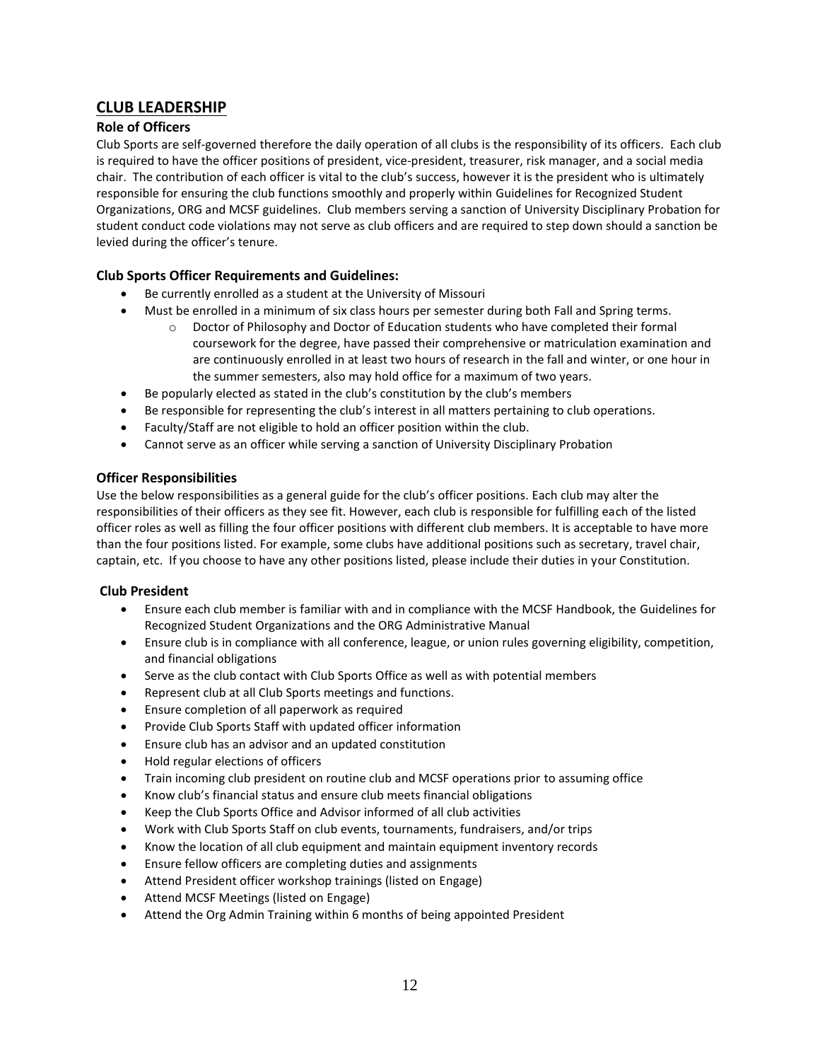## CLUB LEADERSHIP

### Role of Officers

Club Sports are self-governed therefore the daily operation of all clubs is the responsibility of its officers. Each club is required to have the officer positions of president, vice-president, treasurer, risk manager, and a social media chair. The contribution of each officer is vital to the club's success, however it is the president who is ultimately responsible for ensuring the club functions smoothly and properly within Guidelines for Recognized Student Organizations, ORG and MCSF guidelines. Club members serving a sanction of University Disciplinary Probation for student conduct code violations may not serve as club officers and are required to step down should a sanction be levied during the officer's tenure.

### Club Sports Officer Requirements and Guidelines:

- Be currently enrolled as a student at the University of Missouri
- Must be enrolled in a minimum of six class hours per semester during both Fall and Spring terms.
    - Doctor of Philosophy and Doctor of Education students who have completed their formal coursework for the degree, have passed their comprehensive or matriculation examination and are continuously enrolled in at least two hours of research in the fall and winter, or one hour in the summer semesters, also may hold office for a maximum of two years.
- Be popularly elected as stated in the club's constitution by the club's members
- Be responsible for representing the club's interest in all matters pertaining to club operations.
- Faculty/Staff are not eligible to hold an officer position within the club.
- Cannot serve as an officer while serving a sanction of University Disciplinary Probation

### Officer Responsibilities

Use the below responsibilities as a general guide for the club's officer positions. Each club may alter the responsibilities of their officers as they see fit. However, each club is responsible for fulfilling each of the listed officer roles as well as filling the four officer positions with different club members. It is acceptable to have more than the four positions listed. For example, some clubs have additional positions such as secretary, travel chair, captain, etc. If you choose to have any other positions listed, please include their duties in your Constitution.

### Club President

- Ensure each club member is familiar with and in compliance with the MCSF Handbook, the Guidelines for Recognized Student Organizations and the ORG Administrative Manual
- Ensure club is in compliance with all conference, league, or union rules governing eligibility, competition, and financial obligations
- Serve as the club contact with Club Sports Office as well as with potential members
- Represent club at all Club Sports meetings and functions.
- Ensure completion of all paperwork as required
- Provide Club Sports Staff with updated officer information
- Ensure club has an advisor and an updated constitution
- Hold regular elections of officers
- Train incoming club president on routine club and MCSF operations prior to assuming office
- Know club's financial status and ensure club meets financial obligations
- Keep the Club Sports Office and Advisor informed of all club activities
- Work with Club Sports Staff on club events, tournaments, fundraisers, and/or trips
- Know the location of all club equipment and maintain equipment inventory records
- Ensure fellow officers are completing duties and assignments
- Attend President officer workshop trainings (listed on Engage)
- Attend MCSF Meetings (listed on Engage)
- Attend the Org Admin Training within 6 months of being appointed President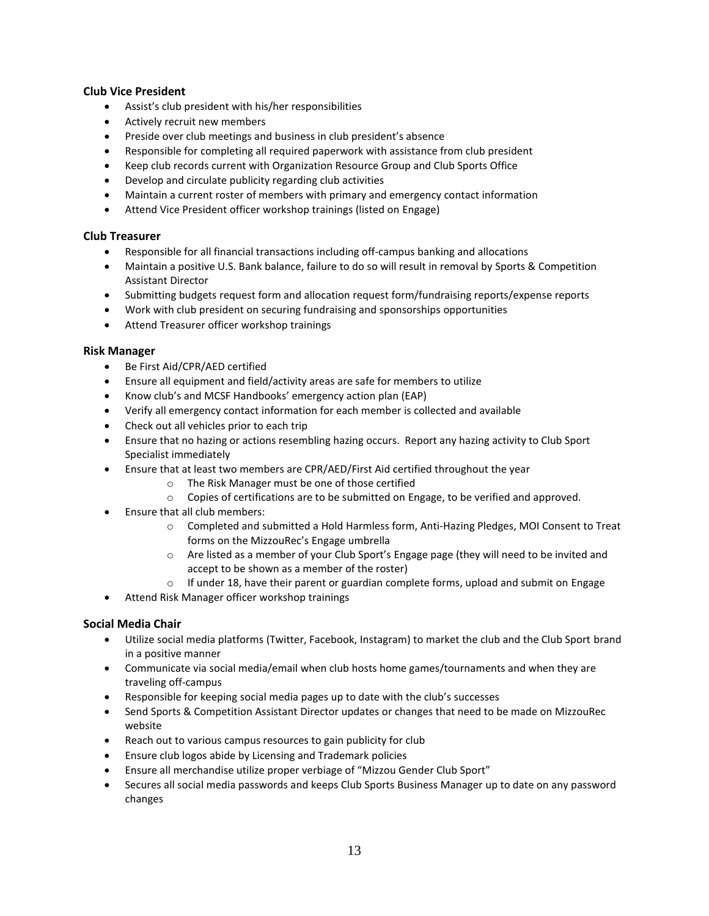### Club Vice President

- Assist's club president with his/her responsibilities
- Actively recruit new members
- Preside over club meetings and business in club president's absence
- Responsible for completing all required paperwork with assistance from club president
- Keep club records current with Organization Resource Group and Club Sports Office
- Develop and circulate publicity regarding club activities
- Maintain a current roster of members with primary and emergency contact information
- Attend Vice President officer workshop trainings (listed on Engage)

### Club Treasurer

- Responsible for all financial transactions including off-campus banking and allocations
- Maintain a positive U.S. Bank balance, failure to do so will result in removal by Sports & Competition Assistant Director
- Submitting budgets request form and allocation request form/fundraising reports/expense reports
- Work with club president on securing fundraising and sponsorships opportunities
- Attend Treasurer officer workshop trainings

### Risk Manager

- Be First Aid/CPR/AED certified
- Ensure all equipment and field/activity areas are safe for members to utilize
- Know club's and MCSF Handbooks' emergency action plan (EAP)
- Verify all emergency contact information for each member is collected and available
- Check out all vehicles prior to each trip
- Ensure that no hazing or actions resembling hazing occurs. Report any hazing activity to Club Sport Specialist immediately
- Ensure that at least two members are CPR/AED/First Aid certified throughout the year
  - The Risk Manager must be one of those certified
  - Copies of certifications are to be submitted on Engage, to be verified and approved.
- Ensure that all club members:
  - Completed and submitted a Hold Harmless form, Anti-Hazing Pledges, MOI Consent to Treat forms on the MizzouRec's Engage umbrella
  - Are listed as a member of your Club Sport's Engage page (they will need to be invited and accept to be shown as a member of the roster)
  - If under 18, have their parent or guardian complete forms, upload and submit on Engage
- Attend Risk Manager officer workshop trainings

### Social Media Chair

- Utilize social media platforms (Twitter, Facebook, Instagram) to market the club and the Club Sport brand in a positive manner
- Communicate via social media/email when club hosts home games/tournaments and when they are traveling off-campus
- Responsible for keeping social media pages up to date with the club's successes
- Send Sports & Competition Assistant Director updates or changes that need to be made on MizzouRec website
- Reach out to various campus resources to gain publicity for club
- Ensure club logos abide by Licensing and Trademark policies
- Ensure all merchandise utilize proper verbiage of "Mizzou Gender Club Sport"
- Secures all social media passwords and keeps Club Sports Business Manager up to date on any password changes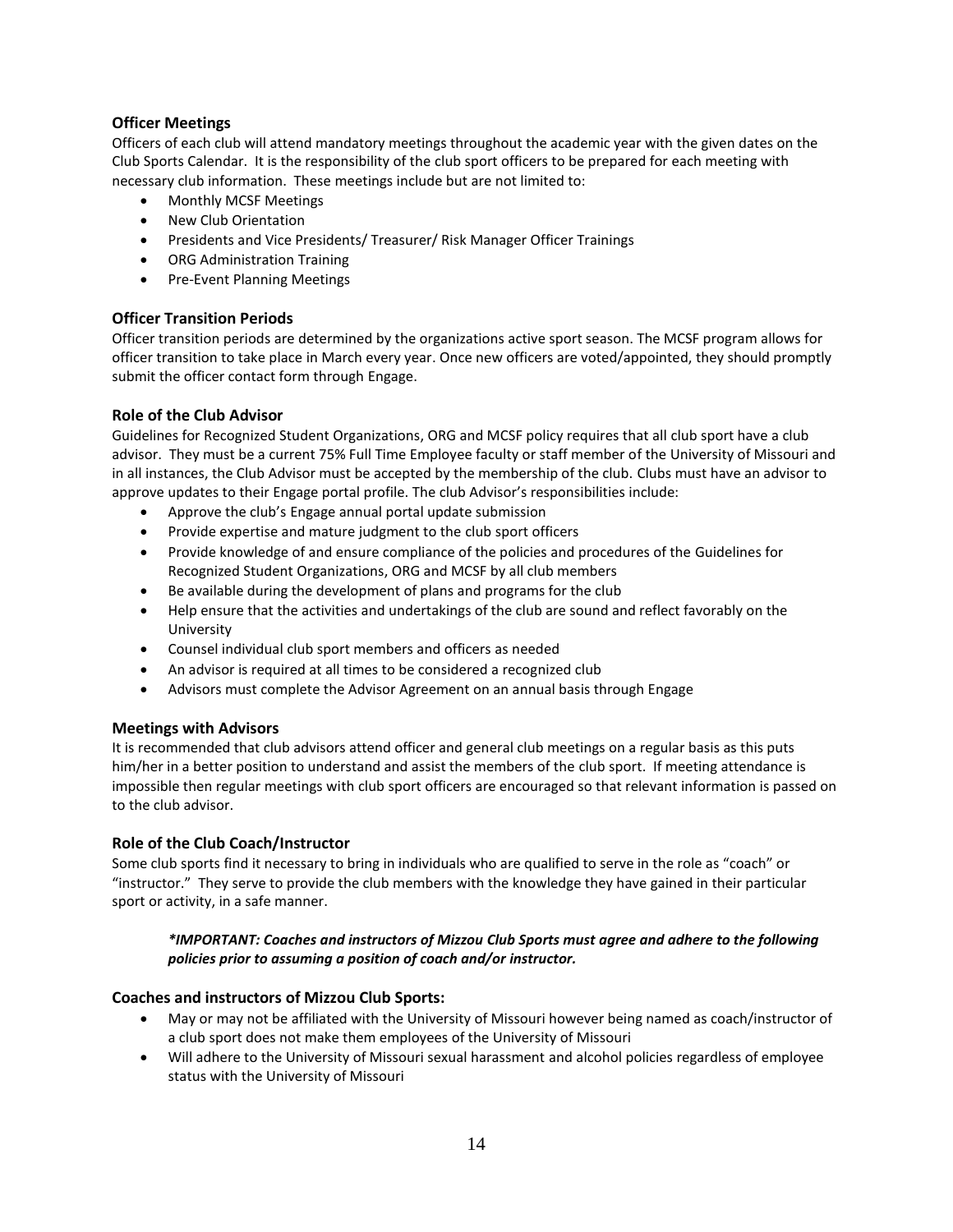### Officer Meetings

Officers of each club will attend mandatory meetings throughout the academic year with the given dates on the Club Sports Calendar. It is the responsibility of the club sport officers to be prepared for each meeting with necessary club information. These meetings include but are not limited to:

- Monthly MCSF Meetings
- New Club Orientation
- Presidents and Vice Presidents/ Treasurer/ Risk Manager Officer Trainings
- ORG Administration Training
- Pre-Event Planning Meetings

### Officer Transition Periods

Officer transition periods are determined by the organizations active sport season. The MCSF program allows for officer transition to take place in March every year. Once new officers are voted/appointed, they should promptly submit the officer contact form through Engage.

### Role of the Club Advisor

Guidelines for Recognized Student Organizations, ORG and MCSF policy requires that all club sport have a club advisor. They must be a current 75% Full Time Employee faculty or staff member of the University of Missouri and in all instances, the Club Advisor must be accepted by the membership of the club. Clubs must have an advisor to approve updates to their Engage portal profile. The club Advisor's responsibilities include:

- Approve the club's Engage annual portal update submission
- Provide expertise and mature judgment to the club sport officers
- Provide knowledge of and ensure compliance of the policies and procedures of the Guidelines for Recognized Student Organizations, ORG and MCSF by all club members
- Be available during the development of plans and programs for the club
- Help ensure that the activities and undertakings of the club are sound and reflect favorably on the University
- Counsel individual club sport members and officers as needed
- An advisor is required at all times to be considered a recognized club
- Advisors must complete the Advisor Agreement on an annual basis through Engage

### Meetings with Advisors

It is recommended that club advisors attend officer and general club meetings on a regular basis as this puts him/her in a better position to understand and assist the members of the club sport. If meeting attendance is impossible then regular meetings with club sport officers are encouraged so that relevant information is passed on to the club advisor.

### Role of the Club Coach/Instructor

Some club sports find it necessary to bring in individuals who are qualified to serve in the role as "coach" or "instructor." They serve to provide the club members with the knowledge they have gained in their particular sport or activity, in a safe manner.

> ***IMPORTANT: Coaches and instructors of Mizzou Club Sports must agree and adhere to the following policies prior to assuming a position of coach and/or instructor.***

### Coaches and instructors of Mizzou Club Sports:

- May or may not be affiliated with the University of Missouri however being named as coach/instructor of a club sport does not make them employees of the University of Missouri
- Will adhere to the University of Missouri sexual harassment and alcohol policies regardless of employee status with the University of Missouri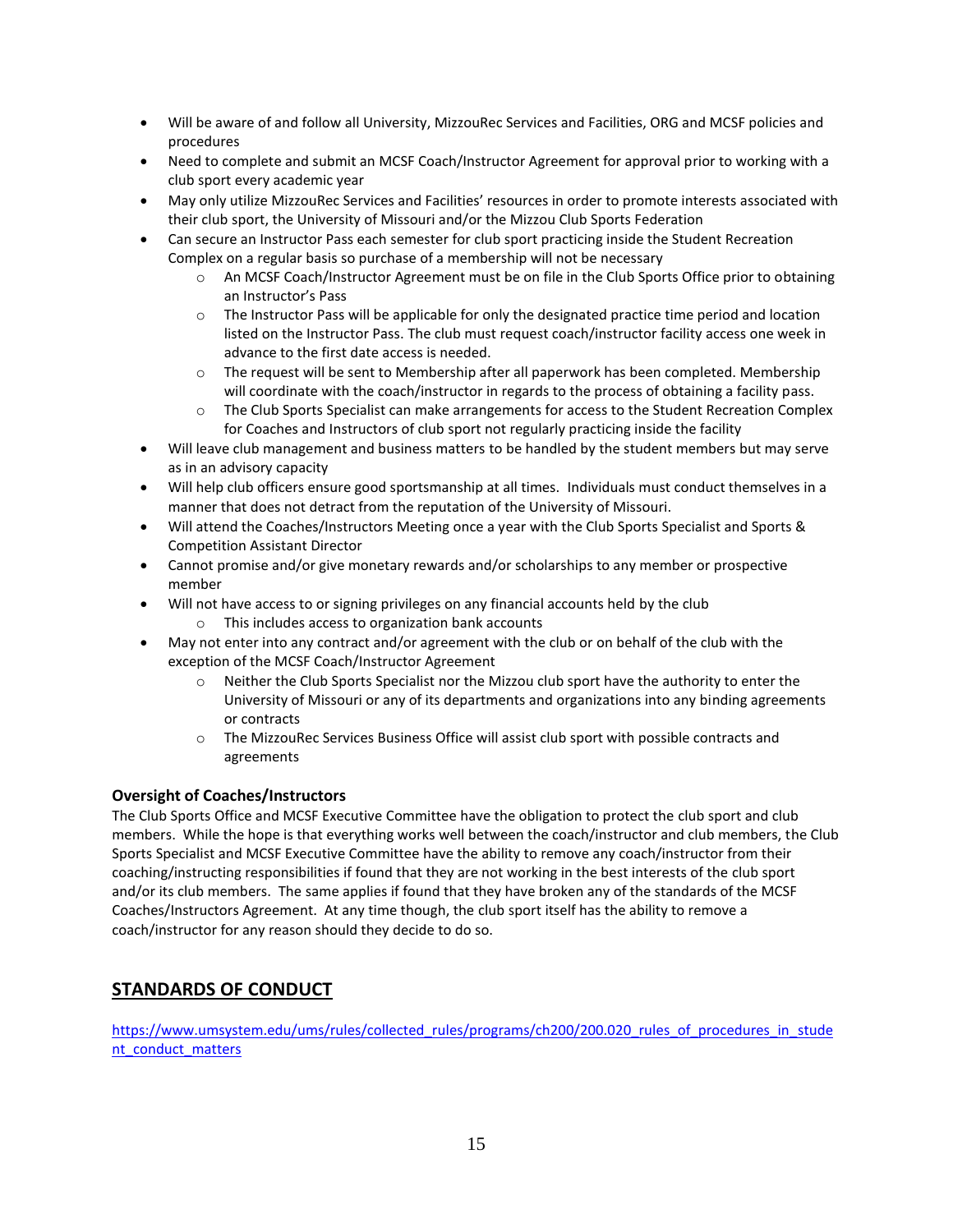- Will be aware of and follow all University, MizzouRec Services and Facilities, ORG and MCSF policies and procedures
- Need to complete and submit an MCSF Coach/Instructor Agreement for approval prior to working with a club sport every academic year
- May only utilize MizzouRec Services and Facilities' resources in order to promote interests associated with their club sport, the University of Missouri and/or the Mizzou Club Sports Federation
- Can secure an Instructor Pass each semester for club sport practicing inside the Student Recreation Complex on a regular basis so purchase of a membership will not be necessary
  - An MCSF Coach/Instructor Agreement must be on file in the Club Sports Office prior to obtaining an Instructor's Pass
  - The Instructor Pass will be applicable for only the designated practice time period and location listed on the Instructor Pass. The club must request coach/instructor facility access one week in advance to the first date access is needed.
  - The request will be sent to Membership after all paperwork has been completed. Membership will coordinate with the coach/instructor in regards to the process of obtaining a facility pass.
  - The Club Sports Specialist can make arrangements for access to the Student Recreation Complex for Coaches and Instructors of club sport not regularly practicing inside the facility
- Will leave club management and business matters to be handled by the student members but may serve as in an advisory capacity
- Will help club officers ensure good sportsmanship at all times. Individuals must conduct themselves in a manner that does not detract from the reputation of the University of Missouri.
- Will attend the Coaches/Instructors Meeting once a year with the Club Sports Specialist and Sports & Competition Assistant Director
- Cannot promise and/or give monetary rewards and/or scholarships to any member or prospective member
- Will not have access to or signing privileges on any financial accounts held by the club
  - This includes access to organization bank accounts
- May not enter into any contract and/or agreement with the club or on behalf of the club with the exception of the MCSF Coach/Instructor Agreement
  - Neither the Club Sports Specialist nor the Mizzou club sport have the authority to enter the University of Missouri or any of its departments and organizations into any binding agreements or contracts
  - The MizzouRec Services Business Office will assist club sport with possible contracts and agreements

**Oversight of Coaches/Instructors**

The Club Sports Office and MCSF Executive Committee have the obligation to protect the club sport and club members. While the hope is that everything works well between the coach/instructor and club members, the Club Sports Specialist and MCSF Executive Committee have the ability to remove any coach/instructor from their coaching/instructing responsibilities if found that they are not working in the best interests of the club sport and/or its club members. The same applies if found that they have broken any of the standards of the MCSF Coaches/Instructors Agreement. At any time though, the club sport itself has the ability to remove a coach/instructor for any reason should they decide to do so.

## STANDARDS OF CONDUCT

https://www.umsystem.edu/ums/rules/collected_rules/programs/ch200/200.020_rules_of_procedures_in_student_conduct_matters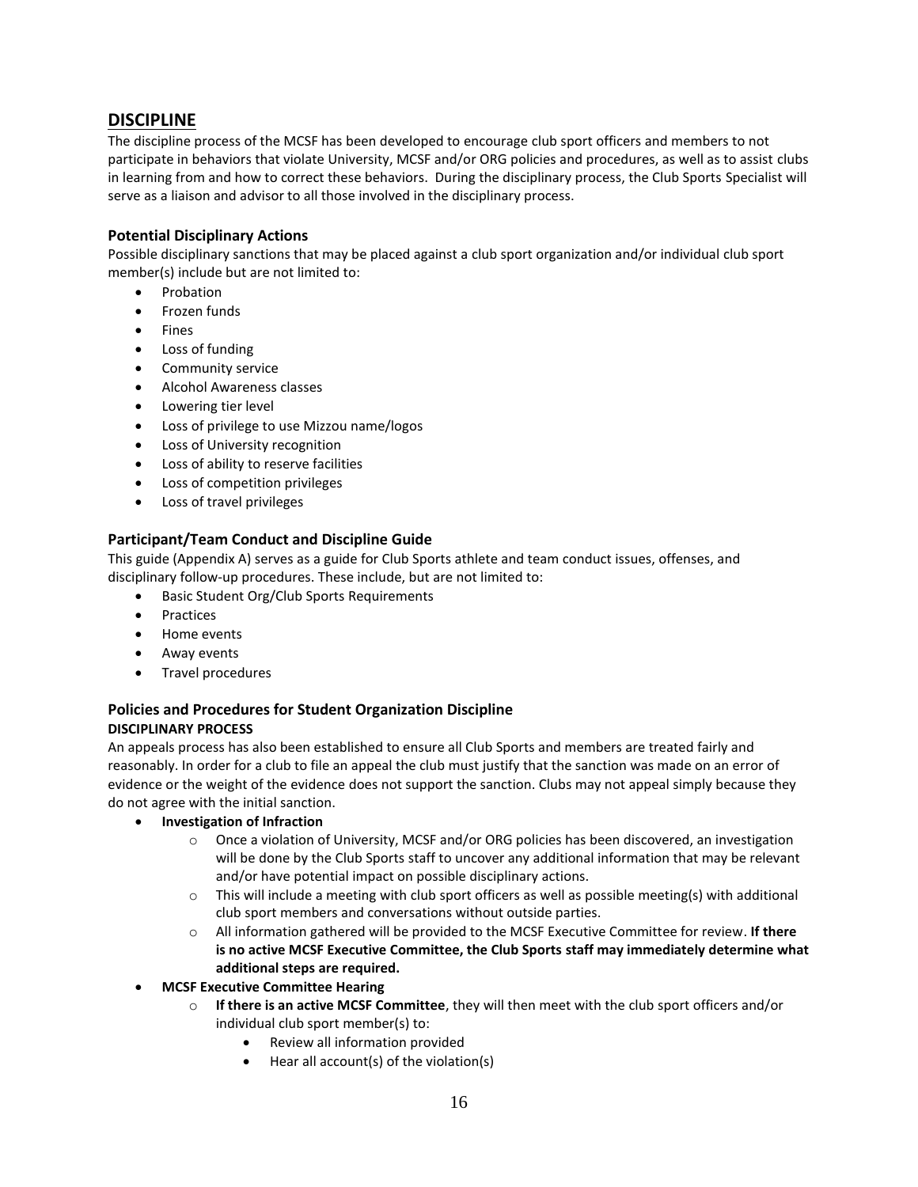## DISCIPLINE

The discipline process of the MCSF has been developed to encourage club sport officers and members to not participate in behaviors that violate University, MCSF and/or ORG policies and procedures, as well as to assist clubs in learning from and how to correct these behaviors. During the disciplinary process, the Club Sports Specialist will serve as a liaison and advisor to all those involved in the disciplinary process.

### Potential Disciplinary Actions

Possible disciplinary sanctions that may be placed against a club sport organization and/or individual club sport member(s) include but are not limited to:

- Probation
- Frozen funds
- Fines
- Loss of funding
- Community service
- Alcohol Awareness classes
- Lowering tier level
- Loss of privilege to use Mizzou name/logos
- Loss of University recognition
- Loss of ability to reserve facilities
- Loss of competition privileges
- Loss of travel privileges

### Participant/Team Conduct and Discipline Guide

This guide (Appendix A) serves as a guide for Club Sports athlete and team conduct issues, offenses, and disciplinary follow-up procedures. These include, but are not limited to:

- Basic Student Org/Club Sports Requirements
- Practices
- Home events
- Away events
- Travel procedures

### Policies and Procedures for Student Organization Discipline

**DISCIPLINARY PROCESS**

An appeals process has also been established to ensure all Club Sports and members are treated fairly and reasonably. In order for a club to file an appeal the club must justify that the sanction was made on an error of evidence or the weight of the evidence does not support the sanction. Clubs may not appeal simply because they do not agree with the initial sanction.

- **Investigation of Infraction**
  - Once a violation of University, MCSF and/or ORG policies has been discovered, an investigation will be done by the Club Sports staff to uncover any additional information that may be relevant and/or have potential impact on possible disciplinary actions.
  - This will include a meeting with club sport officers as well as possible meeting(s) with additional club sport members and conversations without outside parties.
  - All information gathered will be provided to the MCSF Executive Committee for review. **If there is no active MCSF Executive Committee, the Club Sports staff may immediately determine what additional steps are required.**
- **MCSF Executive Committee Hearing**
  - **If there is an active MCSF Committee**, they will then meet with the club sport officers and/or individual club sport member(s) to:
    - Review all information provided
    - Hear all account(s) of the violation(s)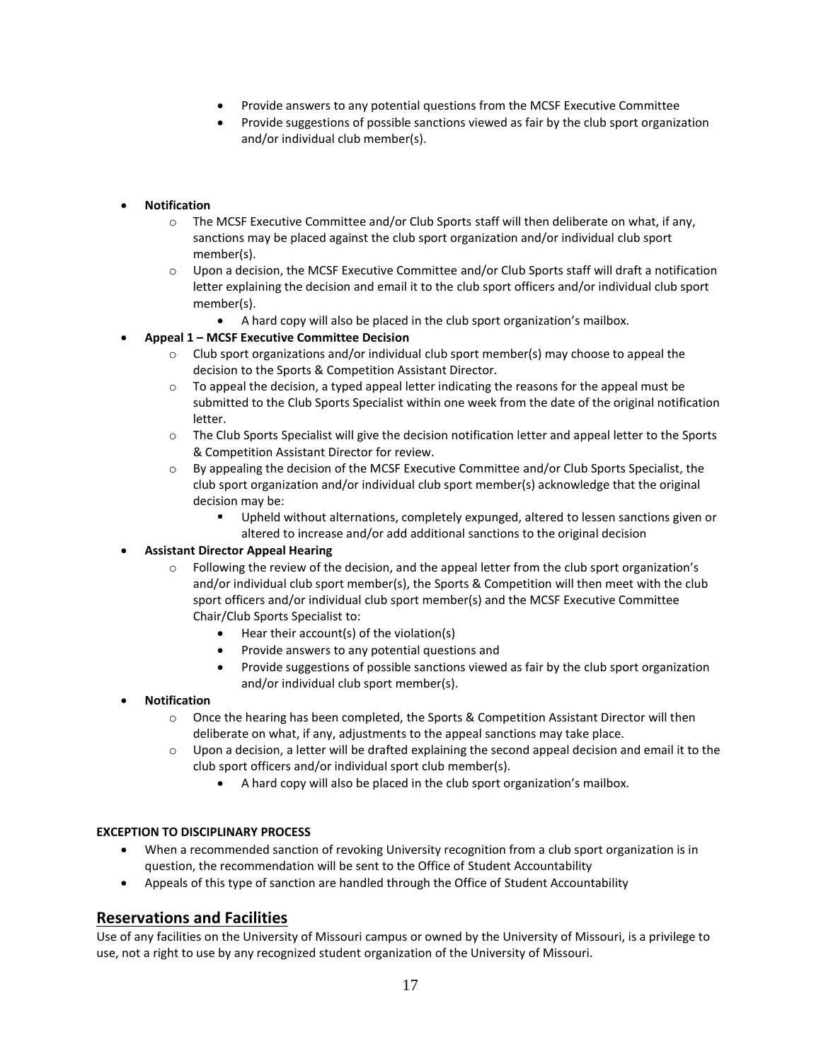- Provide answers to any potential questions from the MCSF Executive Committee
- Provide suggestions of possible sanctions viewed as fair by the club sport organization and/or individual club member(s).

- **Notification**
    - The MCSF Executive Committee and/or Club Sports staff will then deliberate on what, if any, sanctions may be placed against the club sport organization and/or individual club sport member(s).
    - Upon a decision, the MCSF Executive Committee and/or Club Sports staff will draft a notification letter explaining the decision and email it to the club sport officers and/or individual club sport member(s).
        - A hard copy will also be placed in the club sport organization's mailbox.
- **Appeal 1 – MCSF Executive Committee Decision**
    - Club sport organizations and/or individual club sport member(s) may choose to appeal the decision to the Sports & Competition Assistant Director.
    - To appeal the decision, a typed appeal letter indicating the reasons for the appeal must be submitted to the Club Sports Specialist within one week from the date of the original notification letter.
    - The Club Sports Specialist will give the decision notification letter and appeal letter to the Sports & Competition Assistant Director for review.
    - By appealing the decision of the MCSF Executive Committee and/or Club Sports Specialist, the club sport organization and/or individual club sport member(s) acknowledge that the original decision may be:
        - Upheld without alternations, completely expunged, altered to lessen sanctions given or altered to increase and/or add additional sanctions to the original decision
- **Assistant Director Appeal Hearing**
    - Following the review of the decision, and the appeal letter from the club sport organization's and/or individual club sport member(s), the Sports & Competition will then meet with the club sport officers and/or individual club sport member(s) and the MCSF Executive Committee Chair/Club Sports Specialist to:
        - Hear their account(s) of the violation(s)
        - Provide answers to any potential questions and
        - Provide suggestions of possible sanctions viewed as fair by the club sport organization and/or individual club sport member(s).
- **Notification**
    - Once the hearing has been completed, the Sports & Competition Assistant Director will then deliberate on what, if any, adjustments to the appeal sanctions may take place.
    - Upon a decision, a letter will be drafted explaining the second appeal decision and email it to the club sport officers and/or individual sport club member(s).
        - A hard copy will also be placed in the club sport organization's mailbox.

**EXCEPTION TO DISCIPLINARY PROCESS**

- When a recommended sanction of revoking University recognition from a club sport organization is in question, the recommendation will be sent to the Office of Student Accountability
- Appeals of this type of sanction are handled through the Office of Student Accountability

## Reservations and Facilities

Use of any facilities on the University of Missouri campus or owned by the University of Missouri, is a privilege to use, not a right to use by any recognized student organization of the University of Missouri.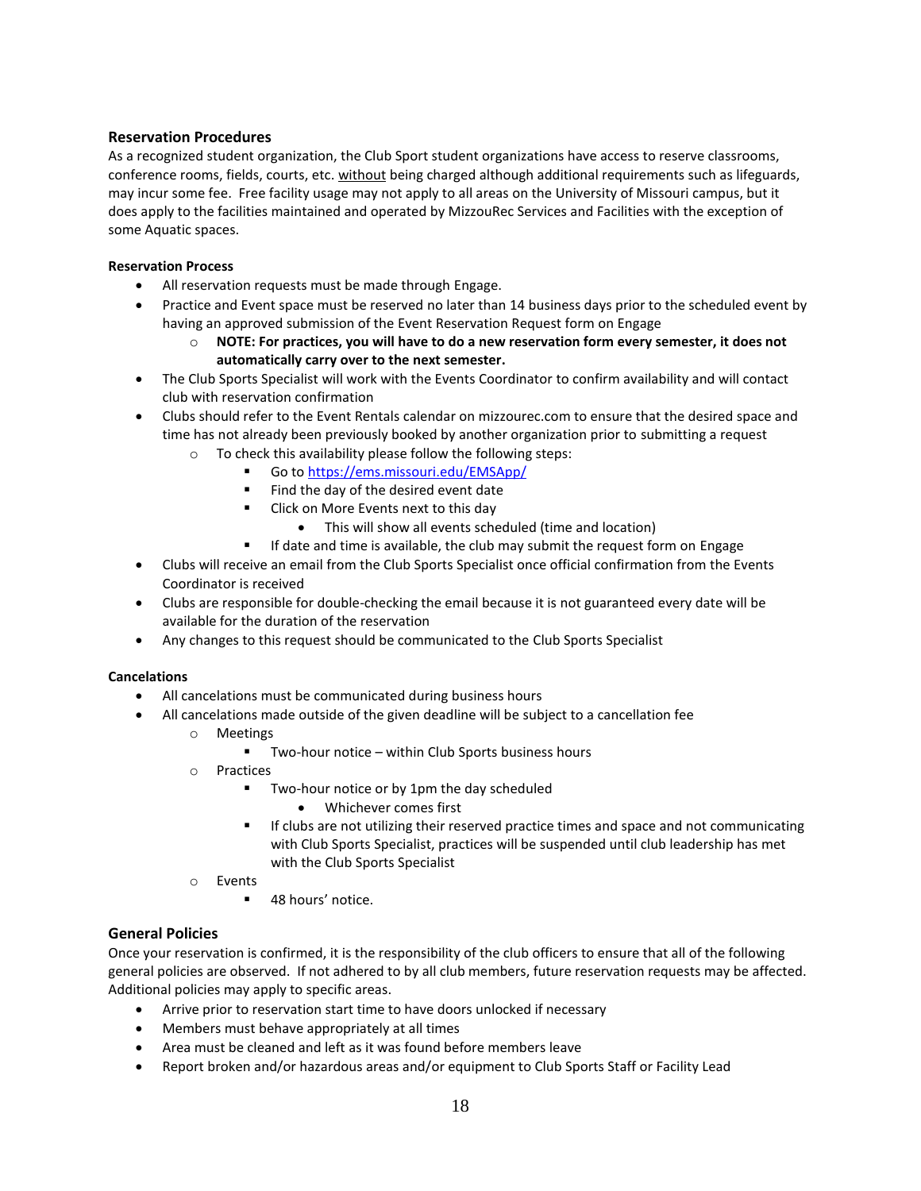## Reservation Procedures

As a recognized student organization, the Club Sport student organizations have access to reserve classrooms, conference rooms, fields, courts, etc. <u>without</u> being charged although additional requirements such as lifeguards, may incur some fee. Free facility usage may not apply to all areas on the University of Missouri campus, but it does apply to the facilities maintained and operated by MizzouRec Services and Facilities with the exception of some Aquatic spaces.

### Reservation Process

- All reservation requests must be made through Engage.
- Practice and Event space must be reserved no later than 14 business days prior to the scheduled event by having an approved submission of the Event Reservation Request form on Engage
  - **NOTE: For practices, you will have to do a new reservation form every semester, it does not automatically carry over to the next semester.**
- The Club Sports Specialist will work with the Events Coordinator to confirm availability and will contact club with reservation confirmation
- Clubs should refer to the Event Rentals calendar on mizzourec.com to ensure that the desired space and time has not already been previously booked by another organization prior to submitting a request
  - To check this availability please follow the following steps:
    - Go to [https://ems.missouri.edu/EMSApp/](https://ems.missouri.edu/EMSApp/)
    - Find the day of the desired event date
    - Click on More Events next to this day
      - This will show all events scheduled (time and location)
    - If date and time is available, the club may submit the request form on Engage
- Clubs will receive an email from the Club Sports Specialist once official confirmation from the Events Coordinator is received
- Clubs are responsible for double-checking the email because it is not guaranteed every date will be available for the duration of the reservation
- Any changes to this request should be communicated to the Club Sports Specialist

### Cancelations

- All cancelations must be communicated during business hours
- All cancelations made outside of the given deadline will be subject to a cancellation fee
  - Meetings
    - Two-hour notice – within Club Sports business hours
  - Practices
    - Two-hour notice or by 1pm the day scheduled
      - Whichever comes first
    - If clubs are not utilizing their reserved practice times and space and not communicating with Club Sports Specialist, practices will be suspended until club leadership has met with the Club Sports Specialist
  - Events
    - 48 hours' notice.

## General Policies

Once your reservation is confirmed, it is the responsibility of the club officers to ensure that all of the following general policies are observed. If not adhered to by all club members, future reservation requests may be affected. Additional policies may apply to specific areas.

- Arrive prior to reservation start time to have doors unlocked if necessary
- Members must behave appropriately at all times
- Area must be cleaned and left as it was found before members leave
- Report broken and/or hazardous areas and/or equipment to Club Sports Staff or Facility Lead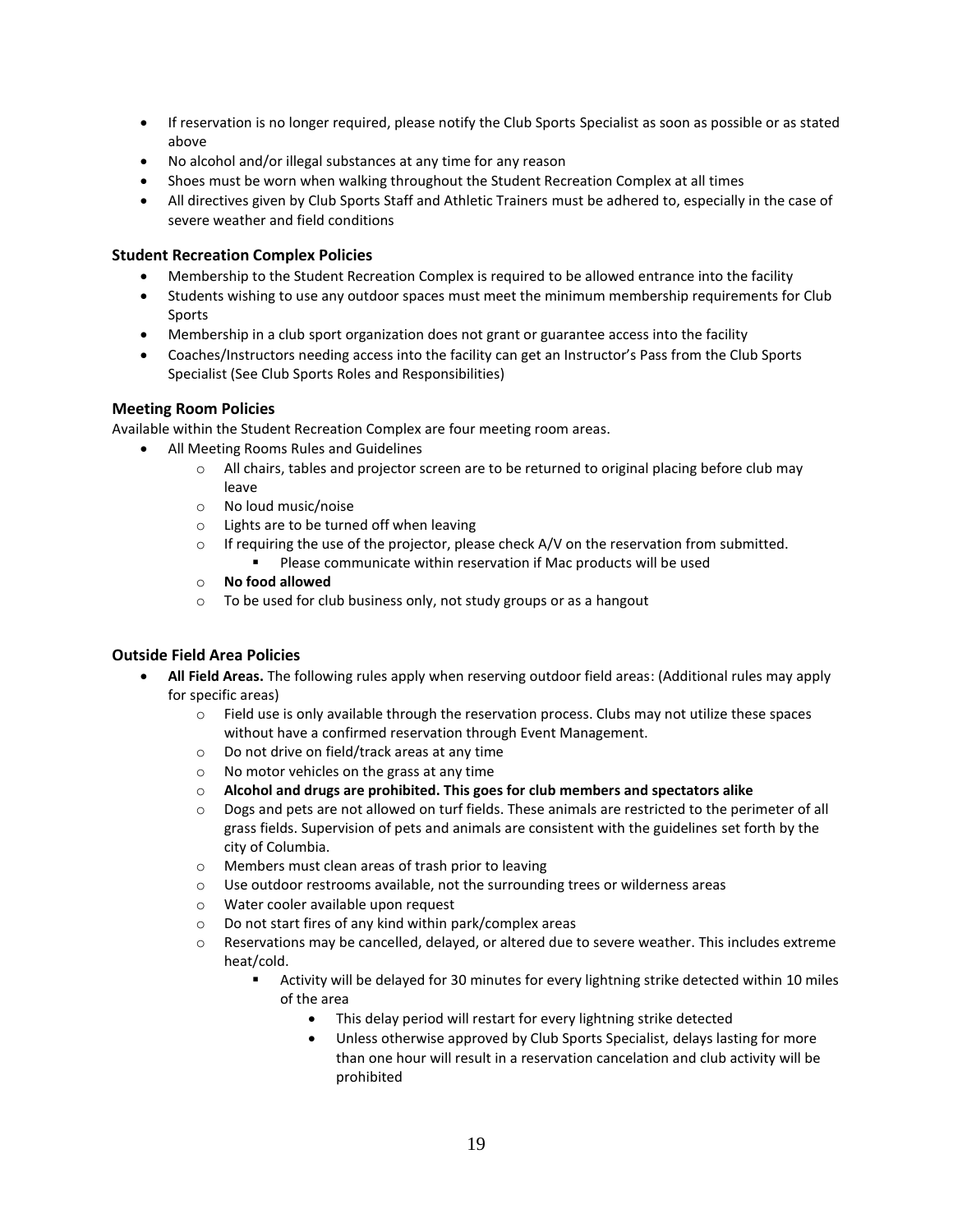- If reservation is no longer required, please notify the Club Sports Specialist as soon as possible or as stated above
- No alcohol and/or illegal substances at any time for any reason
- Shoes must be worn when walking throughout the Student Recreation Complex at all times
- All directives given by Club Sports Staff and Athletic Trainers must be adhered to, especially in the case of severe weather and field conditions

### Student Recreation Complex Policies

- Membership to the Student Recreation Complex is required to be allowed entrance into the facility
- Students wishing to use any outdoor spaces must meet the minimum membership requirements for Club Sports
- Membership in a club sport organization does not grant or guarantee access into the facility
- Coaches/Instructors needing access into the facility can get an Instructor's Pass from the Club Sports Specialist (See Club Sports Roles and Responsibilities)

### Meeting Room Policies

Available within the Student Recreation Complex are four meeting room areas.

- All Meeting Rooms Rules and Guidelines
  - All chairs, tables and projector screen are to be returned to original placing before club may leave
  - No loud music/noise
  - Lights are to be turned off when leaving
  - If requiring the use of the projector, please check A/V on the reservation from submitted.
    - Please communicate within reservation if Mac products will be used
  - **No food allowed**
  - To be used for club business only, not study groups or as a hangout

### Outside Field Area Policies

- **All Field Areas.** The following rules apply when reserving outdoor field areas: (Additional rules may apply for specific areas)
  - Field use is only available through the reservation process. Clubs may not utilize these spaces without have a confirmed reservation through Event Management.
  - Do not drive on field/track areas at any time
  - No motor vehicles on the grass at any time
  - **Alcohol and drugs are prohibited. This goes for club members and spectators alike**
  - Dogs and pets are not allowed on turf fields. These animals are restricted to the perimeter of all grass fields. Supervision of pets and animals are consistent with the guidelines set forth by the city of Columbia.
  - Members must clean areas of trash prior to leaving
  - Use outdoor restrooms available, not the surrounding trees or wilderness areas
  - Water cooler available upon request
  - Do not start fires of any kind within park/complex areas
  - Reservations may be cancelled, delayed, or altered due to severe weather. This includes extreme heat/cold.
    - Activity will be delayed for 30 minutes for every lightning strike detected within 10 miles of the area
      - This delay period will restart for every lightning strike detected
      - Unless otherwise approved by Club Sports Specialist, delays lasting for more than one hour will result in a reservation cancelation and club activity will be prohibited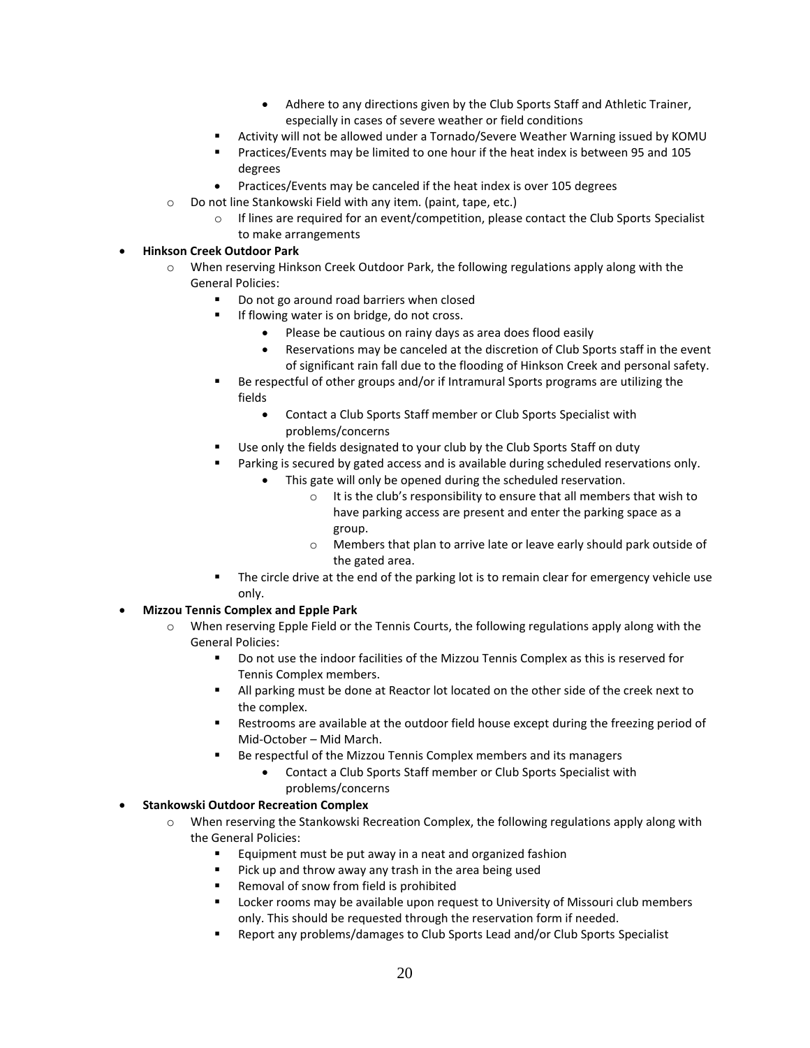- Adhere to any directions given by the Club Sports Staff and Athletic Trainer, especially in cases of severe weather or field conditions
        - Activity will not be allowed under a Tornado/Severe Weather Warning issued by KOMU
        - Practices/Events may be limited to one hour if the heat index is between 95 and 105 degrees
            - Practices/Events may be canceled if the heat index is over 105 degrees
    - Do not line Stankowski Field with any item. (paint, tape, etc.)
        - If lines are required for an event/competition, please contact the Club Sports Specialist to make arrangements

- **Hinkson Creek Outdoor Park**
    - When reserving Hinkson Creek Outdoor Park, the following regulations apply along with the General Policies:
        - Do not go around road barriers when closed
        - If flowing water is on bridge, do not cross.
            - Please be cautious on rainy days as area does flood easily
            - Reservations may be canceled at the discretion of Club Sports staff in the event of significant rain fall due to the flooding of Hinkson Creek and personal safety.
        - Be respectful of other groups and/or if Intramural Sports programs are utilizing the fields
            - Contact a Club Sports Staff member or Club Sports Specialist with problems/concerns
        - Use only the fields designated to your club by the Club Sports Staff on duty
        - Parking is secured by gated access and is available during scheduled reservations only.
            - This gate will only be opened during the scheduled reservation.
                - It is the club's responsibility to ensure that all members that wish to have parking access are present and enter the parking space as a group.
                - Members that plan to arrive late or leave early should park outside of the gated area.
        - The circle drive at the end of the parking lot is to remain clear for emergency vehicle use only.

- **Mizzou Tennis Complex and Epple Park**
    - When reserving Epple Field or the Tennis Courts, the following regulations apply along with the General Policies:
        - Do not use the indoor facilities of the Mizzou Tennis Complex as this is reserved for Tennis Complex members.
        - All parking must be done at Reactor lot located on the other side of the creek next to the complex.
        - Restrooms are available at the outdoor field house except during the freezing period of Mid-October – Mid March.
        - Be respectful of the Mizzou Tennis Complex members and its managers
            - Contact a Club Sports Staff member or Club Sports Specialist with problems/concerns

- **Stankowski Outdoor Recreation Complex**
    - When reserving the Stankowski Recreation Complex, the following regulations apply along with the General Policies:
        - Equipment must be put away in a neat and organized fashion
        - Pick up and throw away any trash in the area being used
        - Removal of snow from field is prohibited
        - Locker rooms may be available upon request to University of Missouri club members only. This should be requested through the reservation form if needed.
        - Report any problems/damages to Club Sports Lead and/or Club Sports Specialist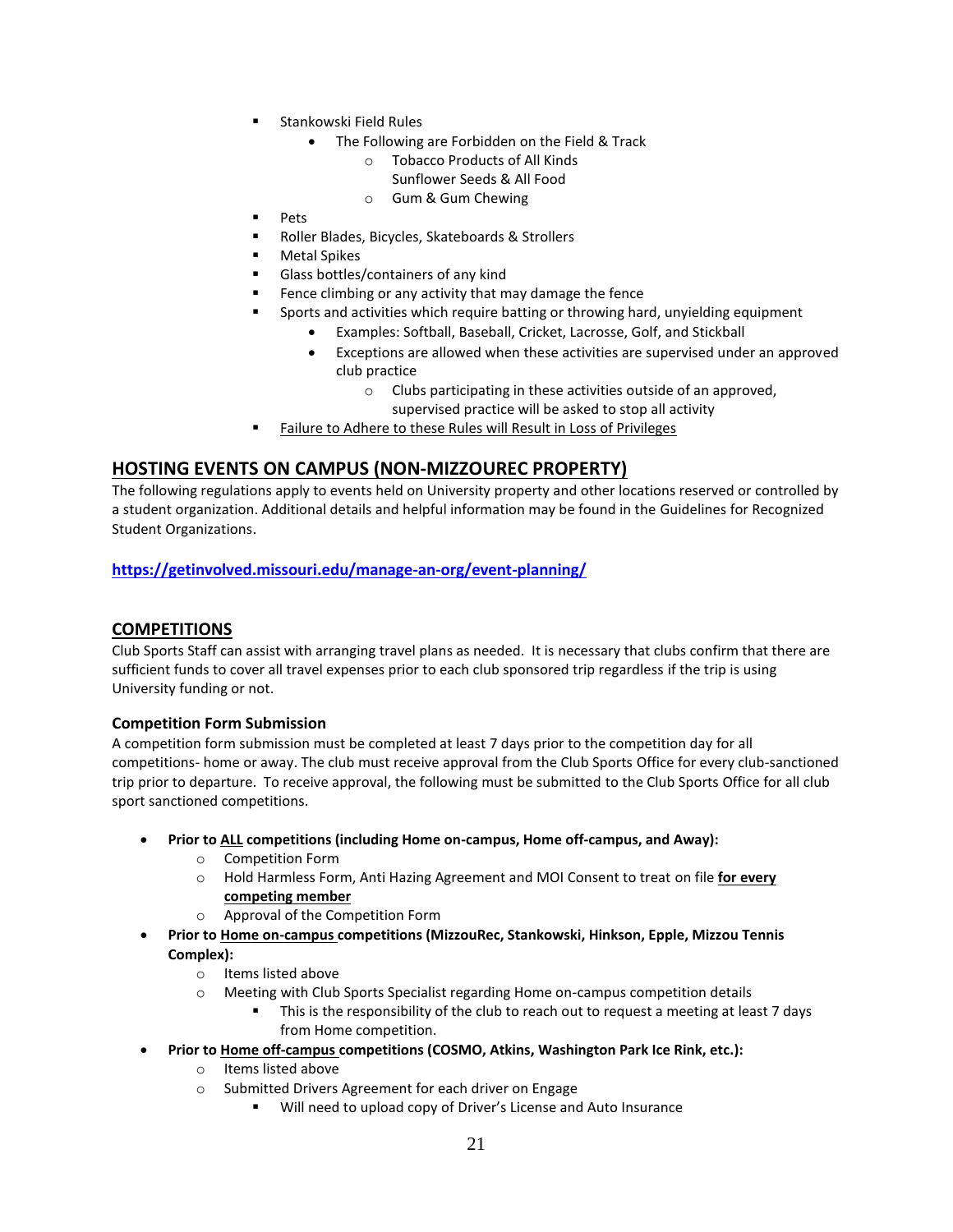- Stankowski Field Rules
  - The Following are Forbidden on the Field & Track
    - Tobacco Products of All Kinds
      Sunflower Seeds & All Food
    - Gum & Gum Chewing
- Pets
- Roller Blades, Bicycles, Skateboards & Strollers
- Metal Spikes
- Glass bottles/containers of any kind
- Fence climbing or any activity that may damage the fence
- Sports and activities which require batting or throwing hard, unyielding equipment
  - Examples: Softball, Baseball, Cricket, Lacrosse, Golf, and Stickball
  - Exceptions are allowed when these activities are supervised under an approved club practice
    - Clubs participating in these activities outside of an approved, supervised practice will be asked to stop all activity
- <u>Failure to Adhere to these Rules will Result in Loss of Privileges</u>

## HOSTING EVENTS ON CAMPUS (NON-MIZZOUREC PROPERTY)

The following regulations apply to events held on University property and other locations reserved or controlled by a student organization. Additional details and helpful information may be found in the Guidelines for Recognized Student Organizations.

**https://getinvolved.missouri.edu/manage-an-org/event-planning/**

## COMPETITIONS

Club Sports Staff can assist with arranging travel plans as needed. It is necessary that clubs confirm that there are sufficient funds to cover all travel expenses prior to each club sponsored trip regardless if the trip is using University funding or not.

### Competition Form Submission

A competition form submission must be completed at least 7 days prior to the competition day for all competitions- home or away. The club must receive approval from the Club Sports Office for every club-sanctioned trip prior to departure. To receive approval, the following must be submitted to the Club Sports Office for all club sport sanctioned competitions.

- **Prior to <u>ALL</u> competitions (including Home on-campus, Home off-campus, and Away):**
  - Competition Form
  - Hold Harmless Form, Anti Hazing Agreement and MOI Consent to treat on file **<u>for every competing member</u>**
  - Approval of the Competition Form
- **Prior to <u>Home on-campus</u> competitions (MizzouRec, Stankowski, Hinkson, Epple, Mizzou Tennis Complex):**
  - Items listed above
  - Meeting with Club Sports Specialist regarding Home on-campus competition details
    - This is the responsibility of the club to reach out to request a meeting at least 7 days from Home competition.
- **Prior to <u>Home off-campus</u> competitions (COSMO, Atkins, Washington Park Ice Rink, etc.):**
  - Items listed above
  - Submitted Drivers Agreement for each driver on Engage
    - Will need to upload copy of Driver's License and Auto Insurance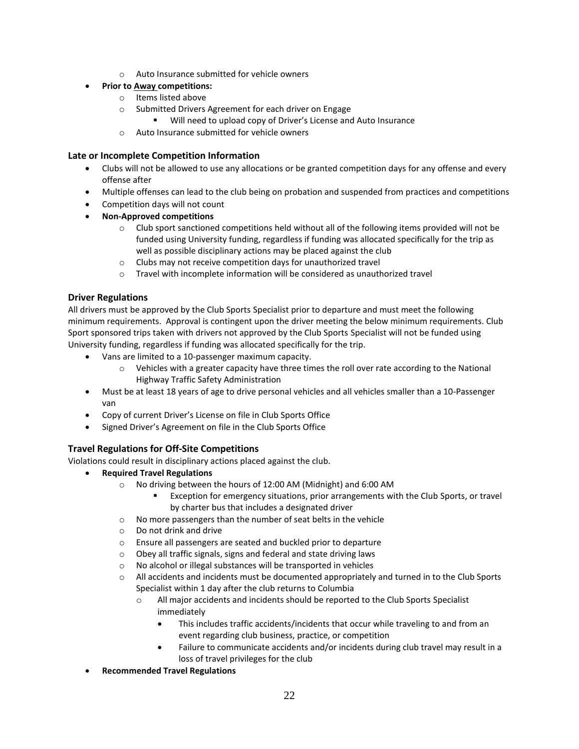- Auto Insurance submitted for vehicle owners
- **Prior to <u>Away</u> competitions:**
  - Items listed above
  - Submitted Drivers Agreement for each driver on Engage
    - Will need to upload copy of Driver's License and Auto Insurance
  - Auto Insurance submitted for vehicle owners

### Late or Incomplete Competition Information

- Clubs will not be allowed to use any allocations or be granted competition days for any offense and every offense after
- Multiple offenses can lead to the club being on probation and suspended from practices and competitions
- Competition days will not count
- **Non-Approved competitions**
  - Club sport sanctioned competitions held without all of the following items provided will not be funded using University funding, regardless if funding was allocated specifically for the trip as well as possible disciplinary actions may be placed against the club
  - Clubs may not receive competition days for unauthorized travel
  - Travel with incomplete information will be considered as unauthorized travel

### Driver Regulations

All drivers must be approved by the Club Sports Specialist prior to departure and must meet the following minimum requirements. Approval is contingent upon the driver meeting the below minimum requirements. Club Sport sponsored trips taken with drivers not approved by the Club Sports Specialist will not be funded using University funding, regardless if funding was allocated specifically for the trip.

- Vans are limited to a 10-passenger maximum capacity.
  - Vehicles with a greater capacity have three times the roll over rate according to the National Highway Traffic Safety Administration
- Must be at least 18 years of age to drive personal vehicles and all vehicles smaller than a 10-Passenger van
- Copy of current Driver's License on file in Club Sports Office
- Signed Driver's Agreement on file in the Club Sports Office

### Travel Regulations for Off-Site Competitions

Violations could result in disciplinary actions placed against the club.

- **Required Travel Regulations**
  - No driving between the hours of 12:00 AM (Midnight) and 6:00 AM
    - Exception for emergency situations, prior arrangements with the Club Sports, or travel by charter bus that includes a designated driver
  - No more passengers than the number of seat belts in the vehicle
  - Do not drink and drive
  - Ensure all passengers are seated and buckled prior to departure
  - Obey all traffic signals, signs and federal and state driving laws
  - No alcohol or illegal substances will be transported in vehicles
  - All accidents and incidents must be documented appropriately and turned in to the Club Sports Specialist within 1 day after the club returns to Columbia
    - All major accidents and incidents should be reported to the Club Sports Specialist immediately
      - This includes traffic accidents/incidents that occur while traveling to and from an event regarding club business, practice, or competition
      - Failure to communicate accidents and/or incidents during club travel may result in a loss of travel privileges for the club
- **Recommended Travel Regulations**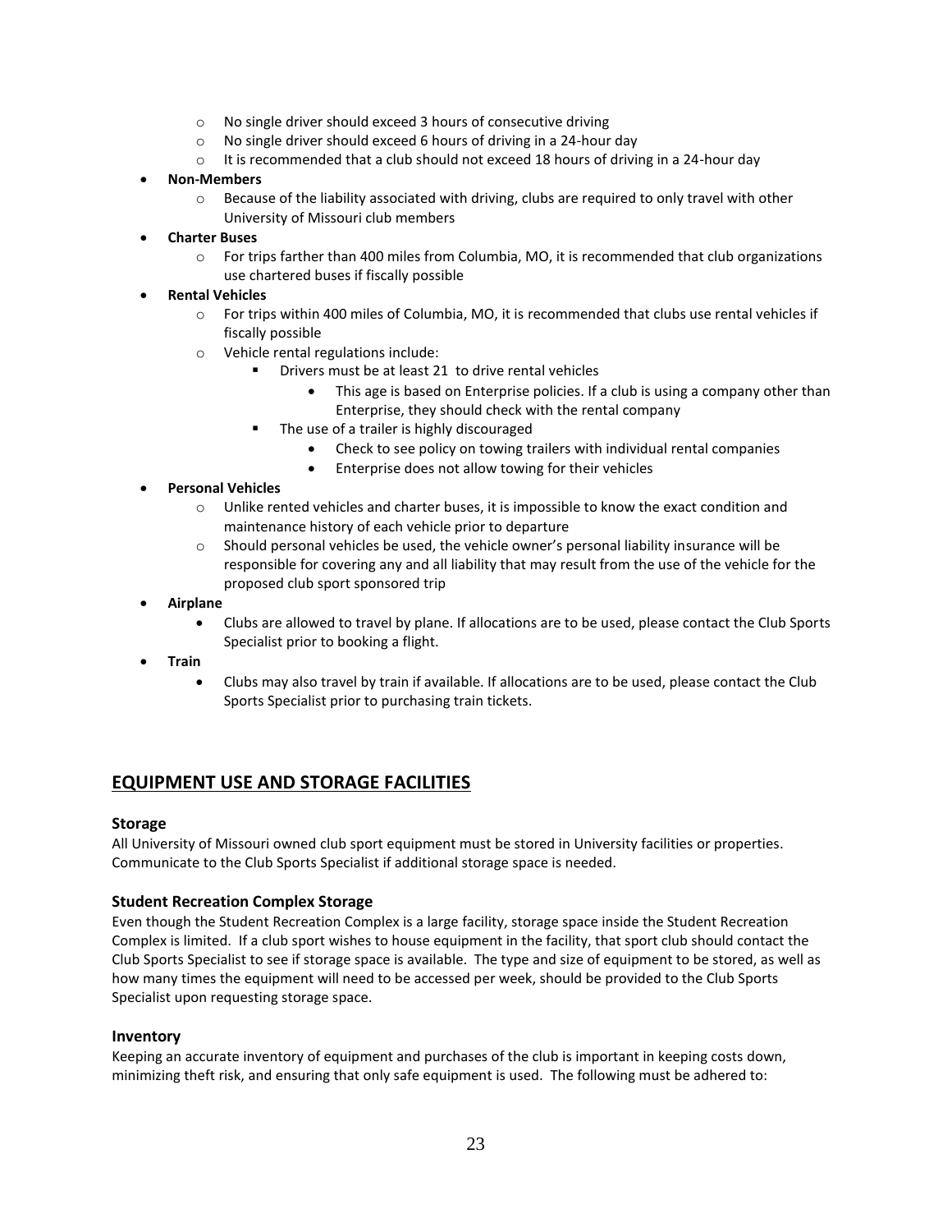- No single driver should exceed 3 hours of consecutive driving
    - No single driver should exceed 6 hours of driving in a 24-hour day
    - It is recommended that a club should not exceed 18 hours of driving in a 24-hour day
- **Non-Members**
    - Because of the liability associated with driving, clubs are required to only travel with other University of Missouri club members
- **Charter Buses**
    - For trips farther than 400 miles from Columbia, MO, it is recommended that club organizations use chartered buses if fiscally possible
- **Rental Vehicles**
    - For trips within 400 miles of Columbia, MO, it is recommended that clubs use rental vehicles if fiscally possible
    - Vehicle rental regulations include:
        - Drivers must be at least 21 to drive rental vehicles
            - This age is based on Enterprise policies. If a club is using a company other than Enterprise, they should check with the rental company
        - The use of a trailer is highly discouraged
            - Check to see policy on towing trailers with individual rental companies
            - Enterprise does not allow towing for their vehicles
- **Personal Vehicles**
    - Unlike rented vehicles and charter buses, it is impossible to know the exact condition and maintenance history of each vehicle prior to departure
    - Should personal vehicles be used, the vehicle owner's personal liability insurance will be responsible for covering any and all liability that may result from the use of the vehicle for the proposed club sport sponsored trip
- **Airplane**
    - Clubs are allowed to travel by plane. If allocations are to be used, please contact the Club Sports Specialist prior to booking a flight.
- **Train**
    - Clubs may also travel by train if available. If allocations are to be used, please contact the Club Sports Specialist prior to purchasing train tickets.

## EQUIPMENT USE AND STORAGE FACILITIES

### Storage

All University of Missouri owned club sport equipment must be stored in University facilities or properties. Communicate to the Club Sports Specialist if additional storage space is needed.

### Student Recreation Complex Storage

Even though the Student Recreation Complex is a large facility, storage space inside the Student Recreation Complex is limited. If a club sport wishes to house equipment in the facility, that sport club should contact the Club Sports Specialist to see if storage space is available. The type and size of equipment to be stored, as well as how many times the equipment will need to be accessed per week, should be provided to the Club Sports Specialist upon requesting storage space.

### Inventory

Keeping an accurate inventory of equipment and purchases of the club is important in keeping costs down, minimizing theft risk, and ensuring that only safe equipment is used. The following must be adhered to: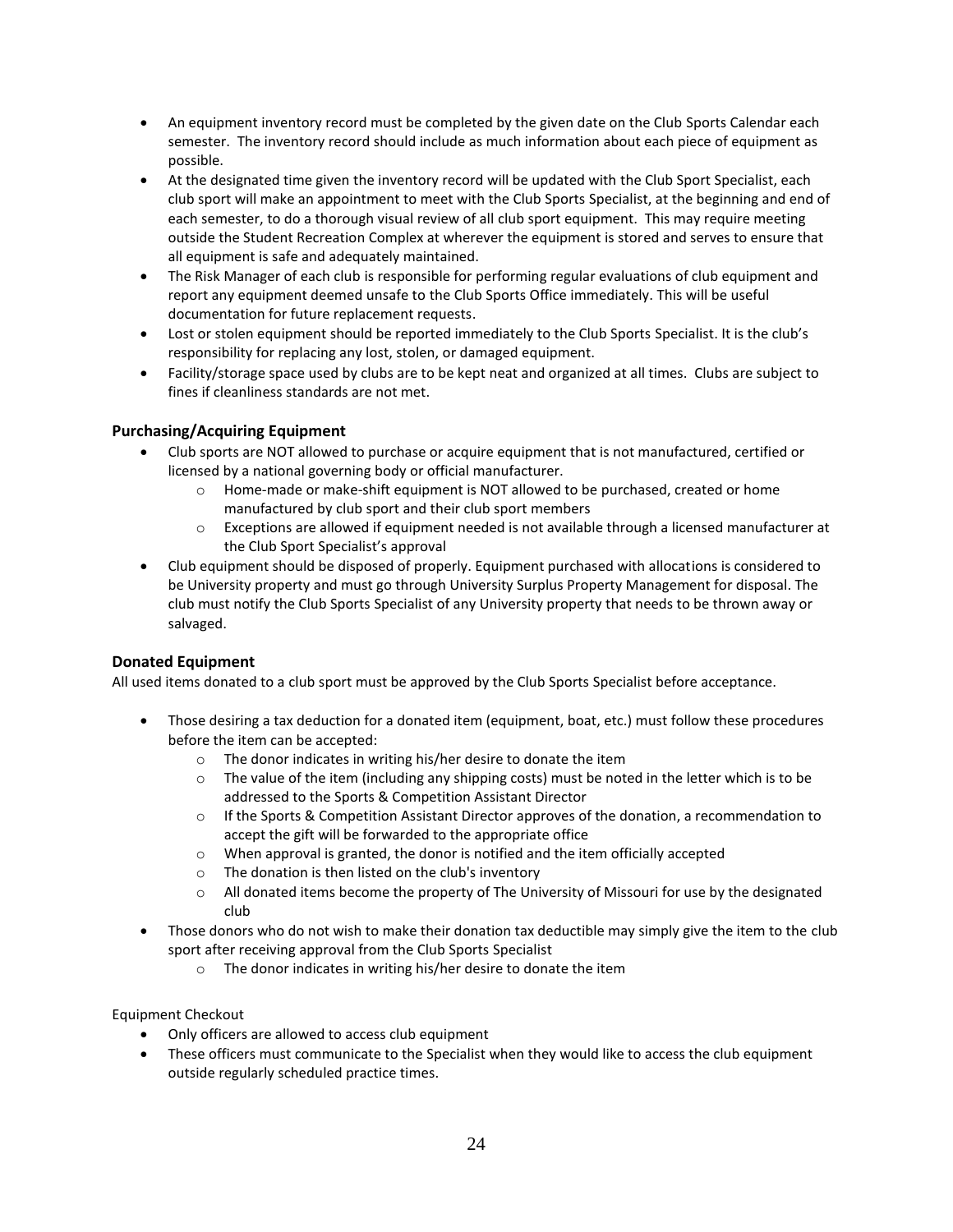- An equipment inventory record must be completed by the given date on the Club Sports Calendar each semester. The inventory record should include as much information about each piece of equipment as possible.
- At the designated time given the inventory record will be updated with the Club Sport Specialist, each club sport will make an appointment to meet with the Club Sports Specialist, at the beginning and end of each semester, to do a thorough visual review of all club sport equipment. This may require meeting outside the Student Recreation Complex at wherever the equipment is stored and serves to ensure that all equipment is safe and adequately maintained.
- The Risk Manager of each club is responsible for performing regular evaluations of club equipment and report any equipment deemed unsafe to the Club Sports Office immediately. This will be useful documentation for future replacement requests.
- Lost or stolen equipment should be reported immediately to the Club Sports Specialist. It is the club's responsibility for replacing any lost, stolen, or damaged equipment.
- Facility/storage space used by clubs are to be kept neat and organized at all times. Clubs are subject to fines if cleanliness standards are not met.

### Purchasing/Acquiring Equipment

- Club sports are NOT allowed to purchase or acquire equipment that is not manufactured, certified or licensed by a national governing body or official manufacturer.
  - Home-made or make-shift equipment is NOT allowed to be purchased, created or home manufactured by club sport and their club sport members
  - Exceptions are allowed if equipment needed is not available through a licensed manufacturer at the Club Sport Specialist's approval
- Club equipment should be disposed of properly. Equipment purchased with allocations is considered to be University property and must go through University Surplus Property Management for disposal. The club must notify the Club Sports Specialist of any University property that needs to be thrown away or salvaged.

### Donated Equipment

All used items donated to a club sport must be approved by the Club Sports Specialist before acceptance.

- Those desiring a tax deduction for a donated item (equipment, boat, etc.) must follow these procedures before the item can be accepted:
  - The donor indicates in writing his/her desire to donate the item
  - The value of the item (including any shipping costs) must be noted in the letter which is to be addressed to the Sports & Competition Assistant Director
  - If the Sports & Competition Assistant Director approves of the donation, a recommendation to accept the gift will be forwarded to the appropriate office
  - When approval is granted, the donor is notified and the item officially accepted
  - The donation is then listed on the club's inventory
  - All donated items become the property of The University of Missouri for use by the designated club
- Those donors who do not wish to make their donation tax deductible may simply give the item to the club sport after receiving approval from the Club Sports Specialist
  - The donor indicates in writing his/her desire to donate the item

Equipment Checkout

- Only officers are allowed to access club equipment
- These officers must communicate to the Specialist when they would like to access the club equipment outside regularly scheduled practice times.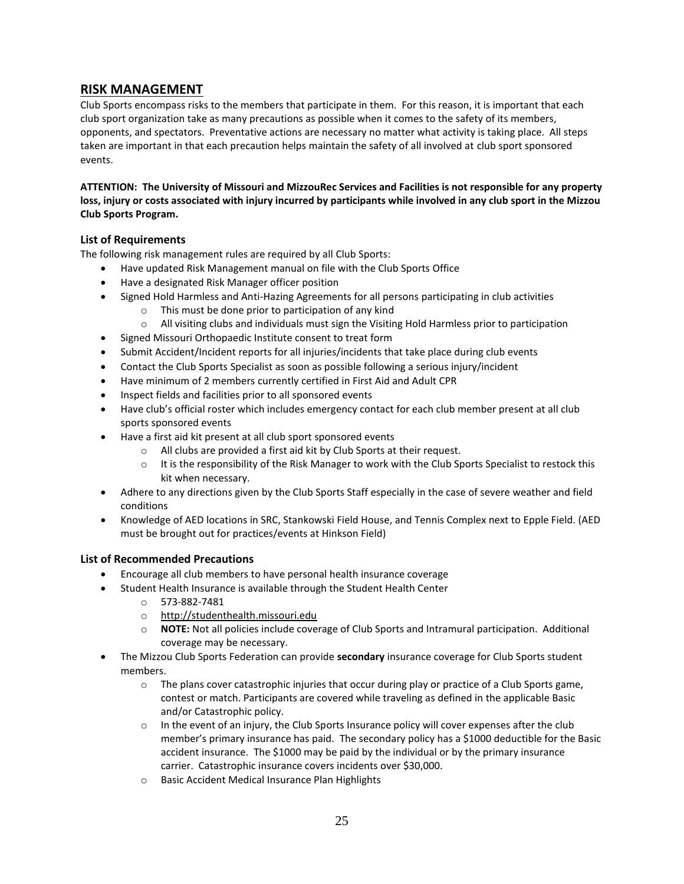## RISK MANAGEMENT

Club Sports encompass risks to the members that participate in them. For this reason, it is important that each club sport organization take as many precautions as possible when it comes to the safety of its members, opponents, and spectators. Preventative actions are necessary no matter what activity is taking place. All steps taken are important in that each precaution helps maintain the safety of all involved at club sport sponsored events.

**ATTENTION: The University of Missouri and MizzouRec Services and Facilities is not responsible for any property loss, injury or costs associated with injury incurred by participants while involved in any club sport in the Mizzou Club Sports Program.**

### List of Requirements

The following risk management rules are required by all Club Sports:

- Have updated Risk Management manual on file with the Club Sports Office
- Have a designated Risk Manager officer position
- Signed Hold Harmless and Anti-Hazing Agreements for all persons participating in club activities
  - This must be done prior to participation of any kind
  - All visiting clubs and individuals must sign the Visiting Hold Harmless prior to participation
- Signed Missouri Orthopaedic Institute consent to treat form
- Submit Accident/Incident reports for all injuries/incidents that take place during club events
- Contact the Club Sports Specialist as soon as possible following a serious injury/incident
- Have minimum of 2 members currently certified in First Aid and Adult CPR
- Inspect fields and facilities prior to all sponsored events
- Have club's official roster which includes emergency contact for each club member present at all club sports sponsored events
- Have a first aid kit present at all club sport sponsored events
  - All clubs are provided a first aid kit by Club Sports at their request.
  - It is the responsibility of the Risk Manager to work with the Club Sports Specialist to restock this kit when necessary.
- Adhere to any directions given by the Club Sports Staff especially in the case of severe weather and field conditions
- Knowledge of AED locations in SRC, Stankowski Field House, and Tennis Complex next to Epple Field. (AED must be brought out for practices/events at Hinkson Field)

### List of Recommended Precautions

- Encourage all club members to have personal health insurance coverage
- Student Health Insurance is available through the Student Health Center
  - 573-882-7481
  - http://studenthealth.missouri.edu
  - **NOTE:** Not all policies include coverage of Club Sports and Intramural participation. Additional coverage may be necessary.
- The Mizzou Club Sports Federation can provide **secondary** insurance coverage for Club Sports student members.
  - The plans cover catastrophic injuries that occur during play or practice of a Club Sports game, contest or match. Participants are covered while traveling as defined in the applicable Basic and/or Catastrophic policy.
  - In the event of an injury, the Club Sports Insurance policy will cover expenses after the club member's primary insurance has paid. The secondary policy has a $1000 deductible for the Basic accident insurance. The $1000 may be paid by the individual or by the primary insurance carrier. Catastrophic insurance covers incidents over $30,000.
  - Basic Accident Medical Insurance Plan Highlights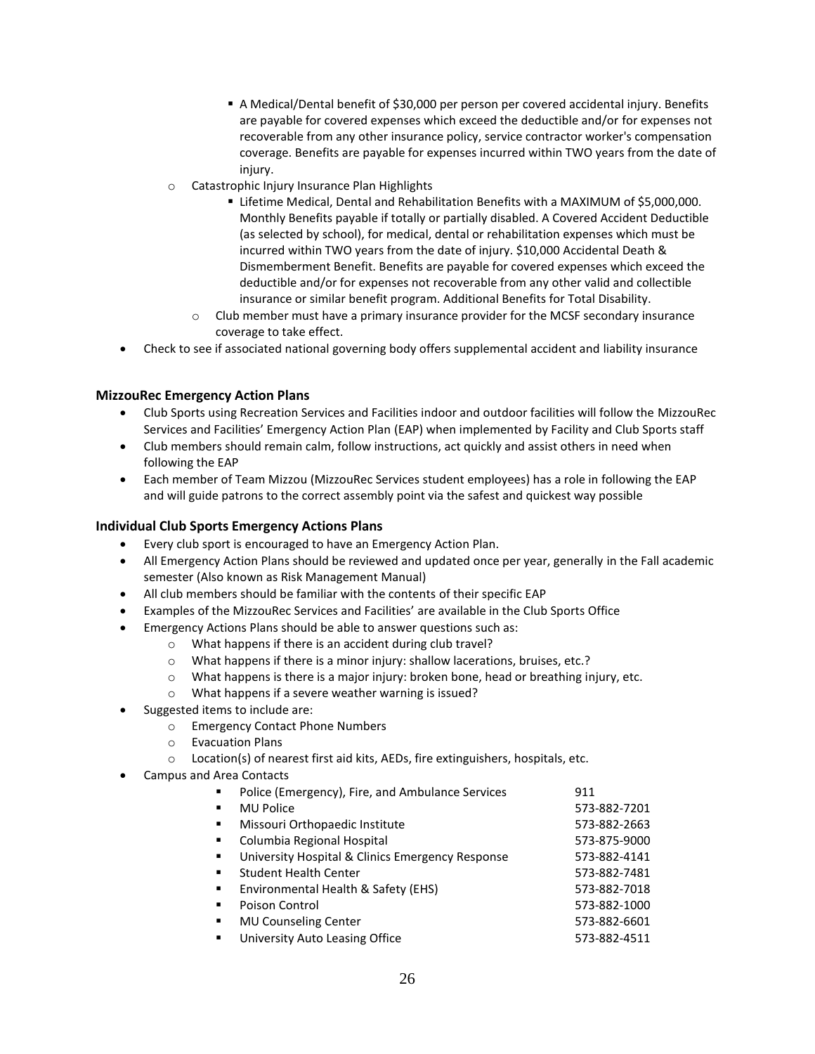- A Medical/Dental benefit of $30,000 per person per covered accidental injury. Benefits are payable for covered expenses which exceed the deductible and/or for expenses not recoverable from any other insurance policy, service contractor worker's compensation coverage. Benefits are payable for expenses incurred within TWO years from the date of injury.
    - Catastrophic Injury Insurance Plan Highlights
        - Lifetime Medical, Dental and Rehabilitation Benefits with a MAXIMUM of $5,000,000. Monthly Benefits payable if totally or partially disabled. A Covered Accident Deductible (as selected by school), for medical, dental or rehabilitation expenses which must be incurred within TWO years from the date of injury. $10,000 Accidental Death & Dismemberment Benefit. Benefits are payable for covered expenses which exceed the deductible and/or for expenses not recoverable from any other valid and collectible insurance or similar benefit program. Additional Benefits for Total Disability.
    - Club member must have a primary insurance provider for the MCSF secondary insurance coverage to take effect.
- Check to see if associated national governing body offers supplemental accident and liability insurance

### MizzouRec Emergency Action Plans

- Club Sports using Recreation Services and Facilities indoor and outdoor facilities will follow the MizzouRec Services and Facilities' Emergency Action Plan (EAP) when implemented by Facility and Club Sports staff
- Club members should remain calm, follow instructions, act quickly and assist others in need when following the EAP
- Each member of Team Mizzou (MizzouRec Services student employees) has a role in following the EAP and will guide patrons to the correct assembly point via the safest and quickest way possible

### Individual Club Sports Emergency Actions Plans

- Every club sport is encouraged to have an Emergency Action Plan.
- All Emergency Action Plans should be reviewed and updated once per year, generally in the Fall academic semester (Also known as Risk Management Manual)
- All club members should be familiar with the contents of their specific EAP
- Examples of the MizzouRec Services and Facilities' are available in the Club Sports Office
- Emergency Actions Plans should be able to answer questions such as:
    - What happens if there is an accident during club travel?
    - What happens if there is a minor injury: shallow lacerations, bruises, etc.?
    - What happens is there is a major injury: broken bone, head or breathing injury, etc.
    - What happens if a severe weather warning is issued?
- Suggested items to include are:
    - Emergency Contact Phone Numbers
    - Evacuation Plans
    - Location(s) of nearest first aid kits, AEDs, fire extinguishers, hospitals, etc.
- Campus and Area Contacts
    - Police (Emergency), Fire, and Ambulance Services — 911
    - MU Police — 573-882-7201
    - Missouri Orthopaedic Institute — 573-882-2663
    - Columbia Regional Hospital — 573-875-9000
    - University Hospital & Clinics Emergency Response — 573-882-4141
    - Student Health Center — 573-882-7481
    - Environmental Health & Safety (EHS) — 573-882-7018
    - Poison Control — 573-882-1000
    - MU Counseling Center — 573-882-6601
    - University Auto Leasing Office — 573-882-4511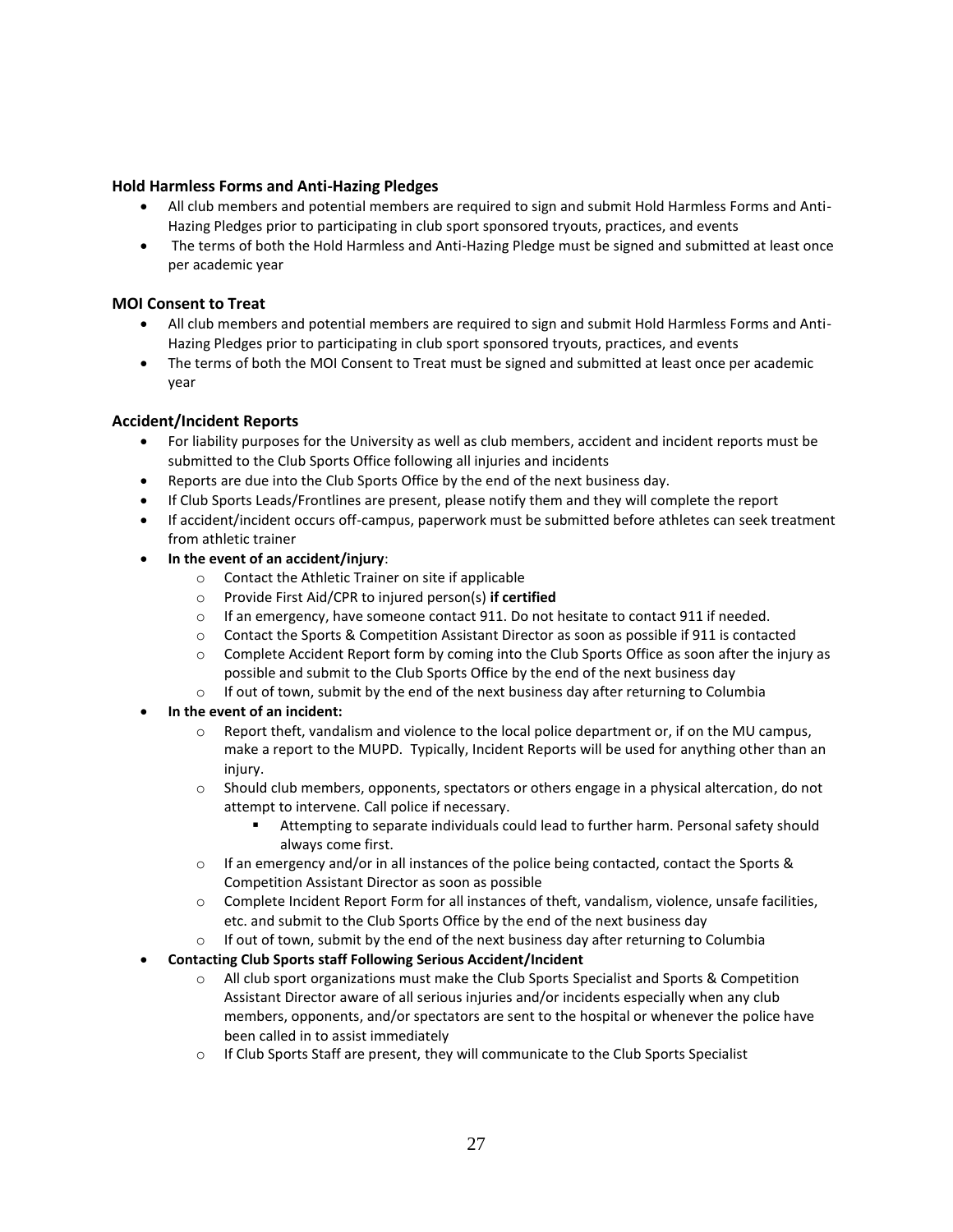### Hold Harmless Forms and Anti-Hazing Pledges

- All club members and potential members are required to sign and submit Hold Harmless Forms and Anti-Hazing Pledges prior to participating in club sport sponsored tryouts, practices, and events
- The terms of both the Hold Harmless and Anti-Hazing Pledge must be signed and submitted at least once per academic year

### MOI Consent to Treat

- All club members and potential members are required to sign and submit Hold Harmless Forms and Anti-Hazing Pledges prior to participating in club sport sponsored tryouts, practices, and events
- The terms of both the MOI Consent to Treat must be signed and submitted at least once per academic year

### Accident/Incident Reports

- For liability purposes for the University as well as club members, accident and incident reports must be submitted to the Club Sports Office following all injuries and incidents
- Reports are due into the Club Sports Office by the end of the next business day.
- If Club Sports Leads/Frontlines are present, please notify them and they will complete the report
- If accident/incident occurs off-campus, paperwork must be submitted before athletes can seek treatment from athletic trainer
- **In the event of an accident/injury**:
  - Contact the Athletic Trainer on site if applicable
  - Provide First Aid/CPR to injured person(s) **if certified**
  - If an emergency, have someone contact 911. Do not hesitate to contact 911 if needed.
  - Contact the Sports & Competition Assistant Director as soon as possible if 911 is contacted
  - Complete Accident Report form by coming into the Club Sports Office as soon after the injury as possible and submit to the Club Sports Office by the end of the next business day
  - If out of town, submit by the end of the next business day after returning to Columbia
- **In the event of an incident:**
  - Report theft, vandalism and violence to the local police department or, if on the MU campus, make a report to the MUPD. Typically, Incident Reports will be used for anything other than an injury.
  - Should club members, opponents, spectators or others engage in a physical altercation, do not attempt to intervene. Call police if necessary.
    - Attempting to separate individuals could lead to further harm. Personal safety should always come first.
  - If an emergency and/or in all instances of the police being contacted, contact the Sports & Competition Assistant Director as soon as possible
  - Complete Incident Report Form for all instances of theft, vandalism, violence, unsafe facilities, etc. and submit to the Club Sports Office by the end of the next business day
  - If out of town, submit by the end of the next business day after returning to Columbia
- **Contacting Club Sports staff Following Serious Accident/Incident**
  - All club sport organizations must make the Club Sports Specialist and Sports & Competition Assistant Director aware of all serious injuries and/or incidents especially when any club members, opponents, and/or spectators are sent to the hospital or whenever the police have been called in to assist immediately
  - If Club Sports Staff are present, they will communicate to the Club Sports Specialist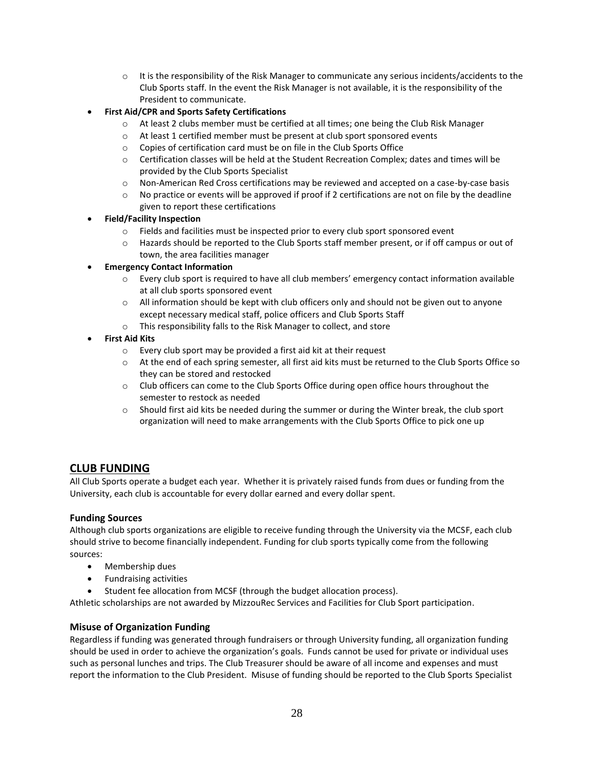- It is the responsibility of the Risk Manager to communicate any serious incidents/accidents to the Club Sports staff. In the event the Risk Manager is not available, it is the responsibility of the President to communicate.

- **First Aid/CPR and Sports Safety Certifications**
    - At least 2 clubs member must be certified at all times; one being the Club Risk Manager
    - At least 1 certified member must be present at club sport sponsored events
    - Copies of certification card must be on file in the Club Sports Office
    - Certification classes will be held at the Student Recreation Complex; dates and times will be provided by the Club Sports Specialist
    - Non-American Red Cross certifications may be reviewed and accepted on a case-by-case basis
    - No practice or events will be approved if proof if 2 certifications are not on file by the deadline given to report these certifications
- **Field/Facility Inspection**
    - Fields and facilities must be inspected prior to every club sport sponsored event
    - Hazards should be reported to the Club Sports staff member present, or if off campus or out of town, the area facilities manager
- **Emergency Contact Information**
    - Every club sport is required to have all club members' emergency contact information available at all club sports sponsored event
    - All information should be kept with club officers only and should not be given out to anyone except necessary medical staff, police officers and Club Sports Staff
    - This responsibility falls to the Risk Manager to collect, and store
- **First Aid Kits**
    - Every club sport may be provided a first aid kit at their request
    - At the end of each spring semester, all first aid kits must be returned to the Club Sports Office so they can be stored and restocked
    - Club officers can come to the Club Sports Office during open office hours throughout the semester to restock as needed
    - Should first aid kits be needed during the summer or during the Winter break, the club sport organization will need to make arrangements with the Club Sports Office to pick one up

## CLUB FUNDING

All Club Sports operate a budget each year. Whether it is privately raised funds from dues or funding from the University, each club is accountable for every dollar earned and every dollar spent.

### Funding Sources

Although club sports organizations are eligible to receive funding through the University via the MCSF, each club should strive to become financially independent. Funding for club sports typically come from the following sources:

- Membership dues
- Fundraising activities
- Student fee allocation from MCSF (through the budget allocation process).

Athletic scholarships are not awarded by MizzouRec Services and Facilities for Club Sport participation.

### Misuse of Organization Funding

Regardless if funding was generated through fundraisers or through University funding, all organization funding should be used in order to achieve the organization's goals. Funds cannot be used for private or individual uses such as personal lunches and trips. The Club Treasurer should be aware of all income and expenses and must report the information to the Club President. Misuse of funding should be reported to the Club Sports Specialist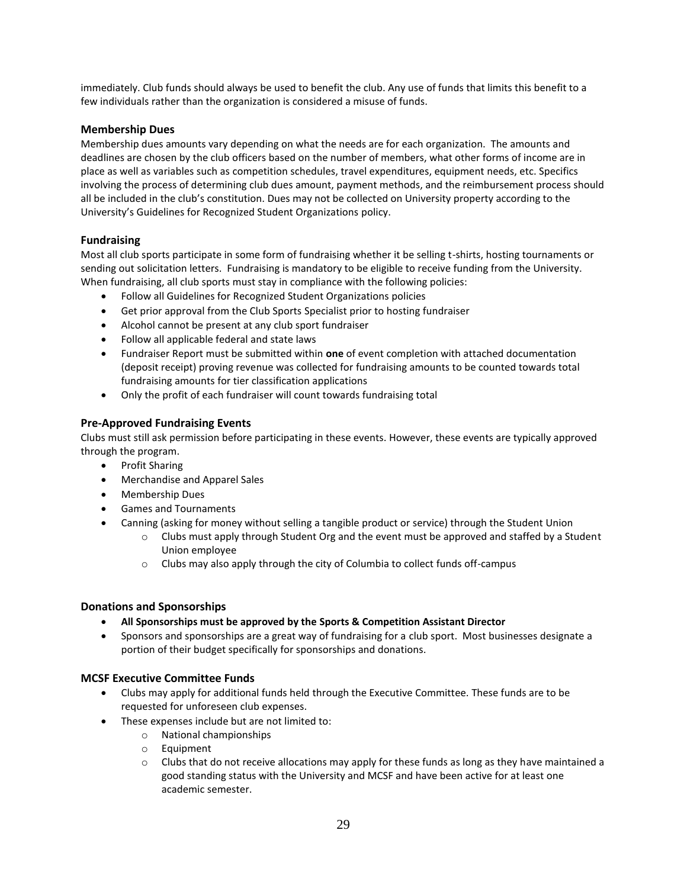immediately. Club funds should always be used to benefit the club. Any use of funds that limits this benefit to a few individuals rather than the organization is considered a misuse of funds.

### Membership Dues

Membership dues amounts vary depending on what the needs are for each organization. The amounts and deadlines are chosen by the club officers based on the number of members, what other forms of income are in place as well as variables such as competition schedules, travel expenditures, equipment needs, etc. Specifics involving the process of determining club dues amount, payment methods, and the reimbursement process should all be included in the club's constitution. Dues may not be collected on University property according to the University's Guidelines for Recognized Student Organizations policy.

### Fundraising

Most all club sports participate in some form of fundraising whether it be selling t-shirts, hosting tournaments or sending out solicitation letters. Fundraising is mandatory to be eligible to receive funding from the University. When fundraising, all club sports must stay in compliance with the following policies:

- Follow all Guidelines for Recognized Student Organizations policies
- Get prior approval from the Club Sports Specialist prior to hosting fundraiser
- Alcohol cannot be present at any club sport fundraiser
- Follow all applicable federal and state laws
- Fundraiser Report must be submitted within **one** of event completion with attached documentation (deposit receipt) proving revenue was collected for fundraising amounts to be counted towards total fundraising amounts for tier classification applications
- Only the profit of each fundraiser will count towards fundraising total

### Pre-Approved Fundraising Events

Clubs must still ask permission before participating in these events. However, these events are typically approved through the program.

- Profit Sharing
- Merchandise and Apparel Sales
- Membership Dues
- Games and Tournaments
- Canning (asking for money without selling a tangible product or service) through the Student Union
  - Clubs must apply through Student Org and the event must be approved and staffed by a Student Union employee
  - Clubs may also apply through the city of Columbia to collect funds off-campus

### Donations and Sponsorships

- **All Sponsorships must be approved by the Sports & Competition Assistant Director**
- Sponsors and sponsorships are a great way of fundraising for a club sport. Most businesses designate a portion of their budget specifically for sponsorships and donations.

### MCSF Executive Committee Funds

- Clubs may apply for additional funds held through the Executive Committee. These funds are to be requested for unforeseen club expenses.
- These expenses include but are not limited to:
  - National championships
  - Equipment
  - Clubs that do not receive allocations may apply for these funds as long as they have maintained a good standing status with the University and MCSF and have been active for at least one academic semester.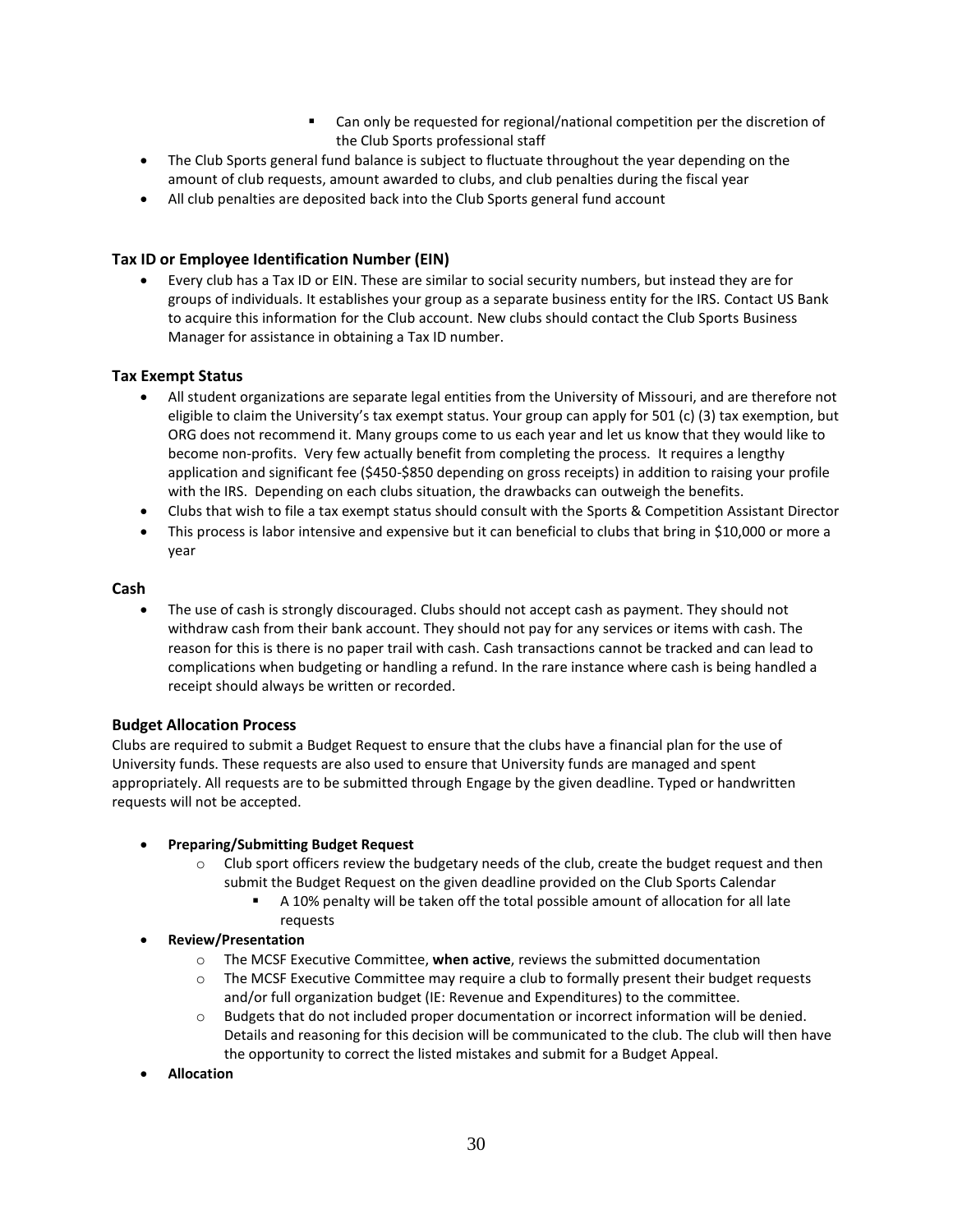- Can only be requested for regional/national competition per the discretion of the Club Sports professional staff
- The Club Sports general fund balance is subject to fluctuate throughout the year depending on the amount of club requests, amount awarded to clubs, and club penalties during the fiscal year
- All club penalties are deposited back into the Club Sports general fund account

### Tax ID or Employee Identification Number (EIN)

- Every club has a Tax ID or EIN. These are similar to social security numbers, but instead they are for groups of individuals. It establishes your group as a separate business entity for the IRS. Contact US Bank to acquire this information for the Club account. New clubs should contact the Club Sports Business Manager for assistance in obtaining a Tax ID number.

### Tax Exempt Status

- All student organizations are separate legal entities from the University of Missouri, and are therefore not eligible to claim the University's tax exempt status. Your group can apply for 501 (c) (3) tax exemption, but ORG does not recommend it. Many groups come to us each year and let us know that they would like to become non-profits. Very few actually benefit from completing the process. It requires a lengthy application and significant fee ($450-$850 depending on gross receipts) in addition to raising your profile with the IRS. Depending on each clubs situation, the drawbacks can outweigh the benefits.
- Clubs that wish to file a tax exempt status should consult with the Sports & Competition Assistant Director
- This process is labor intensive and expensive but it can beneficial to clubs that bring in $10,000 or more a year

### Cash

- The use of cash is strongly discouraged. Clubs should not accept cash as payment. They should not withdraw cash from their bank account. They should not pay for any services or items with cash. The reason for this is there is no paper trail with cash. Cash transactions cannot be tracked and can lead to complications when budgeting or handling a refund. In the rare instance where cash is being handled a receipt should always be written or recorded.

### Budget Allocation Process

Clubs are required to submit a Budget Request to ensure that the clubs have a financial plan for the use of University funds. These requests are also used to ensure that University funds are managed and spent appropriately. All requests are to be submitted through Engage by the given deadline. Typed or handwritten requests will not be accepted.

- **Preparing/Submitting Budget Request**
    - Club sport officers review the budgetary needs of the club, create the budget request and then submit the Budget Request on the given deadline provided on the Club Sports Calendar
        - A 10% penalty will be taken off the total possible amount of allocation for all late requests
- **Review/Presentation**
    - The MCSF Executive Committee, **when active**, reviews the submitted documentation
    - The MCSF Executive Committee may require a club to formally present their budget requests and/or full organization budget (IE: Revenue and Expenditures) to the committee.
    - Budgets that do not included proper documentation or incorrect information will be denied. Details and reasoning for this decision will be communicated to the club. The club will then have the opportunity to correct the listed mistakes and submit for a Budget Appeal.
- **Allocation**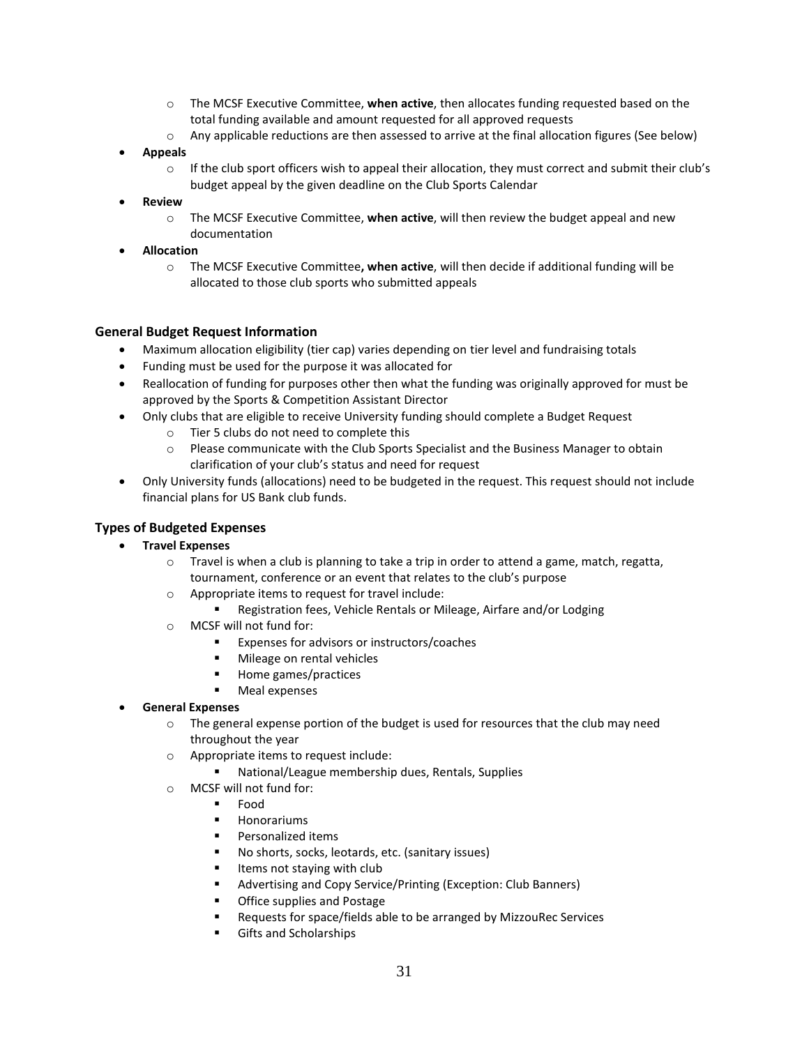- The MCSF Executive Committee, **when active**, then allocates funding requested based on the total funding available and amount requested for all approved requests
  - Any applicable reductions are then assessed to arrive at the final allocation figures (See below)
- **Appeals**
  - If the club sport officers wish to appeal their allocation, they must correct and submit their club's budget appeal by the given deadline on the Club Sports Calendar
- **Review**
  - The MCSF Executive Committee, **when active**, will then review the budget appeal and new documentation
- **Allocation**
  - The MCSF Executive Committee**, when active**, will then decide if additional funding will be allocated to those club sports who submitted appeals

### General Budget Request Information

- Maximum allocation eligibility (tier cap) varies depending on tier level and fundraising totals
- Funding must be used for the purpose it was allocated for
- Reallocation of funding for purposes other then what the funding was originally approved for must be approved by the Sports & Competition Assistant Director
- Only clubs that are eligible to receive University funding should complete a Budget Request
  - Tier 5 clubs do not need to complete this
  - Please communicate with the Club Sports Specialist and the Business Manager to obtain clarification of your club's status and need for request
- Only University funds (allocations) need to be budgeted in the request. This request should not include financial plans for US Bank club funds.

### Types of Budgeted Expenses

- **Travel Expenses**
  - Travel is when a club is planning to take a trip in order to attend a game, match, regatta, tournament, conference or an event that relates to the club's purpose
  - Appropriate items to request for travel include:
    - Registration fees, Vehicle Rentals or Mileage, Airfare and/or Lodging
  - MCSF will not fund for:
    - Expenses for advisors or instructors/coaches
    - Mileage on rental vehicles
    - Home games/practices
    - Meal expenses
- **General Expenses**
  - The general expense portion of the budget is used for resources that the club may need throughout the year
  - Appropriate items to request include:
    - National/League membership dues, Rentals, Supplies
  - MCSF will not fund for:
    - Food
    - Honorariums
    - Personalized items
    - No shorts, socks, leotards, etc. (sanitary issues)
    - Items not staying with club
    - Advertising and Copy Service/Printing (Exception: Club Banners)
    - Office supplies and Postage
    - Requests for space/fields able to be arranged by MizzouRec Services
    - Gifts and Scholarships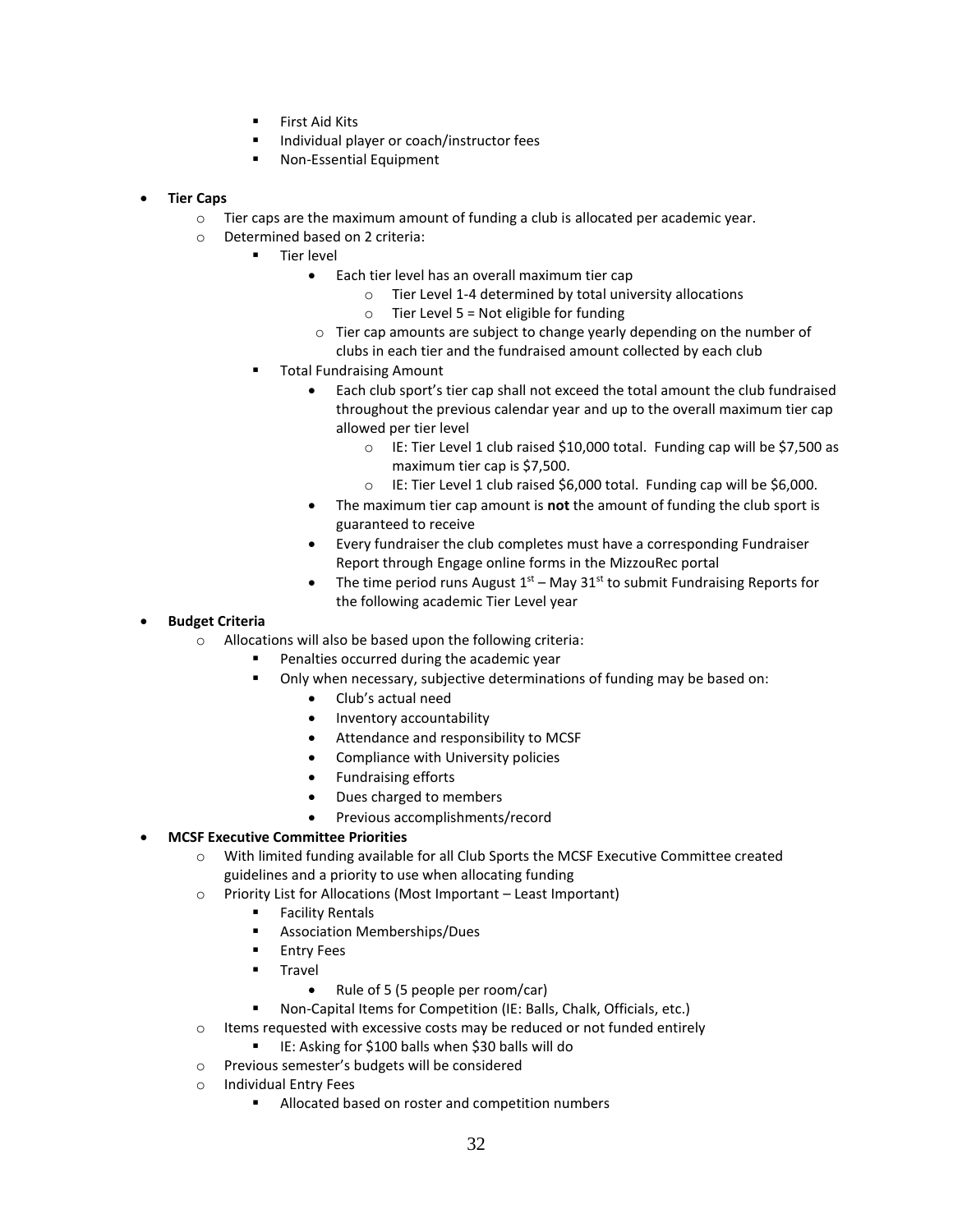- First Aid Kits
        - Individual player or coach/instructor fees
        - Non-Essential Equipment

- **Tier Caps**
  - Tier caps are the maximum amount of funding a club is allocated per academic year.
  - Determined based on 2 criteria:
    - Tier level
      - Each tier level has an overall maximum tier cap
        - Tier Level 1-4 determined by total university allocations
        - Tier Level 5 = Not eligible for funding
      - Tier cap amounts are subject to change yearly depending on the number of clubs in each tier and the fundraised amount collected by each club
    - Total Fundraising Amount
      - Each club sport's tier cap shall not exceed the total amount the club fundraised throughout the previous calendar year and up to the overall maximum tier cap allowed per tier level
        - IE: Tier Level 1 club raised $10,000 total. Funding cap will be $7,500 as maximum tier cap is $7,500.
        - IE: Tier Level 1 club raised $6,000 total. Funding cap will be $6,000.
      - The maximum tier cap amount is **not** the amount of funding the club sport is guaranteed to receive
      - Every fundraiser the club completes must have a corresponding Fundraiser Report through Engage online forms in the MizzouRec portal
      - The time period runs August 1st – May 31st to submit Fundraising Reports for the following academic Tier Level year
- **Budget Criteria**
  - Allocations will also be based upon the following criteria:
    - Penalties occurred during the academic year
    - Only when necessary, subjective determinations of funding may be based on:
      - Club's actual need
      - Inventory accountability
      - Attendance and responsibility to MCSF
      - Compliance with University policies
      - Fundraising efforts
      - Dues charged to members
      - Previous accomplishments/record
- **MCSF Executive Committee Priorities**
  - With limited funding available for all Club Sports the MCSF Executive Committee created guidelines and a priority to use when allocating funding
  - Priority List for Allocations (Most Important – Least Important)
    - Facility Rentals
    - Association Memberships/Dues
    - Entry Fees
    - Travel
      - Rule of 5 (5 people per room/car)
    - Non-Capital Items for Competition (IE: Balls, Chalk, Officials, etc.)
  - Items requested with excessive costs may be reduced or not funded entirely
    - IE: Asking for $100 balls when $30 balls will do
  - Previous semester's budgets will be considered
  - Individual Entry Fees
    - Allocated based on roster and competition numbers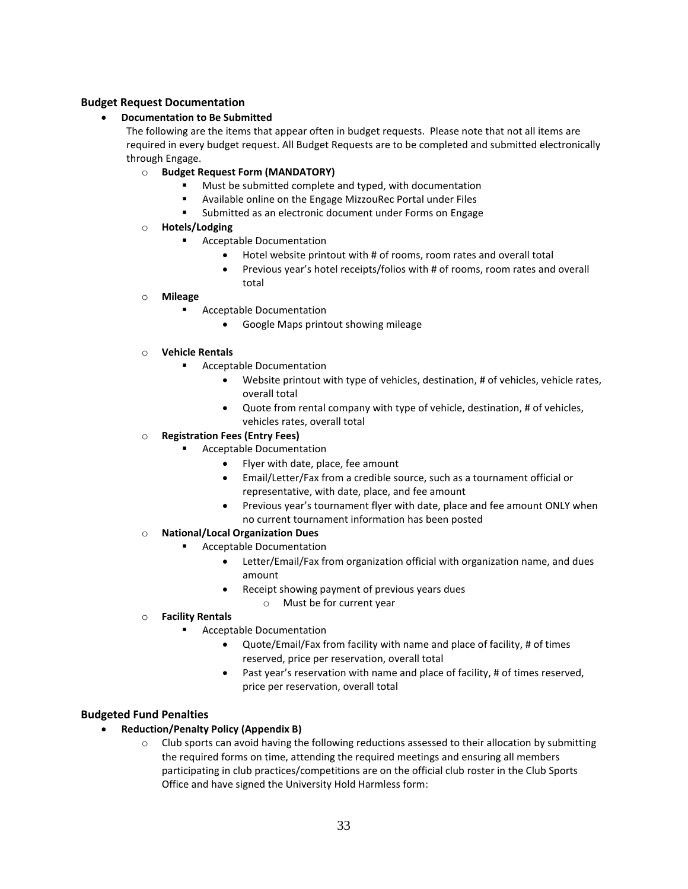## Budget Request Documentation

- **Documentation to Be Submitted**

  The following are the items that appear often in budget requests. Please note that not all items are required in every budget request. All Budget Requests are to be completed and submitted electronically through Engage.

  - **Budget Request Form (MANDATORY)**
    - Must be submitted complete and typed, with documentation
    - Available online on the Engage MizzouRec Portal under Files
    - Submitted as an electronic document under Forms on Engage
  - **Hotels/Lodging**
    - Acceptable Documentation
      - Hotel website printout with # of rooms, room rates and overall total
      - Previous year's hotel receipts/folios with # of rooms, room rates and overall total
  - **Mileage**
    - Acceptable Documentation
      - Google Maps printout showing mileage
  - **Vehicle Rentals**
    - Acceptable Documentation
      - Website printout with type of vehicles, destination, # of vehicles, vehicle rates, overall total
      - Quote from rental company with type of vehicle, destination, # of vehicles, vehicles rates, overall total
  - **Registration Fees (Entry Fees)**
    - Acceptable Documentation
      - Flyer with date, place, fee amount
      - Email/Letter/Fax from a credible source, such as a tournament official or representative, with date, place, and fee amount
      - Previous year's tournament flyer with date, place and fee amount ONLY when no current tournament information has been posted
  - **National/Local Organization Dues**
    - Acceptable Documentation
      - Letter/Email/Fax from organization official with organization name, and dues amount
      - Receipt showing payment of previous years dues
        - Must be for current year
  - **Facility Rentals**
    - Acceptable Documentation
      - Quote/Email/Fax from facility with name and place of facility, # of times reserved, price per reservation, overall total
      - Past year's reservation with name and place of facility, # of times reserved, price per reservation, overall total

## Budgeted Fund Penalties

- **Reduction/Penalty Policy (Appendix B)**
  - Club sports can avoid having the following reductions assessed to their allocation by submitting the required forms on time, attending the required meetings and ensuring all members participating in club practices/competitions are on the official club roster in the Club Sports Office and have signed the University Hold Harmless form: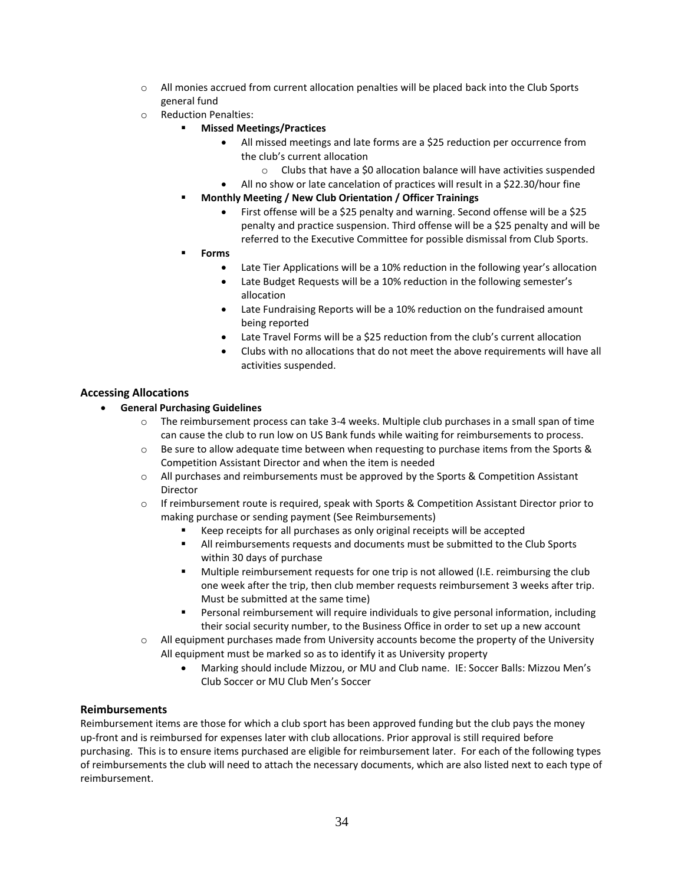- All monies accrued from current allocation penalties will be placed back into the Club Sports general fund
- Reduction Penalties:
    - **Missed Meetings/Practices**
        - All missed meetings and late forms are a $25 reduction per occurrence from the club's current allocation
            - Clubs that have a $0 allocation balance will have activities suspended
        - All no show or late cancelation of practices will result in a $22.30/hour fine
    - **Monthly Meeting / New Club Orientation / Officer Trainings**
        - First offense will be a $25 penalty and warning. Second offense will be a $25 penalty and practice suspension. Third offense will be a $25 penalty and will be referred to the Executive Committee for possible dismissal from Club Sports.
    - **Forms**
        - Late Tier Applications will be a 10% reduction in the following year's allocation
        - Late Budget Requests will be a 10% reduction in the following semester's allocation
        - Late Fundraising Reports will be a 10% reduction on the fundraised amount being reported
        - Late Travel Forms will be a $25 reduction from the club's current allocation
        - Clubs with no allocations that do not meet the above requirements will have all activities suspended.

### Accessing Allocations

- **General Purchasing Guidelines**
    - The reimbursement process can take 3-4 weeks. Multiple club purchases in a small span of time can cause the club to run low on US Bank funds while waiting for reimbursements to process.
    - Be sure to allow adequate time between when requesting to purchase items from the Sports & Competition Assistant Director and when the item is needed
    - All purchases and reimbursements must be approved by the Sports & Competition Assistant Director
    - If reimbursement route is required, speak with Sports & Competition Assistant Director prior to making purchase or sending payment (See Reimbursements)
        - Keep receipts for all purchases as only original receipts will be accepted
        - All reimbursements requests and documents must be submitted to the Club Sports within 30 days of purchase
        - Multiple reimbursement requests for one trip is not allowed (I.E. reimbursing the club one week after the trip, then club member requests reimbursement 3 weeks after trip. Must be submitted at the same time)
        - Personal reimbursement will require individuals to give personal information, including their social security number, to the Business Office in order to set up a new account
    - All equipment purchases made from University accounts become the property of the University All equipment must be marked so as to identify it as University property
        - Marking should include Mizzou, or MU and Club name. IE: Soccer Balls: Mizzou Men's Club Soccer or MU Club Men's Soccer

### Reimbursements

Reimbursement items are those for which a club sport has been approved funding but the club pays the money up-front and is reimbursed for expenses later with club allocations. Prior approval is still required before purchasing. This is to ensure items purchased are eligible for reimbursement later. For each of the following types of reimbursements the club will need to attach the necessary documents, which are also listed next to each type of reimbursement.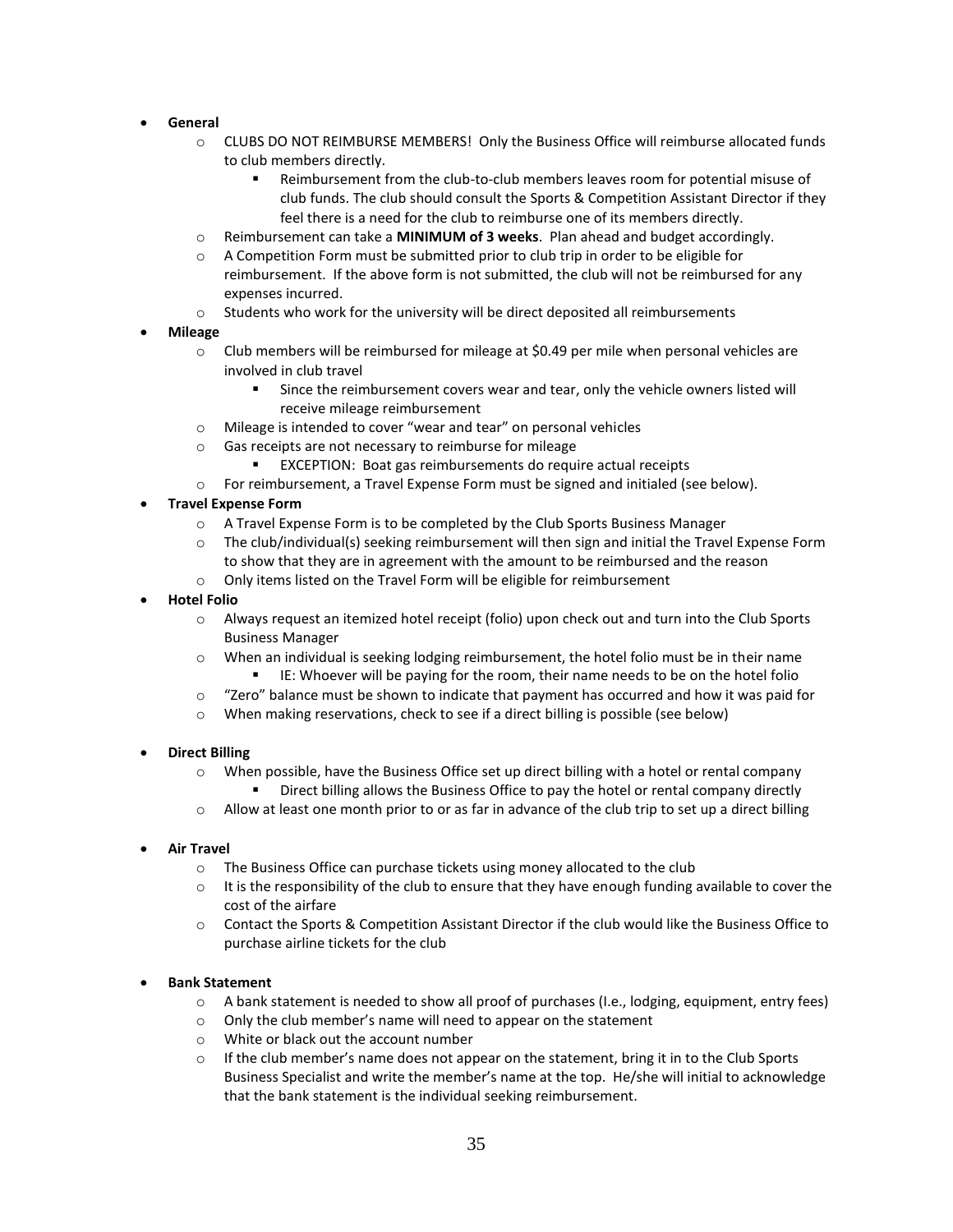- **General**
  - CLUBS DO NOT REIMBURSE MEMBERS! Only the Business Office will reimburse allocated funds to club members directly.
    - Reimbursement from the club-to-club members leaves room for potential misuse of club funds. The club should consult the Sports & Competition Assistant Director if they feel there is a need for the club to reimburse one of its members directly.
  - Reimbursement can take a **MINIMUM of 3 weeks**. Plan ahead and budget accordingly.
  - A Competition Form must be submitted prior to club trip in order to be eligible for reimbursement. If the above form is not submitted, the club will not be reimbursed for any expenses incurred.
  - Students who work for the university will be direct deposited all reimbursements
- **Mileage**
  - Club members will be reimbursed for mileage at $0.49 per mile when personal vehicles are involved in club travel
    - Since the reimbursement covers wear and tear, only the vehicle owners listed will receive mileage reimbursement
  - Mileage is intended to cover "wear and tear" on personal vehicles
  - Gas receipts are not necessary to reimburse for mileage
    - EXCEPTION: Boat gas reimbursements do require actual receipts
  - For reimbursement, a Travel Expense Form must be signed and initialed (see below).
- **Travel Expense Form**
  - A Travel Expense Form is to be completed by the Club Sports Business Manager
  - The club/individual(s) seeking reimbursement will then sign and initial the Travel Expense Form to show that they are in agreement with the amount to be reimbursed and the reason
  - Only items listed on the Travel Form will be eligible for reimbursement
- **Hotel Folio**
  - Always request an itemized hotel receipt (folio) upon check out and turn into the Club Sports Business Manager
  - When an individual is seeking lodging reimbursement, the hotel folio must be in their name
    - IE: Whoever will be paying for the room, their name needs to be on the hotel folio
  - "Zero" balance must be shown to indicate that payment has occurred and how it was paid for
  - When making reservations, check to see if a direct billing is possible (see below)
- **Direct Billing**
  - When possible, have the Business Office set up direct billing with a hotel or rental company
    - Direct billing allows the Business Office to pay the hotel or rental company directly
  - Allow at least one month prior to or as far in advance of the club trip to set up a direct billing
- **Air Travel**
  - The Business Office can purchase tickets using money allocated to the club
  - It is the responsibility of the club to ensure that they have enough funding available to cover the cost of the airfare
  - Contact the Sports & Competition Assistant Director if the club would like the Business Office to purchase airline tickets for the club
- **Bank Statement**
  - A bank statement is needed to show all proof of purchases (I.e., lodging, equipment, entry fees)
  - Only the club member's name will need to appear on the statement
  - White or black out the account number
  - If the club member's name does not appear on the statement, bring it in to the Club Sports Business Specialist and write the member's name at the top. He/she will initial to acknowledge that the bank statement is the individual seeking reimbursement.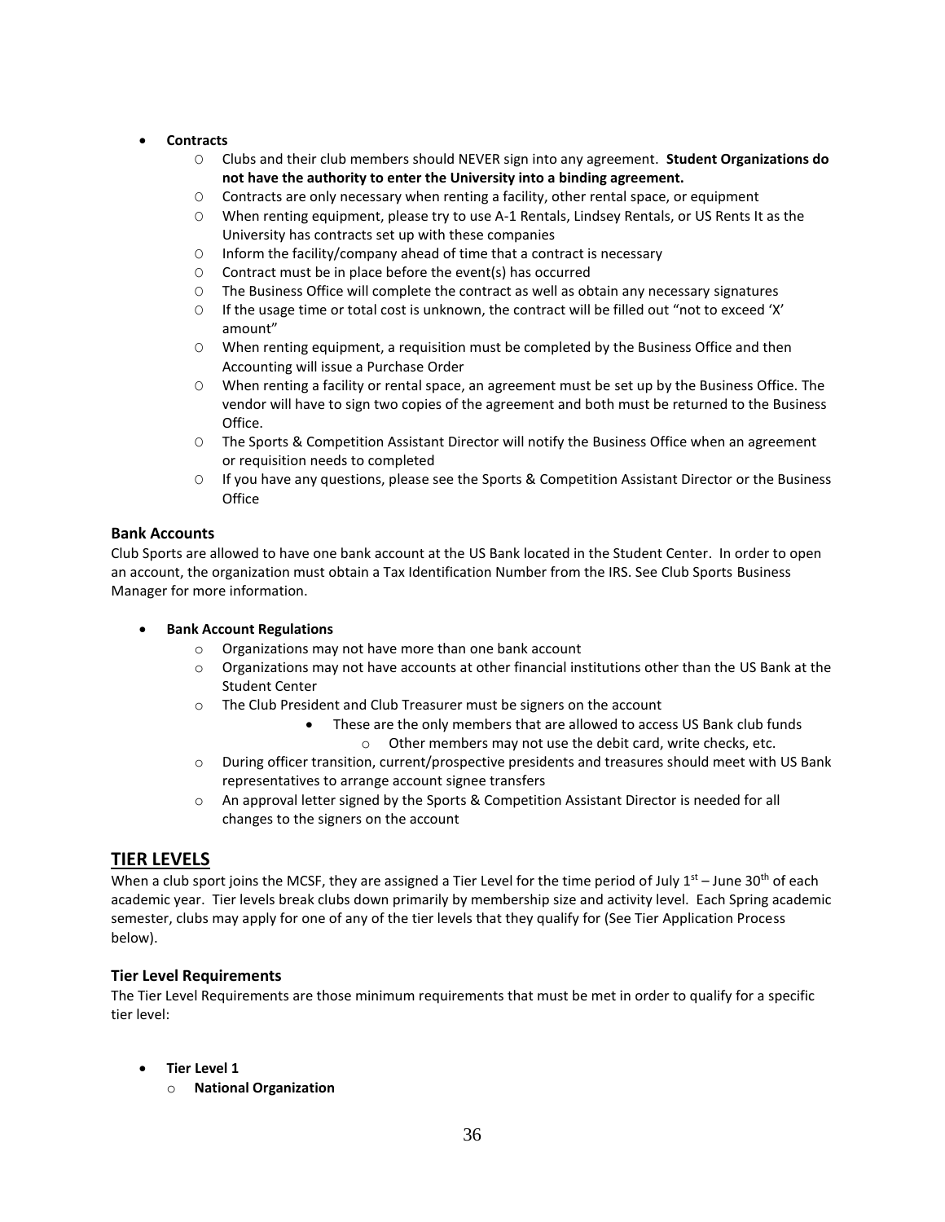- **Contracts**
    - Clubs and their club members should NEVER sign into any agreement. **Student Organizations do not have the authority to enter the University into a binding agreement.**
    - Contracts are only necessary when renting a facility, other rental space, or equipment
    - When renting equipment, please try to use A-1 Rentals, Lindsey Rentals, or US Rents It as the University has contracts set up with these companies
    - Inform the facility/company ahead of time that a contract is necessary
    - Contract must be in place before the event(s) has occurred
    - The Business Office will complete the contract as well as obtain any necessary signatures
    - If the usage time or total cost is unknown, the contract will be filled out "not to exceed 'X' amount"
    - When renting equipment, a requisition must be completed by the Business Office and then Accounting will issue a Purchase Order
    - When renting a facility or rental space, an agreement must be set up by the Business Office. The vendor will have to sign two copies of the agreement and both must be returned to the Business Office.
    - The Sports & Competition Assistant Director will notify the Business Office when an agreement or requisition needs to completed
    - If you have any questions, please see the Sports & Competition Assistant Director or the Business Office

### Bank Accounts

Club Sports are allowed to have one bank account at the US Bank located in the Student Center. In order to open an account, the organization must obtain a Tax Identification Number from the IRS. See Club Sports Business Manager for more information.

- **Bank Account Regulations**
    - Organizations may not have more than one bank account
    - Organizations may not have accounts at other financial institutions other than the US Bank at the Student Center
    - The Club President and Club Treasurer must be signers on the account
        - These are the only members that are allowed to access US Bank club funds
            - Other members may not use the debit card, write checks, etc.
    - During officer transition, current/prospective presidents and treasures should meet with US Bank representatives to arrange account signee transfers
    - An approval letter signed by the Sports & Competition Assistant Director is needed for all changes to the signers on the account

## TIER LEVELS

When a club sport joins the MCSF, they are assigned a Tier Level for the time period of July 1st – June 30th of each academic year. Tier levels break clubs down primarily by membership size and activity level. Each Spring academic semester, clubs may apply for one of any of the tier levels that they qualify for (See Tier Application Process below).

### Tier Level Requirements

The Tier Level Requirements are those minimum requirements that must be met in order to qualify for a specific tier level:

- **Tier Level 1**
    - **National Organization**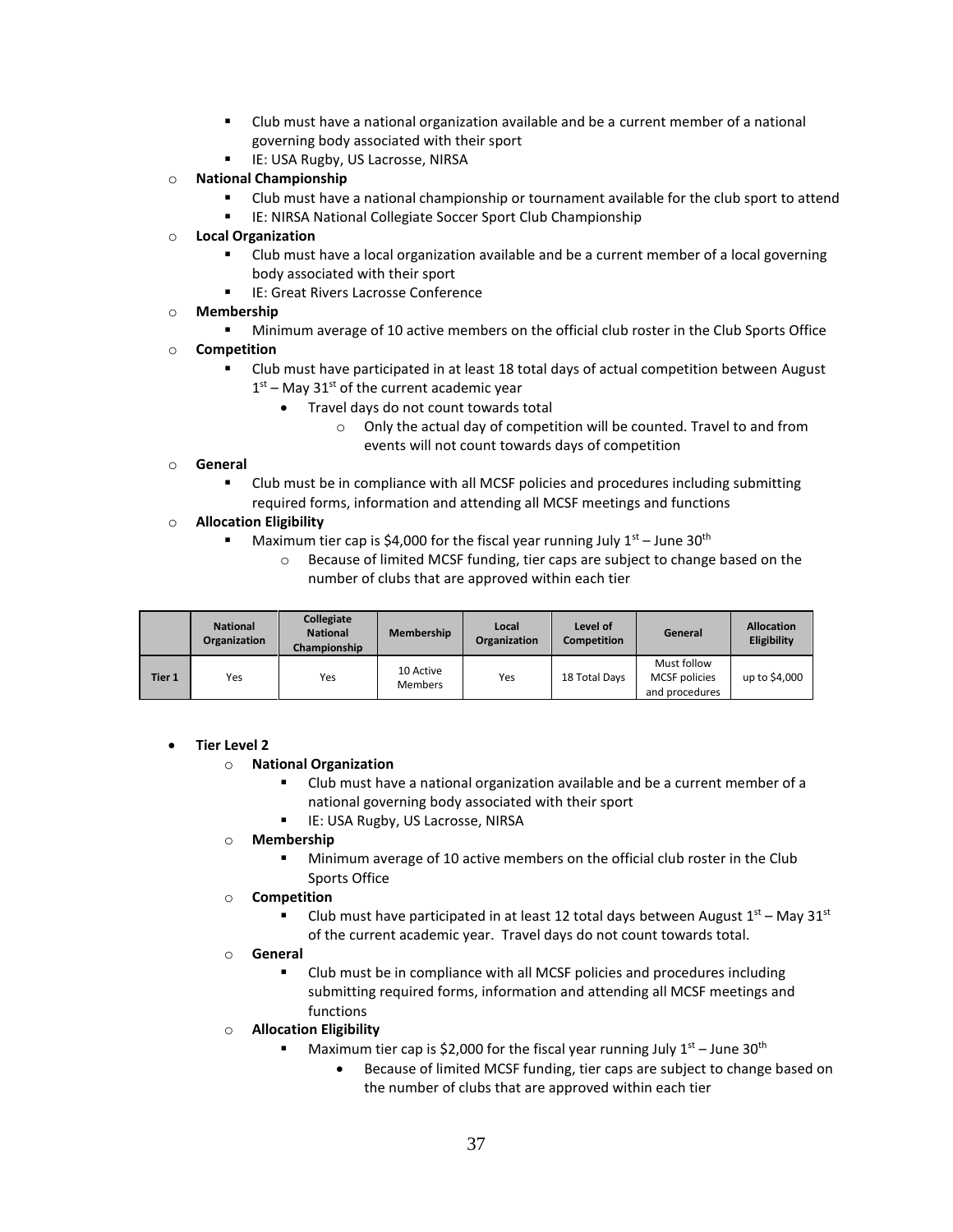- Club must have a national organization available and be a current member of a national governing body associated with their sport
- IE: USA Rugby, US Lacrosse, NIRSA

- **National Championship**
  - Club must have a national championship or tournament available for the club sport to attend
  - IE: NIRSA National Collegiate Soccer Sport Club Championship
- **Local Organization**
  - Club must have a local organization available and be a current member of a local governing body associated with their sport
  - IE: Great Rivers Lacrosse Conference
- **Membership**
  - Minimum average of 10 active members on the official club roster in the Club Sports Office
- **Competition**
  - Club must have participated in at least 18 total days of actual competition between August 1st – May 31st of the current academic year
    - Travel days do not count towards total
      - Only the actual day of competition will be counted. Travel to and from events will not count towards days of competition
- **General**
  - Club must be in compliance with all MCSF policies and procedures including submitting required forms, information and attending all MCSF meetings and functions
- **Allocation Eligibility**
  - Maximum tier cap is $4,000 for the fiscal year running July 1st – June 30th
    - Because of limited MCSF funding, tier caps are subject to change based on the number of clubs that are approved within each tier

| | National Organization | Collegiate National Championship | Membership | Local Organization | Level of Competition | General | Allocation Eligibility |
|---|---|---|---|---|---|---|---|
| **Tier 1** | Yes | Yes | 10 Active Members | Yes | 18 Total Days | Must follow MCSF policies and procedures | up to $4,000 |

- **Tier Level 2**
  - **National Organization**
    - Club must have a national organization available and be a current member of a national governing body associated with their sport
    - IE: USA Rugby, US Lacrosse, NIRSA
  - **Membership**
    - Minimum average of 10 active members on the official club roster in the Club Sports Office
  - **Competition**
    - Club must have participated in at least 12 total days between August 1st – May 31st of the current academic year. Travel days do not count towards total.
  - **General**
    - Club must be in compliance with all MCSF policies and procedures including submitting required forms, information and attending all MCSF meetings and functions
  - **Allocation Eligibility**
    - Maximum tier cap is $2,000 for the fiscal year running July 1st – June 30th
      - Because of limited MCSF funding, tier caps are subject to change based on the number of clubs that are approved within each tier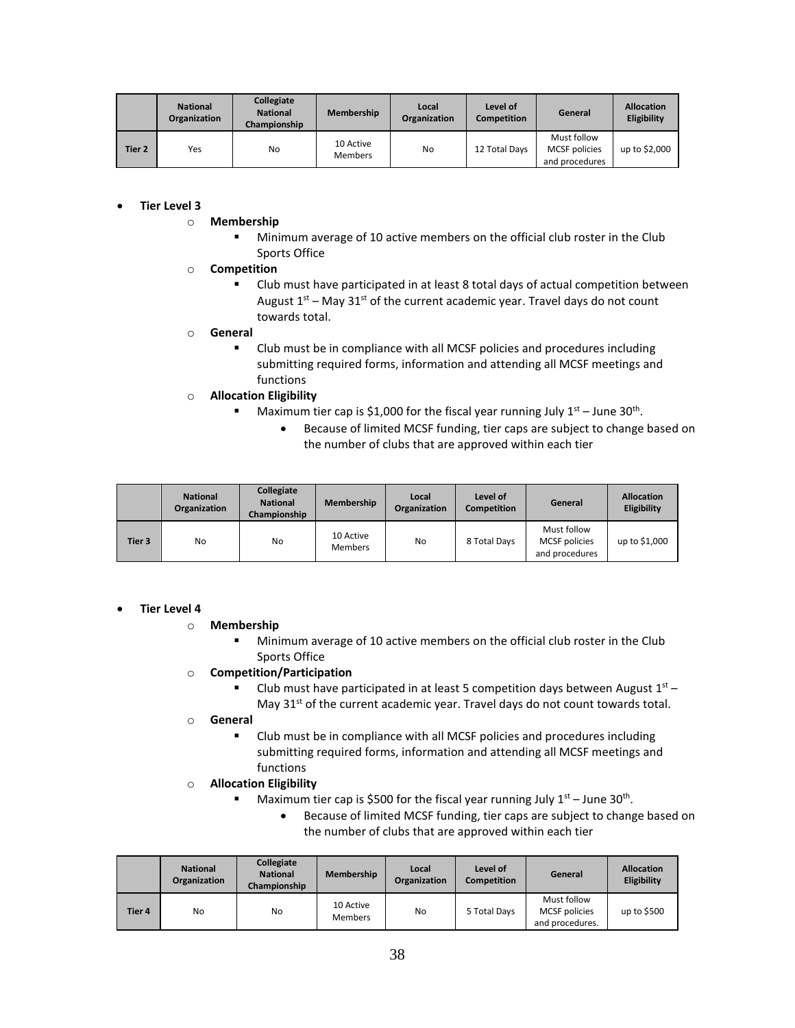| | National Organization | Collegiate National Championship | Membership | Local Organization | Level of Competition | General | Allocation Eligibility |
|---|---|---|---|---|---|---|---|
| Tier 2 | Yes | No | 10 Active Members | No | 12 Total Days | Must follow MCSF policies and procedures | up to $2,000 |

- **Tier Level 3**
  - **Membership**
    - Minimum average of 10 active members on the official club roster in the Club Sports Office
  - **Competition**
    - Club must have participated in at least 8 total days of actual competition between August 1st – May 31st of the current academic year. Travel days do not count towards total.
  - **General**
    - Club must be in compliance with all MCSF policies and procedures including submitting required forms, information and attending all MCSF meetings and functions
  - **Allocation Eligibility**
    - Maximum tier cap is $1,000 for the fiscal year running July 1st – June 30th.
      - Because of limited MCSF funding, tier caps are subject to change based on the number of clubs that are approved within each tier

| | National Organization | Collegiate National Championship | Membership | Local Organization | Level of Competition | General | Allocation Eligibility |
|---|---|---|---|---|---|---|---|
| Tier 3 | No | No | 10 Active Members | No | 8 Total Days | Must follow MCSF policies and procedures | up to $1,000 |

- **Tier Level 4**
  - **Membership**
    - Minimum average of 10 active members on the official club roster in the Club Sports Office
  - **Competition/Participation**
    - Club must have participated in at least 5 competition days between August 1st – May 31st of the current academic year. Travel days do not count towards total.
  - **General**
    - Club must be in compliance with all MCSF policies and procedures including submitting required forms, information and attending all MCSF meetings and functions
  - **Allocation Eligibility**
    - Maximum tier cap is $500 for the fiscal year running July 1st – June 30th.
      - Because of limited MCSF funding, tier caps are subject to change based on the number of clubs that are approved within each tier

| | National Organization | Collegiate National Championship | Membership | Local Organization | Level of Competition | General | Allocation Eligibility |
|---|---|---|---|---|---|---|---|
| Tier 4 | No | No | 10 Active Members | No | 5 Total Days | Must follow MCSF policies and procedures. | up to $500 |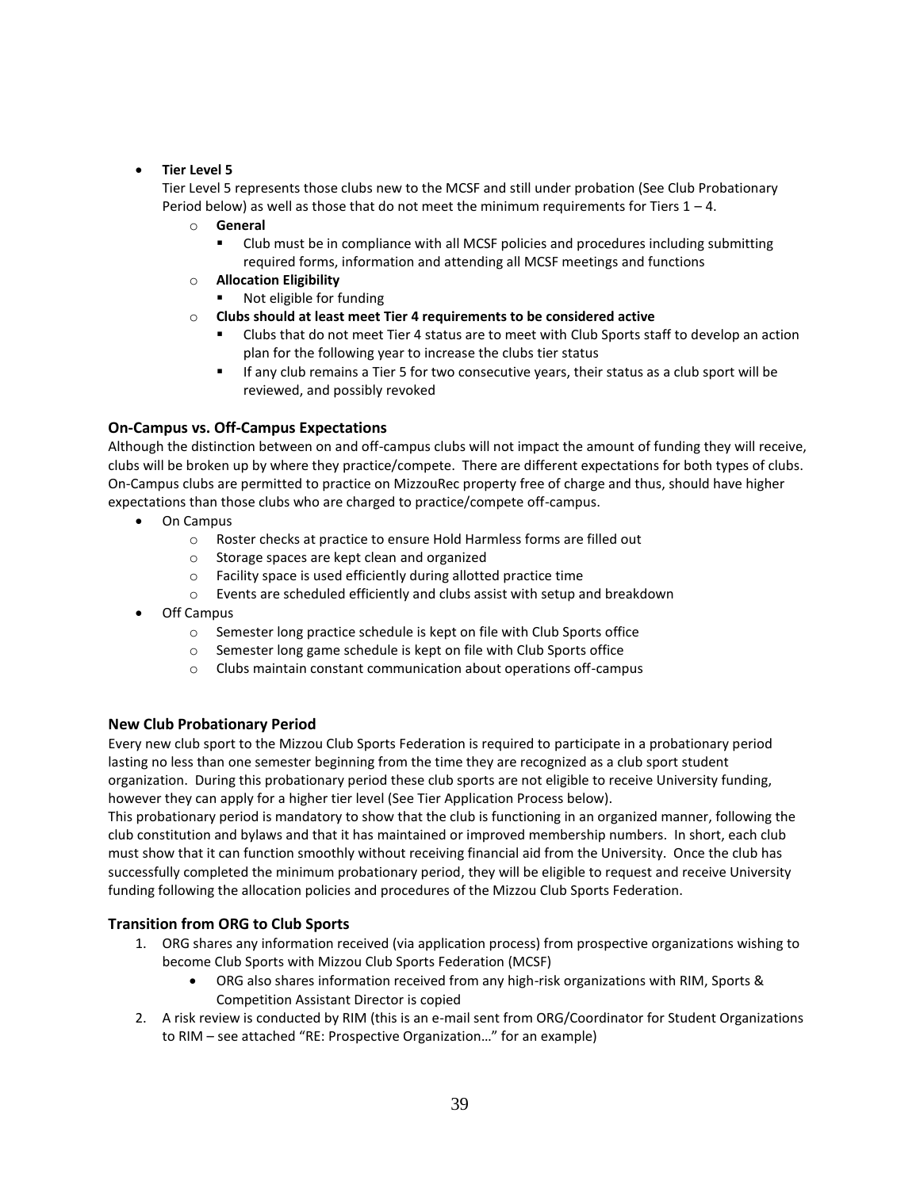- **Tier Level 5**

  Tier Level 5 represents those clubs new to the MCSF and still under probation (See Club Probationary Period below) as well as those that do not meet the minimum requirements for Tiers 1 – 4.

  - **General**
    - Club must be in compliance with all MCSF policies and procedures including submitting required forms, information and attending all MCSF meetings and functions
  - **Allocation Eligibility**
    - Not eligible for funding
  - **Clubs should at least meet Tier 4 requirements to be considered active**
    - Clubs that do not meet Tier 4 status are to meet with Club Sports staff to develop an action plan for the following year to increase the clubs tier status
    - If any club remains a Tier 5 for two consecutive years, their status as a club sport will be reviewed, and possibly revoked

### On-Campus vs. Off-Campus Expectations

Although the distinction between on and off-campus clubs will not impact the amount of funding they will receive, clubs will be broken up by where they practice/compete. There are different expectations for both types of clubs. On-Campus clubs are permitted to practice on MizzouRec property free of charge and thus, should have higher expectations than those clubs who are charged to practice/compete off-campus.

- On Campus
  - Roster checks at practice to ensure Hold Harmless forms are filled out
  - Storage spaces are kept clean and organized
  - Facility space is used efficiently during allotted practice time
  - Events are scheduled efficiently and clubs assist with setup and breakdown
- Off Campus
  - Semester long practice schedule is kept on file with Club Sports office
  - Semester long game schedule is kept on file with Club Sports office
  - Clubs maintain constant communication about operations off-campus

### New Club Probationary Period

Every new club sport to the Mizzou Club Sports Federation is required to participate in a probationary period lasting no less than one semester beginning from the time they are recognized as a club sport student organization. During this probationary period these club sports are not eligible to receive University funding, however they can apply for a higher tier level (See Tier Application Process below).

This probationary period is mandatory to show that the club is functioning in an organized manner, following the club constitution and bylaws and that it has maintained or improved membership numbers. In short, each club must show that it can function smoothly without receiving financial aid from the University. Once the club has successfully completed the minimum probationary period, they will be eligible to request and receive University funding following the allocation policies and procedures of the Mizzou Club Sports Federation.

### Transition from ORG to Club Sports

1. ORG shares any information received (via application process) from prospective organizations wishing to become Club Sports with Mizzou Club Sports Federation (MCSF)
   - ORG also shares information received from any high-risk organizations with RIM, Sports & Competition Assistant Director is copied
2. A risk review is conducted by RIM (this is an e-mail sent from ORG/Coordinator for Student Organizations to RIM – see attached "RE: Prospective Organization…" for an example)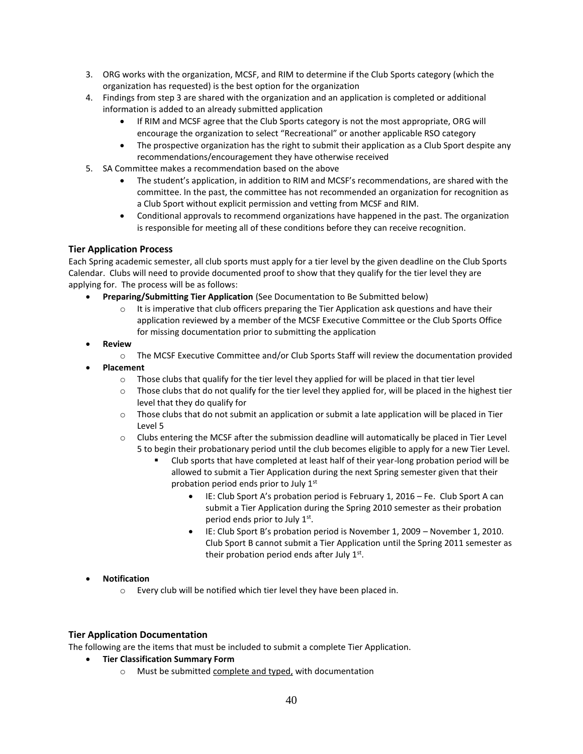3. ORG works with the organization, MCSF, and RIM to determine if the Club Sports category (which the organization has requested) is the best option for the organization
4. Findings from step 3 are shared with the organization and an application is completed or additional information is added to an already submitted application
    - If RIM and MCSF agree that the Club Sports category is not the most appropriate, ORG will encourage the organization to select "Recreational" or another applicable RSO category
    - The prospective organization has the right to submit their application as a Club Sport despite any recommendations/encouragement they have otherwise received
5. SA Committee makes a recommendation based on the above
    - The student's application, in addition to RIM and MCSF's recommendations, are shared with the committee. In the past, the committee has not recommended an organization for recognition as a Club Sport without explicit permission and vetting from MCSF and RIM.
    - Conditional approvals to recommend organizations have happened in the past. The organization is responsible for meeting all of these conditions before they can receive recognition.

### Tier Application Process

Each Spring academic semester, all club sports must apply for a tier level by the given deadline on the Club Sports Calendar. Clubs will need to provide documented proof to show that they qualify for the tier level they are applying for. The process will be as follows:

- **Preparing/Submitting Tier Application** (See Documentation to Be Submitted below)
    - It is imperative that club officers preparing the Tier Application ask questions and have their application reviewed by a member of the MCSF Executive Committee or the Club Sports Office for missing documentation prior to submitting the application
- **Review**
    - The MCSF Executive Committee and/or Club Sports Staff will review the documentation provided
- **Placement**
    - Those clubs that qualify for the tier level they applied for will be placed in that tier level
    - Those clubs that do not qualify for the tier level they applied for, will be placed in the highest tier level that they do qualify for
    - Those clubs that do not submit an application or submit a late application will be placed in Tier Level 5
    - Clubs entering the MCSF after the submission deadline will automatically be placed in Tier Level 5 to begin their probationary period until the club becomes eligible to apply for a new Tier Level.
        - Club sports that have completed at least half of their year-long probation period will be allowed to submit a Tier Application during the next Spring semester given that their probation period ends prior to July 1st
            - IE: Club Sport A's probation period is February 1, 2016 – Fe. Club Sport A can submit a Tier Application during the Spring 2010 semester as their probation period ends prior to July 1st.
            - IE: Club Sport B's probation period is November 1, 2009 – November 1, 2010. Club Sport B cannot submit a Tier Application until the Spring 2011 semester as their probation period ends after July 1st.
- **Notification**
    - Every club will be notified which tier level they have been placed in.

### Tier Application Documentation

The following are the items that must be included to submit a complete Tier Application.

- **Tier Classification Summary Form**
    - Must be submitted complete and typed, with documentation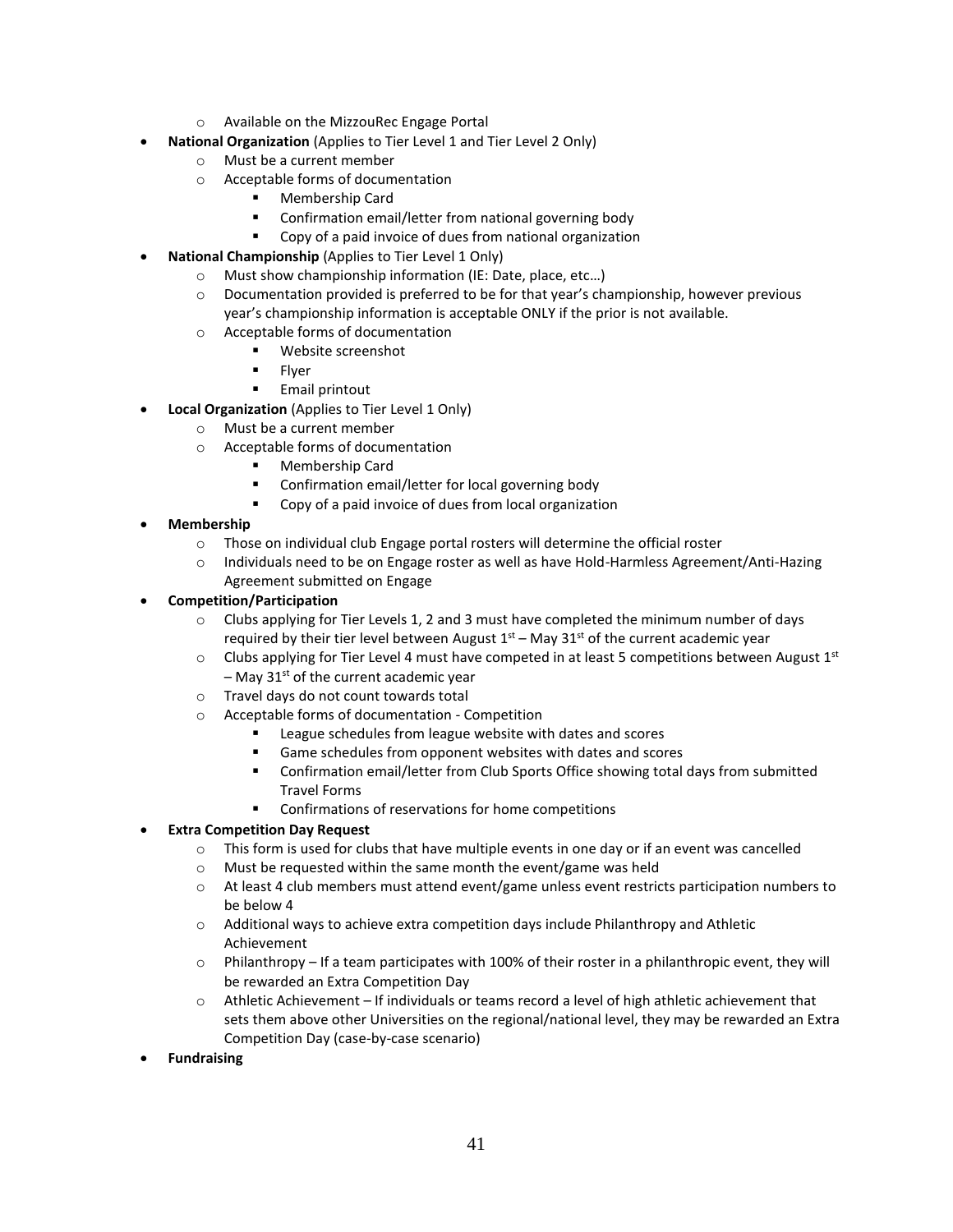- Available on the MizzouRec Engage Portal
- **National Organization** (Applies to Tier Level 1 and Tier Level 2 Only)
  - Must be a current member
  - Acceptable forms of documentation
    - Membership Card
    - Confirmation email/letter from national governing body
    - Copy of a paid invoice of dues from national organization
- **National Championship** (Applies to Tier Level 1 Only)
  - Must show championship information (IE: Date, place, etc…)
  - Documentation provided is preferred to be for that year's championship, however previous year's championship information is acceptable ONLY if the prior is not available.
  - Acceptable forms of documentation
    - Website screenshot
    - Flyer
    - Email printout
- **Local Organization** (Applies to Tier Level 1 Only)
  - Must be a current member
  - Acceptable forms of documentation
    - Membership Card
    - Confirmation email/letter for local governing body
    - Copy of a paid invoice of dues from local organization
- **Membership**
  - Those on individual club Engage portal rosters will determine the official roster
  - Individuals need to be on Engage roster as well as have Hold-Harmless Agreement/Anti-Hazing Agreement submitted on Engage
- **Competition/Participation**
  - Clubs applying for Tier Levels 1, 2 and 3 must have completed the minimum number of days required by their tier level between August 1st – May 31st of the current academic year
  - Clubs applying for Tier Level 4 must have competed in at least 5 competitions between August 1st – May 31st of the current academic year
  - Travel days do not count towards total
  - Acceptable forms of documentation - Competition
    - League schedules from league website with dates and scores
    - Game schedules from opponent websites with dates and scores
    - Confirmation email/letter from Club Sports Office showing total days from submitted Travel Forms
    - Confirmations of reservations for home competitions
- **Extra Competition Day Request**
  - This form is used for clubs that have multiple events in one day or if an event was cancelled
  - Must be requested within the same month the event/game was held
  - At least 4 club members must attend event/game unless event restricts participation numbers to be below 4
  - Additional ways to achieve extra competition days include Philanthropy and Athletic Achievement
  - Philanthropy – If a team participates with 100% of their roster in a philanthropic event, they will be rewarded an Extra Competition Day
  - Athletic Achievement – If individuals or teams record a level of high athletic achievement that sets them above other Universities on the regional/national level, they may be rewarded an Extra Competition Day (case-by-case scenario)
- **Fundraising**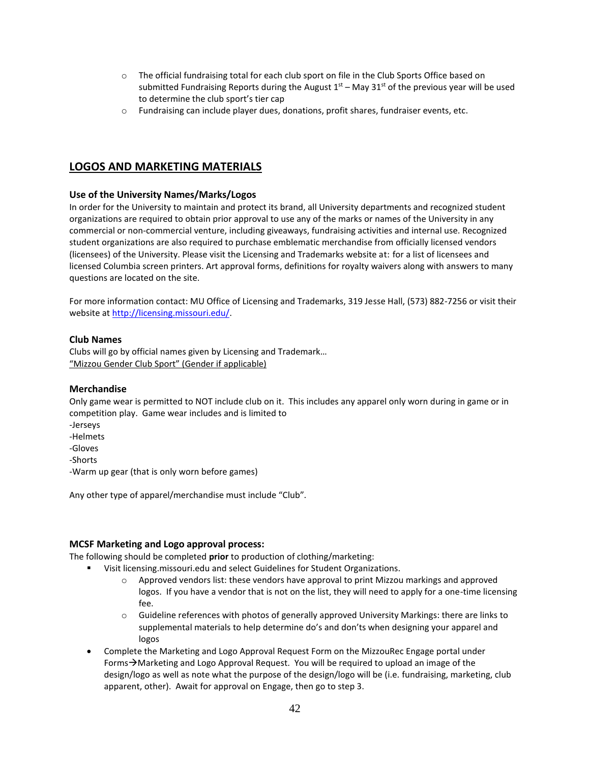- The official fundraising total for each club sport on file in the Club Sports Office based on submitted Fundraising Reports during the August 1st – May 31st of the previous year will be used to determine the club sport's tier cap
- Fundraising can include player dues, donations, profit shares, fundraiser events, etc.

## LOGOS AND MARKETING MATERIALS

### Use of the University Names/Marks/Logos

In order for the University to maintain and protect its brand, all University departments and recognized student organizations are required to obtain prior approval to use any of the marks or names of the University in any commercial or non-commercial venture, including giveaways, fundraising activities and internal use. Recognized student organizations are also required to purchase emblematic merchandise from officially licensed vendors (licensees) of the University. Please visit the Licensing and Trademarks website at: for a list of licensees and licensed Columbia screen printers. Art approval forms, definitions for royalty waivers along with answers to many questions are located on the site.

For more information contact: MU Office of Licensing and Trademarks, 319 Jesse Hall, (573) 882-7256 or visit their website at http://licensing.missouri.edu/.

### Club Names

Clubs will go by official names given by Licensing and Trademark…
"Mizzou Gender Club Sport" (Gender if applicable)

### Merchandise

Only game wear is permitted to NOT include club on it. This includes any apparel only worn during in game or in competition play. Game wear includes and is limited to

-Jerseys
-Helmets
-Gloves
-Shorts
-Warm up gear (that is only worn before games)

Any other type of apparel/merchandise must include "Club".

### MCSF Marketing and Logo approval process:

The following should be completed **prior** to production of clothing/marketing:

- Visit licensing.missouri.edu and select Guidelines for Student Organizations.
  - Approved vendors list: these vendors have approval to print Mizzou markings and approved logos. If you have a vendor that is not on the list, they will need to apply for a one-time licensing fee.
  - Guideline references with photos of generally approved University Markings: there are links to supplemental materials to help determine do's and don'ts when designing your apparel and logos
- Complete the Marketing and Logo Approval Request Form on the MizzouRec Engage portal under Forms→Marketing and Logo Approval Request. You will be required to upload an image of the design/logo as well as note what the purpose of the design/logo will be (i.e. fundraising, marketing, club apparent, other). Await for approval on Engage, then go to step 3.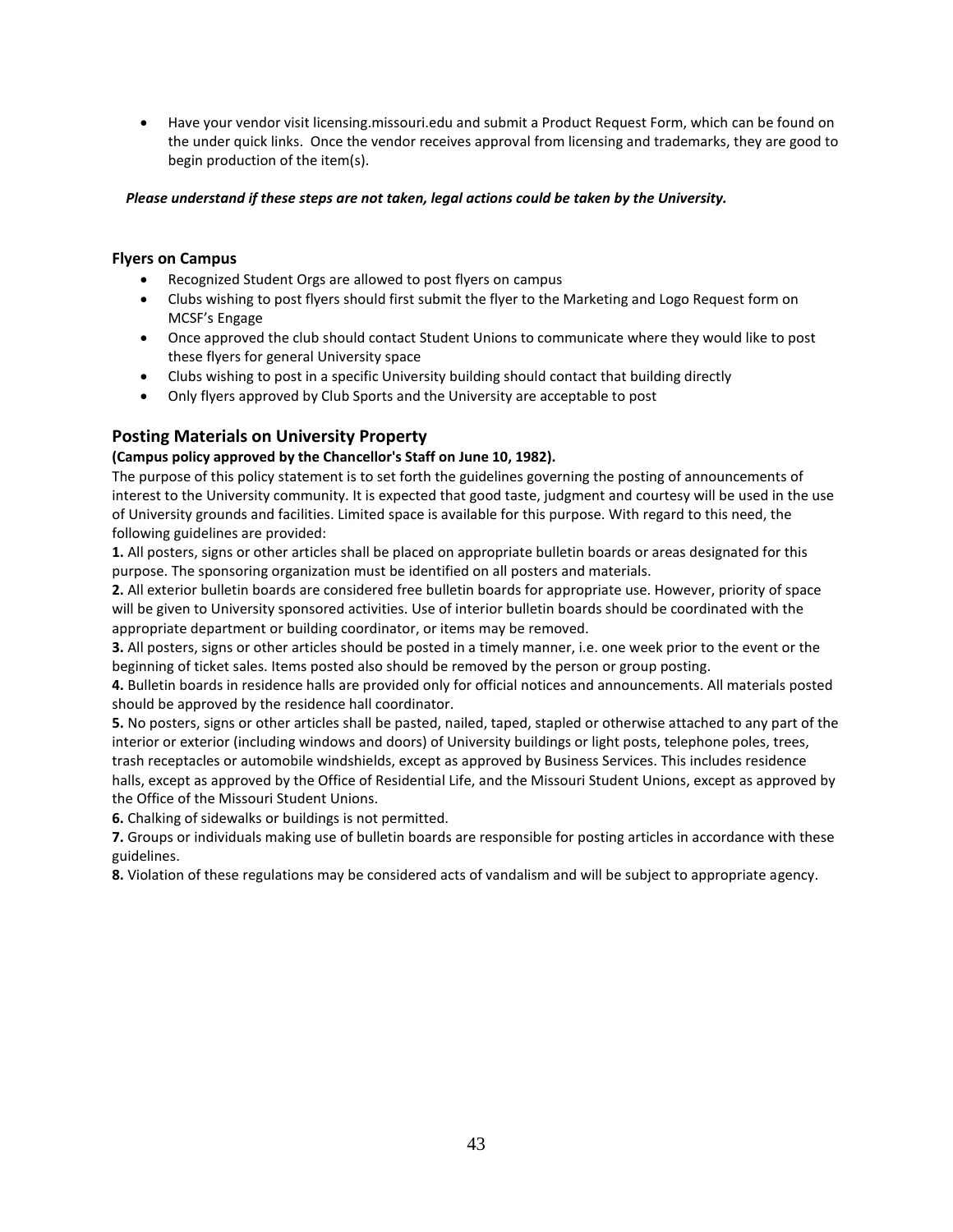- Have your vendor visit licensing.missouri.edu and submit a Product Request Form, which can be found on the under quick links. Once the vendor receives approval from licensing and trademarks, they are good to begin production of the item(s).

***Please understand if these steps are not taken, legal actions could be taken by the University.***

### Flyers on Campus

- Recognized Student Orgs are allowed to post flyers on campus
- Clubs wishing to post flyers should first submit the flyer to the Marketing and Logo Request form on MCSF's Engage
- Once approved the club should contact Student Unions to communicate where they would like to post these flyers for general University space
- Clubs wishing to post in a specific University building should contact that building directly
- Only flyers approved by Club Sports and the University are acceptable to post

## Posting Materials on University Property

**(Campus policy approved by the Chancellor's Staff on June 10, 1982).**

The purpose of this policy statement is to set forth the guidelines governing the posting of announcements of interest to the University community. It is expected that good taste, judgment and courtesy will be used in the use of University grounds and facilities. Limited space is available for this purpose. With regard to this need, the following guidelines are provided:

**1.** All posters, signs or other articles shall be placed on appropriate bulletin boards or areas designated for this purpose. The sponsoring organization must be identified on all posters and materials.

**2.** All exterior bulletin boards are considered free bulletin boards for appropriate use. However, priority of space will be given to University sponsored activities. Use of interior bulletin boards should be coordinated with the appropriate department or building coordinator, or items may be removed.

**3.** All posters, signs or other articles should be posted in a timely manner, i.e. one week prior to the event or the beginning of ticket sales. Items posted also should be removed by the person or group posting.

**4.** Bulletin boards in residence halls are provided only for official notices and announcements. All materials posted should be approved by the residence hall coordinator.

**5.** No posters, signs or other articles shall be pasted, nailed, taped, stapled or otherwise attached to any part of the interior or exterior (including windows and doors) of University buildings or light posts, telephone poles, trees, trash receptacles or automobile windshields, except as approved by Business Services. This includes residence halls, except as approved by the Office of Residential Life, and the Missouri Student Unions, except as approved by the Office of the Missouri Student Unions.

**6.** Chalking of sidewalks or buildings is not permitted.

**7.** Groups or individuals making use of bulletin boards are responsible for posting articles in accordance with these guidelines.

**8.** Violation of these regulations may be considered acts of vandalism and will be subject to appropriate agency.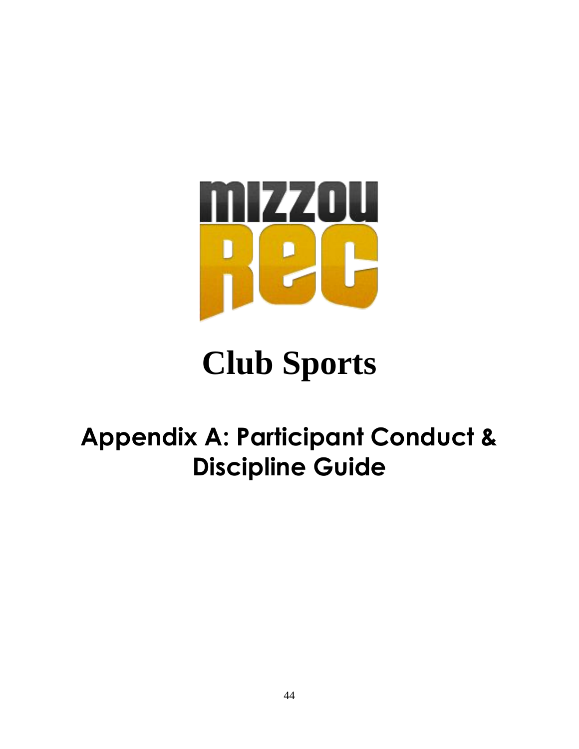# Club Sports

## Appendix A: Participant Conduct & Discipline Guide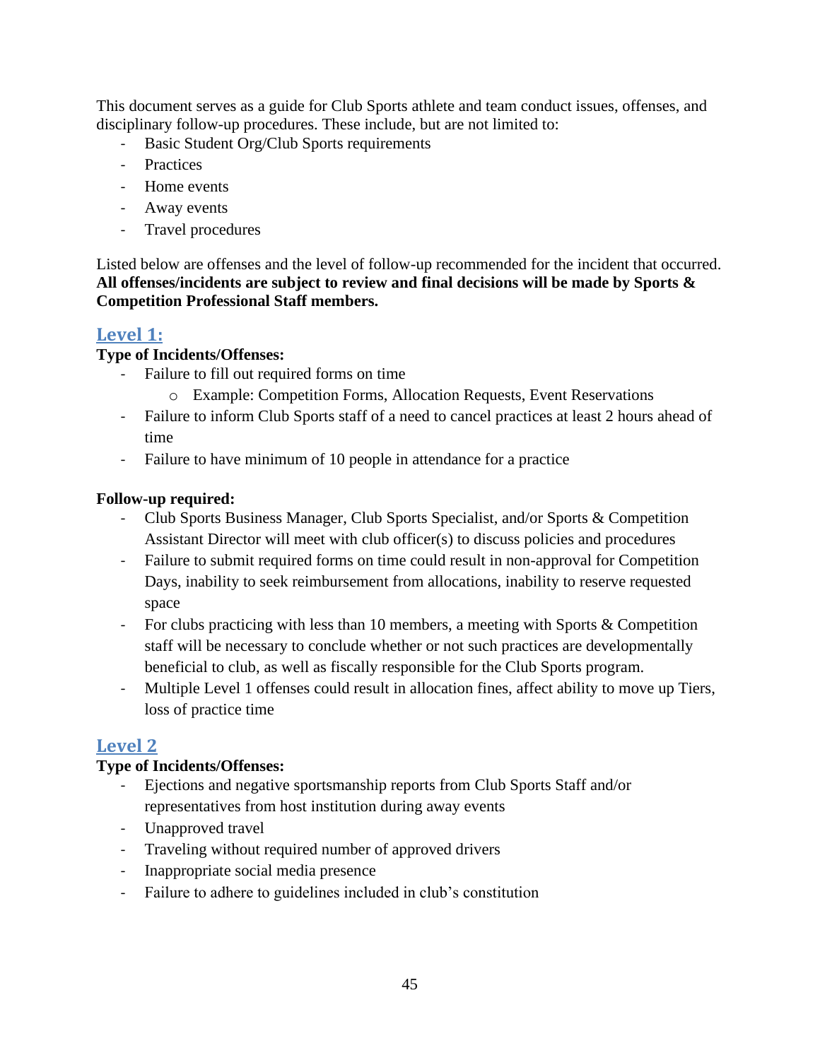This document serves as a guide for Club Sports athlete and team conduct issues, offenses, and disciplinary follow-up procedures. These include, but are not limited to:

- Basic Student Org/Club Sports requirements
- Practices
- Home events
- Away events
- Travel procedures

Listed below are offenses and the level of follow-up recommended for the incident that occurred. **All offenses/incidents are subject to review and final decisions will be made by Sports & Competition Professional Staff members.**

## Level 1:

**Type of Incidents/Offenses:**

- Failure to fill out required forms on time
    - Example: Competition Forms, Allocation Requests, Event Reservations
- Failure to inform Club Sports staff of a need to cancel practices at least 2 hours ahead of time
- Failure to have minimum of 10 people in attendance for a practice

**Follow-up required:**

- Club Sports Business Manager, Club Sports Specialist, and/or Sports & Competition Assistant Director will meet with club officer(s) to discuss policies and procedures
- Failure to submit required forms on time could result in non-approval for Competition Days, inability to seek reimbursement from allocations, inability to reserve requested space
- For clubs practicing with less than 10 members, a meeting with Sports & Competition staff will be necessary to conclude whether or not such practices are developmentally beneficial to club, as well as fiscally responsible for the Club Sports program.
- Multiple Level 1 offenses could result in allocation fines, affect ability to move up Tiers, loss of practice time

## Level 2

**Type of Incidents/Offenses:**

- Ejections and negative sportsmanship reports from Club Sports Staff and/or representatives from host institution during away events
- Unapproved travel
- Traveling without required number of approved drivers
- Inappropriate social media presence
- Failure to adhere to guidelines included in club's constitution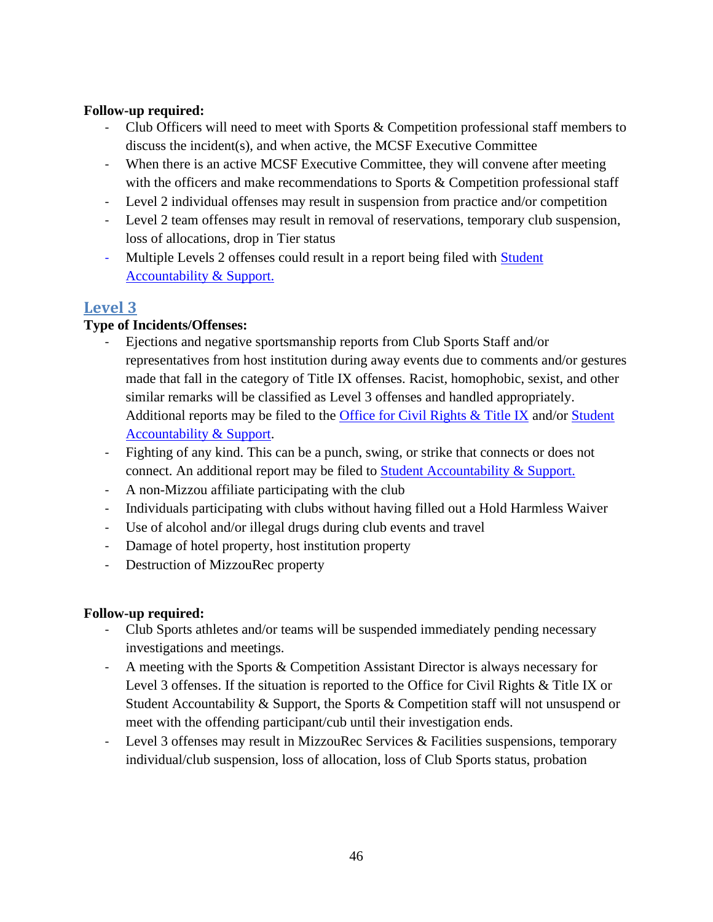**Follow-up required:**

- Club Officers will need to meet with Sports & Competition professional staff members to discuss the incident(s), and when active, the MCSF Executive Committee
- When there is an active MCSF Executive Committee, they will convene after meeting with the officers and make recommendations to Sports & Competition professional staff
- Level 2 individual offenses may result in suspension from practice and/or competition
- Level 2 team offenses may result in removal of reservations, temporary club suspension, loss of allocations, drop in Tier status
- Multiple Levels 2 offenses could result in a report being filed with Student Accountability & Support.

## Level 3

**Type of Incidents/Offenses:**

- Ejections and negative sportsmanship reports from Club Sports Staff and/or representatives from host institution during away events due to comments and/or gestures made that fall in the category of Title IX offenses. Racist, homophobic, sexist, and other similar remarks will be classified as Level 3 offenses and handled appropriately. Additional reports may be filed to the Office for Civil Rights & Title IX and/or Student Accountability & Support.
- Fighting of any kind. This can be a punch, swing, or strike that connects or does not connect. An additional report may be filed to Student Accountability & Support.
- A non-Mizzou affiliate participating with the club
- Individuals participating with clubs without having filled out a Hold Harmless Waiver
- Use of alcohol and/or illegal drugs during club events and travel
- Damage of hotel property, host institution property
- Destruction of MizzouRec property

**Follow-up required:**

- Club Sports athletes and/or teams will be suspended immediately pending necessary investigations and meetings.
- A meeting with the Sports & Competition Assistant Director is always necessary for Level 3 offenses. If the situation is reported to the Office for Civil Rights & Title IX or Student Accountability & Support, the Sports & Competition staff will not unsuspend or meet with the offending participant/cub until their investigation ends.
- Level 3 offenses may result in MizzouRec Services & Facilities suspensions, temporary individual/club suspension, loss of allocation, loss of Club Sports status, probation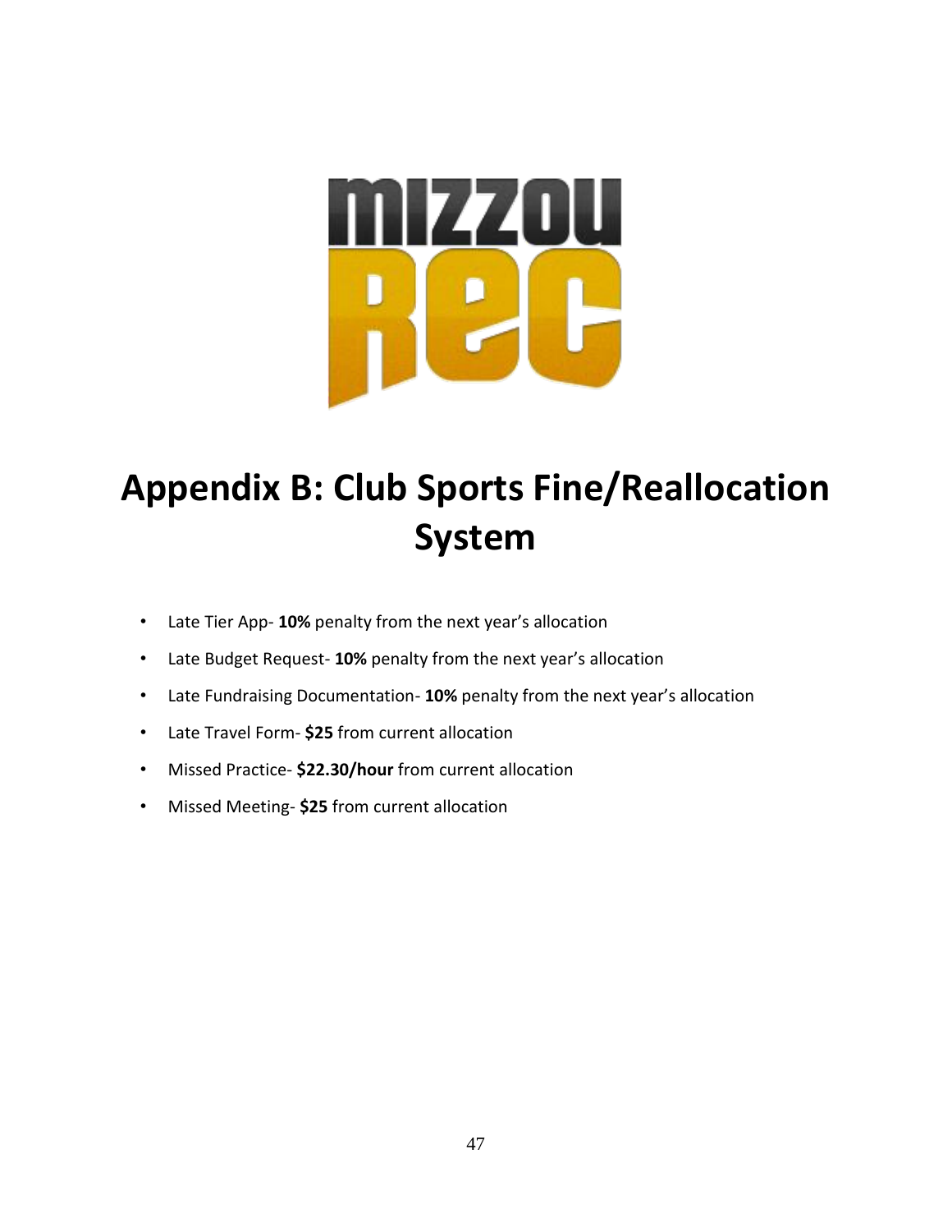# Appendix B: Club Sports Fine/Reallocation System

- Late Tier App- **10%** penalty from the next year's allocation
- Late Budget Request- **10%** penalty from the next year's allocation
- Late Fundraising Documentation- **10%** penalty from the next year's allocation
- Late Travel Form- **$25** from current allocation
- Missed Practice- **$22.30/hour** from current allocation
- Missed Meeting- **$25** from current allocation